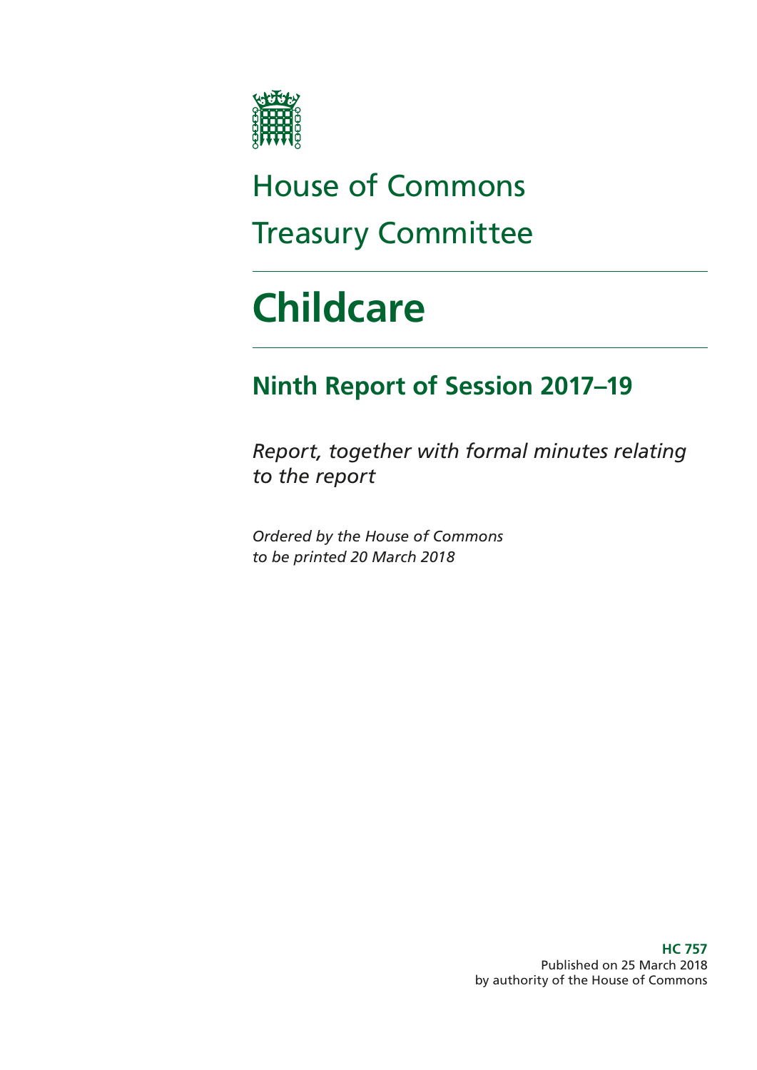# House of Commons Treasury Committee

# Childcare

## Ninth Report of Session 2017–19

*Report, together with formal minutes relating to the report*

*Ordered by the House of Commons to be printed 20 March 2018*

**HC 757**
Published on 25 March 2018
by authority of the House of Commons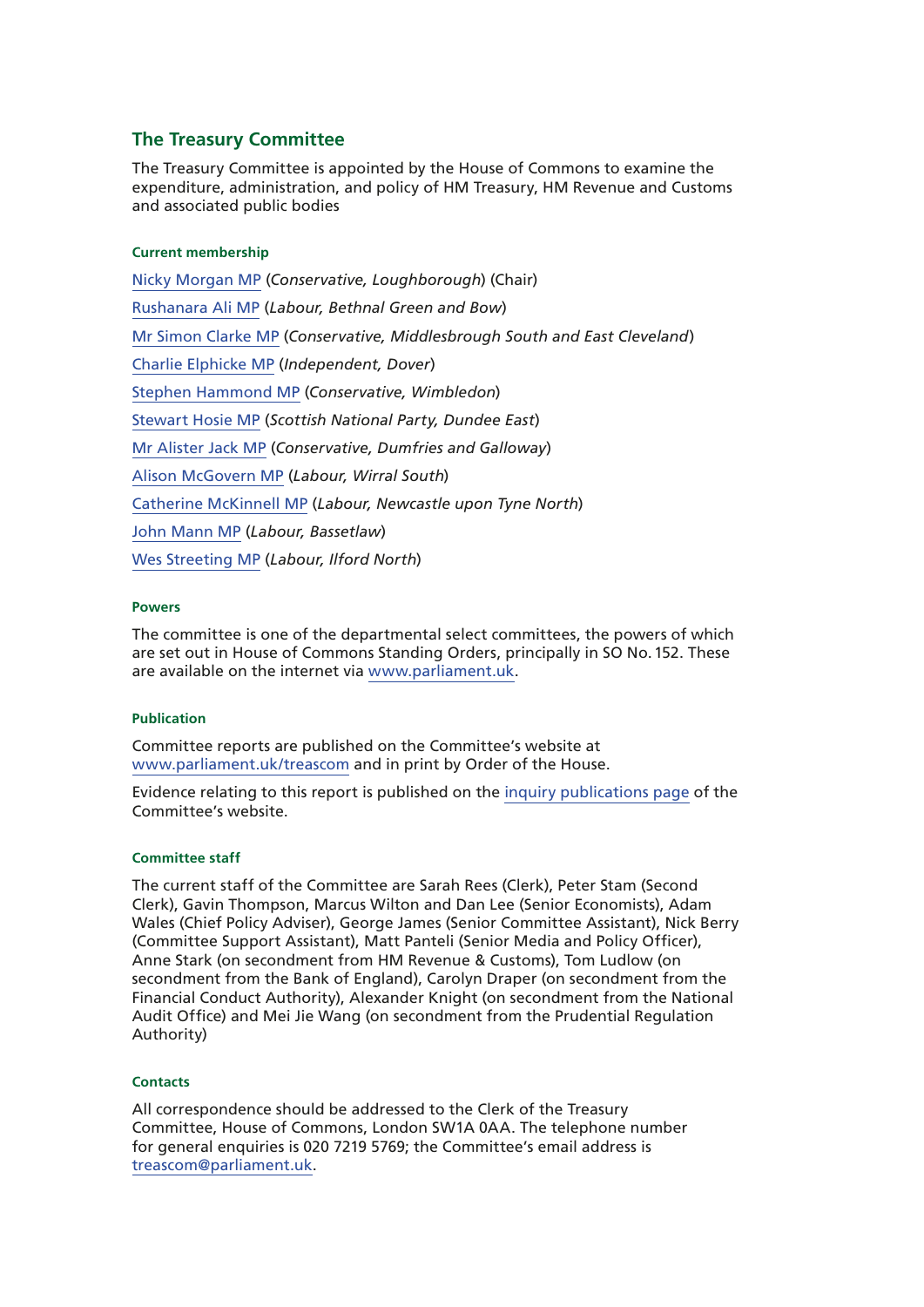## The Treasury Committee

The Treasury Committee is appointed by the House of Commons to examine the expenditure, administration, and policy of HM Treasury, HM Revenue and Customs and associated public bodies

### Current membership

Nicky Morgan MP (*Conservative, Loughborough*) (Chair)

Rushanara Ali MP (*Labour, Bethnal Green and Bow*)

Mr Simon Clarke MP (*Conservative, Middlesbrough South and East Cleveland*)

Charlie Elphicke MP (*Independent, Dover*)

Stephen Hammond MP (*Conservative, Wimbledon*)

Stewart Hosie MP (*Scottish National Party, Dundee East*)

Mr Alister Jack MP (*Conservative, Dumfries and Galloway*)

Alison McGovern MP (*Labour, Wirral South*)

Catherine McKinnell MP (*Labour, Newcastle upon Tyne North*)

John Mann MP (*Labour, Bassetlaw*)

Wes Streeting MP (*Labour, Ilford North*)

### Powers

The committee is one of the departmental select committees, the powers of which are set out in House of Commons Standing Orders, principally in SO No. 152. These are available on the internet via www.parliament.uk.

### Publication

Committee reports are published on the Committee's website at www.parliament.uk/treascom and in print by Order of the House.

Evidence relating to this report is published on the inquiry publications page of the Committee's website.

### Committee staff

The current staff of the Committee are Sarah Rees (Clerk), Peter Stam (Second Clerk), Gavin Thompson, Marcus Wilton and Dan Lee (Senior Economists), Adam Wales (Chief Policy Adviser), George James (Senior Committee Assistant), Nick Berry (Committee Support Assistant), Matt Panteli (Senior Media and Policy Officer), Anne Stark (on secondment from HM Revenue & Customs), Tom Ludlow (on secondment from the Bank of England), Carolyn Draper (on secondment from the Financial Conduct Authority), Alexander Knight (on secondment from the National Audit Office) and Mei Jie Wang (on secondment from the Prudential Regulation Authority)

### Contacts

All correspondence should be addressed to the Clerk of the Treasury Committee, House of Commons, London SW1A 0AA. The telephone number for general enquiries is 020 7219 5769; the Committee's email address is treascom@parliament.uk.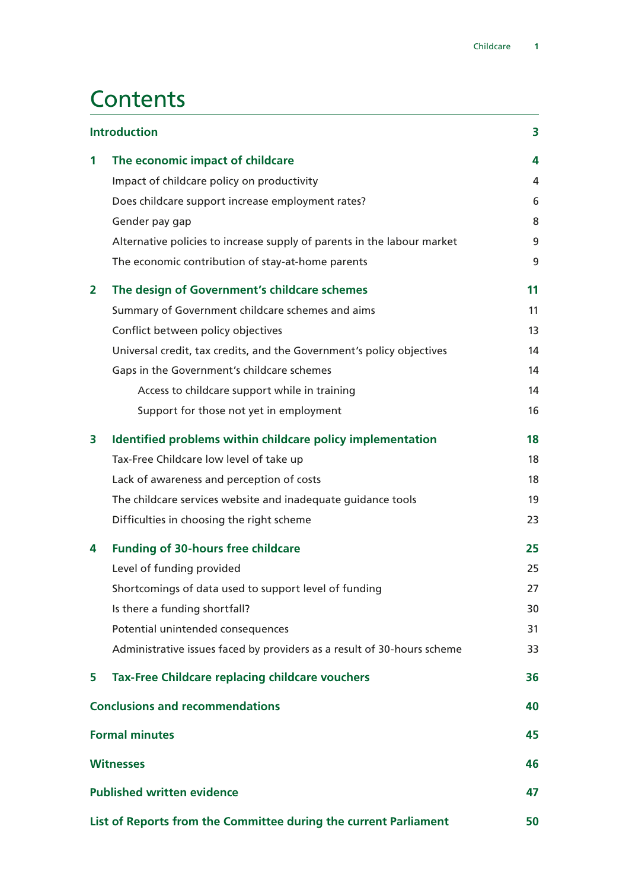# Contents

| | | |
|---|---|---|
| **Introduction** | | **3** |
| **1** | **The economic impact of childcare** | **4** |
| | Impact of childcare policy on productivity | 4 |
| | Does childcare support increase employment rates? | 6 |
| | Gender pay gap | 8 |
| | Alternative policies to increase supply of parents in the labour market | 9 |
| | The economic contribution of stay-at-home parents | 9 |
| **2** | **The design of Government's childcare schemes** | **11** |
| | Summary of Government childcare schemes and aims | 11 |
| | Conflict between policy objectives | 13 |
| | Universal credit, tax credits, and the Government's policy objectives | 14 |
| | Gaps in the Government's childcare schemes | 14 |
| | Access to childcare support while in training | 14 |
| | Support for those not yet in employment | 16 |
| **3** | **Identified problems within childcare policy implementation** | **18** |
| | Tax-Free Childcare low level of take up | 18 |
| | Lack of awareness and perception of costs | 18 |
| | The childcare services website and inadequate guidance tools | 19 |
| | Difficulties in choosing the right scheme | 23 |
| **4** | **Funding of 30-hours free childcare** | **25** |
| | Level of funding provided | 25 |
| | Shortcomings of data used to support level of funding | 27 |
| | Is there a funding shortfall? | 30 |
| | Potential unintended consequences | 31 |
| | Administrative issues faced by providers as a result of 30-hours scheme | 33 |
| **5** | **Tax-Free Childcare replacing childcare vouchers** | **36** |
| **Conclusions and recommendations** | | **40** |
| **Formal minutes** | | **45** |
| **Witnesses** | | **46** |
| **Published written evidence** | | **47** |
| **List of Reports from the Committee during the current Parliament** | | **50** |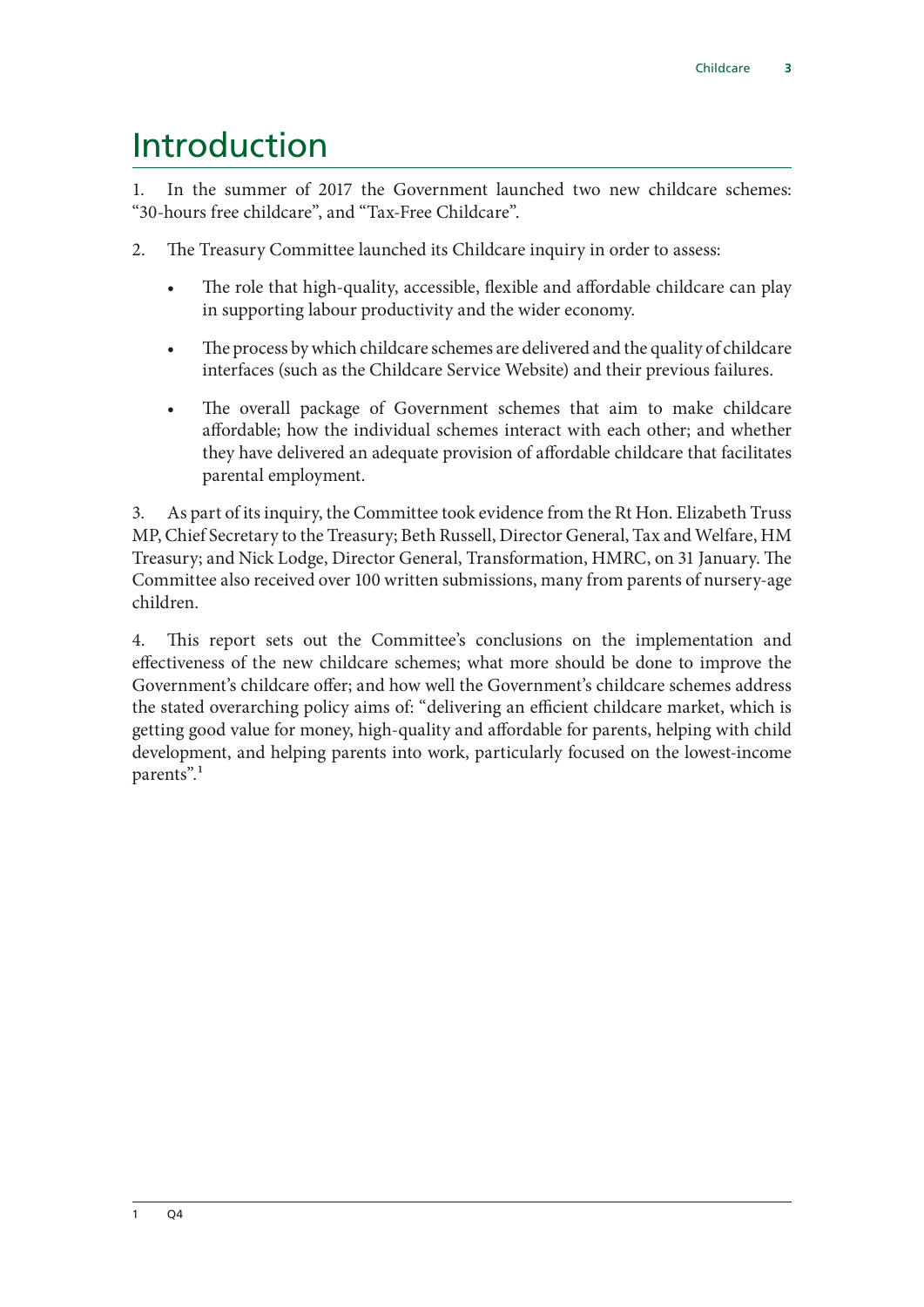# Introduction

1. In the summer of 2017 the Government launched two new childcare schemes: "30-hours free childcare", and "Tax-Free Childcare".

2. The Treasury Committee launched its Childcare inquiry in order to assess:

- The role that high-quality, accessible, flexible and affordable childcare can play in supporting labour productivity and the wider economy.
- The process by which childcare schemes are delivered and the quality of childcare interfaces (such as the Childcare Service Website) and their previous failures.
- The overall package of Government schemes that aim to make childcare affordable; how the individual schemes interact with each other; and whether they have delivered an adequate provision of affordable childcare that facilitates parental employment.

3. As part of its inquiry, the Committee took evidence from the Rt Hon. Elizabeth Truss MP, Chief Secretary to the Treasury; Beth Russell, Director General, Tax and Welfare, HM Treasury; and Nick Lodge, Director General, Transformation, HMRC, on 31 January. The Committee also received over 100 written submissions, many from parents of nursery-age children.

4. This report sets out the Committee's conclusions on the implementation and effectiveness of the new childcare schemes; what more should be done to improve the Government's childcare offer; and how well the Government's childcare schemes address the stated overarching policy aims of: "delivering an efficient childcare market, which is getting good value for money, high-quality and affordable for parents, helping with child development, and helping parents into work, particularly focused on the lowest-income parents".[1]

[1] Q4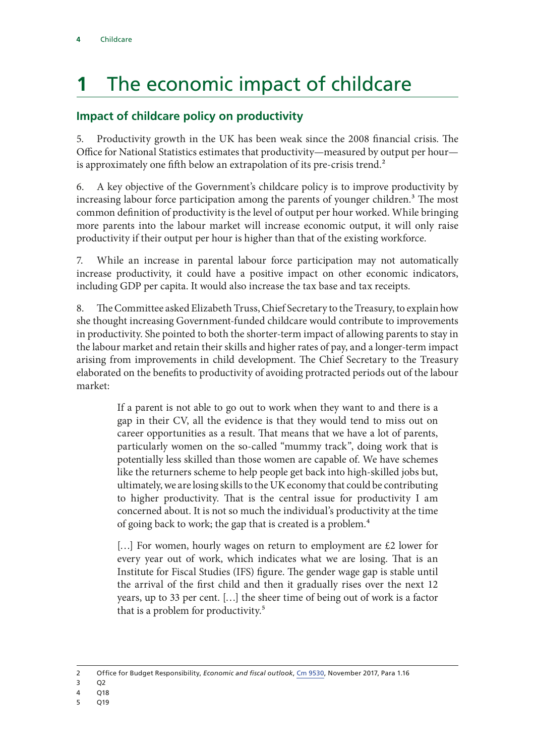# 1 The economic impact of childcare

## Impact of childcare policy on productivity

5. Productivity growth in the UK has been weak since the 2008 financial crisis. The Office for National Statistics estimates that productivity—measured by output per hour—is approximately one fifth below an extrapolation of its pre-crisis trend.[2]

6. A key objective of the Government's childcare policy is to improve productivity by increasing labour force participation among the parents of younger children.[3] The most common definition of productivity is the level of output per hour worked. While bringing more parents into the labour market will increase economic output, it will only raise productivity if their output per hour is higher than that of the existing workforce.

7. While an increase in parental labour force participation may not automatically increase productivity, it could have a positive impact on other economic indicators, including GDP per capita. It would also increase the tax base and tax receipts.

8. The Committee asked Elizabeth Truss, Chief Secretary to the Treasury, to explain how she thought increasing Government-funded childcare would contribute to improvements in productivity. She pointed to both the shorter-term impact of allowing parents to stay in the labour market and retain their skills and higher rates of pay, and a longer-term impact arising from improvements in child development. The Chief Secretary to the Treasury elaborated on the benefits to productivity of avoiding protracted periods out of the labour market:

> If a parent is not able to go out to work when they want to and there is a gap in their CV, all the evidence is that they would tend to miss out on career opportunities as a result. That means that we have a lot of parents, particularly women on the so-called "mummy track", doing work that is potentially less skilled than those women are capable of. We have schemes like the returners scheme to help people get back into high-skilled jobs but, ultimately, we are losing skills to the UK economy that could be contributing to higher productivity. That is the central issue for productivity I am concerned about. It is not so much the individual's productivity at the time of going back to work; the gap that is created is a problem.[4]
>
> […] For women, hourly wages on return to employment are £2 lower for every year out of work, which indicates what we are losing. That is an Institute for Fiscal Studies (IFS) figure. The gender wage gap is stable until the arrival of the first child and then it gradually rises over the next 12 years, up to 33 per cent. […] the sheer time of being out of work is a factor that is a problem for productivity.[5]

---

2 Office for Budget Responsibility, *Economic and fiscal outlook*, Cm 9530, November 2017, Para 1.16

3 Q2

4 Q18

5 Q19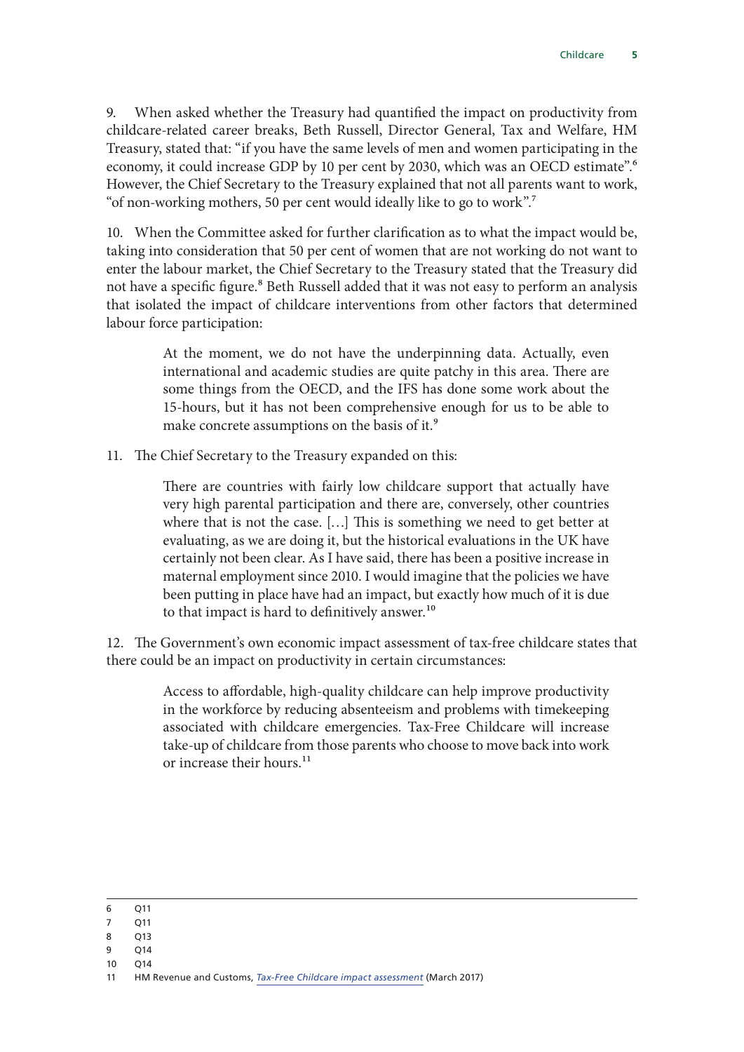9. When asked whether the Treasury had quantified the impact on productivity from childcare-related career breaks, Beth Russell, Director General, Tax and Welfare, HM Treasury, stated that: "if you have the same levels of men and women participating in the economy, it could increase GDP by 10 per cent by 2030, which was an OECD estimate".[6] However, the Chief Secretary to the Treasury explained that not all parents want to work, "of non-working mothers, 50 per cent would ideally like to go to work".[7]

10. When the Committee asked for further clarification as to what the impact would be, taking into consideration that 50 per cent of women that are not working do not want to enter the labour market, the Chief Secretary to the Treasury stated that the Treasury did not have a specific figure.[8] Beth Russell added that it was not easy to perform an analysis that isolated the impact of childcare interventions from other factors that determined labour force participation:

> At the moment, we do not have the underpinning data. Actually, even international and academic studies are quite patchy in this area. There are some things from the OECD, and the IFS has done some work about the 15-hours, but it has not been comprehensive enough for us to be able to make concrete assumptions on the basis of it.[9]

11. The Chief Secretary to the Treasury expanded on this:

> There are countries with fairly low childcare support that actually have very high parental participation and there are, conversely, other countries where that is not the case. […] This is something we need to get better at evaluating, as we are doing it, but the historical evaluations in the UK have certainly not been clear. As I have said, there has been a positive increase in maternal employment since 2010. I would imagine that the policies we have been putting in place have had an impact, but exactly how much of it is due to that impact is hard to definitively answer.[10]

12. The Government's own economic impact assessment of tax-free childcare states that there could be an impact on productivity in certain circumstances:

> Access to affordable, high-quality childcare can help improve productivity in the workforce by reducing absenteeism and problems with timekeeping associated with childcare emergencies. Tax-Free Childcare will increase take-up of childcare from those parents who choose to move back into work or increase their hours.[11]

---

6 Q11
7 Q11
8 Q13
9 Q14
10 Q14
11 HM Revenue and Customs, *Tax-Free Childcare impact assessment* (March 2017)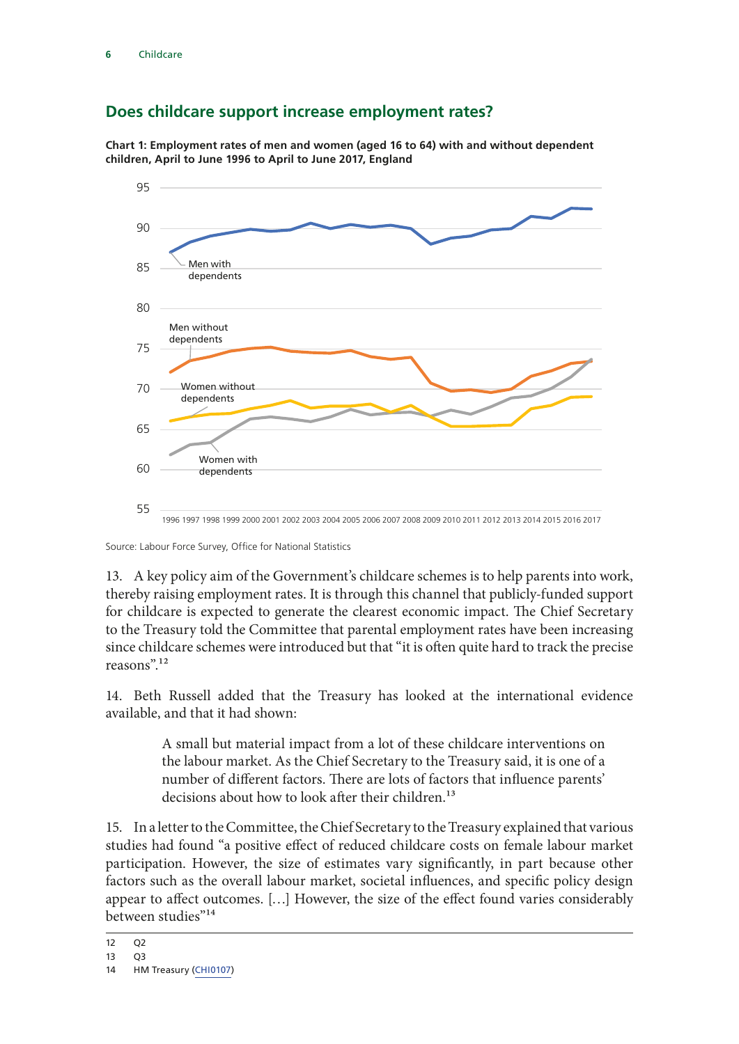## Does childcare support increase employment rates?

**Chart 1: Employment rates of men and women (aged 16 to 64) with and without dependent children, April to June 1996 to April to June 2017, England**

Source: Labour Force Survey, Office for National Statistics

13. A key policy aim of the Government's childcare schemes is to help parents into work, thereby raising employment rates. It is through this channel that publicly-funded support for childcare is expected to generate the clearest economic impact. The Chief Secretary to the Treasury told the Committee that parental employment rates have been increasing since childcare schemes were introduced but that "it is often quite hard to track the precise reasons".[12]

14. Beth Russell added that the Treasury has looked at the international evidence available, and that it had shown:

> A small but material impact from a lot of these childcare interventions on the labour market. As the Chief Secretary to the Treasury said, it is one of a number of different factors. There are lots of factors that influence parents' decisions about how to look after their children.[13]

15. In a letter to the Committee, the Chief Secretary to the Treasury explained that various studies had found "a positive effect of reduced childcare costs on female labour market participation. However, the size of estimates vary significantly, in part because other factors such as the overall labour market, societal influences, and specific policy design appear to affect outcomes. […] However, the size of the effect found varies considerably between studies"[14]

---

12 Q2
13 Q3
14 HM Treasury (CHI0107)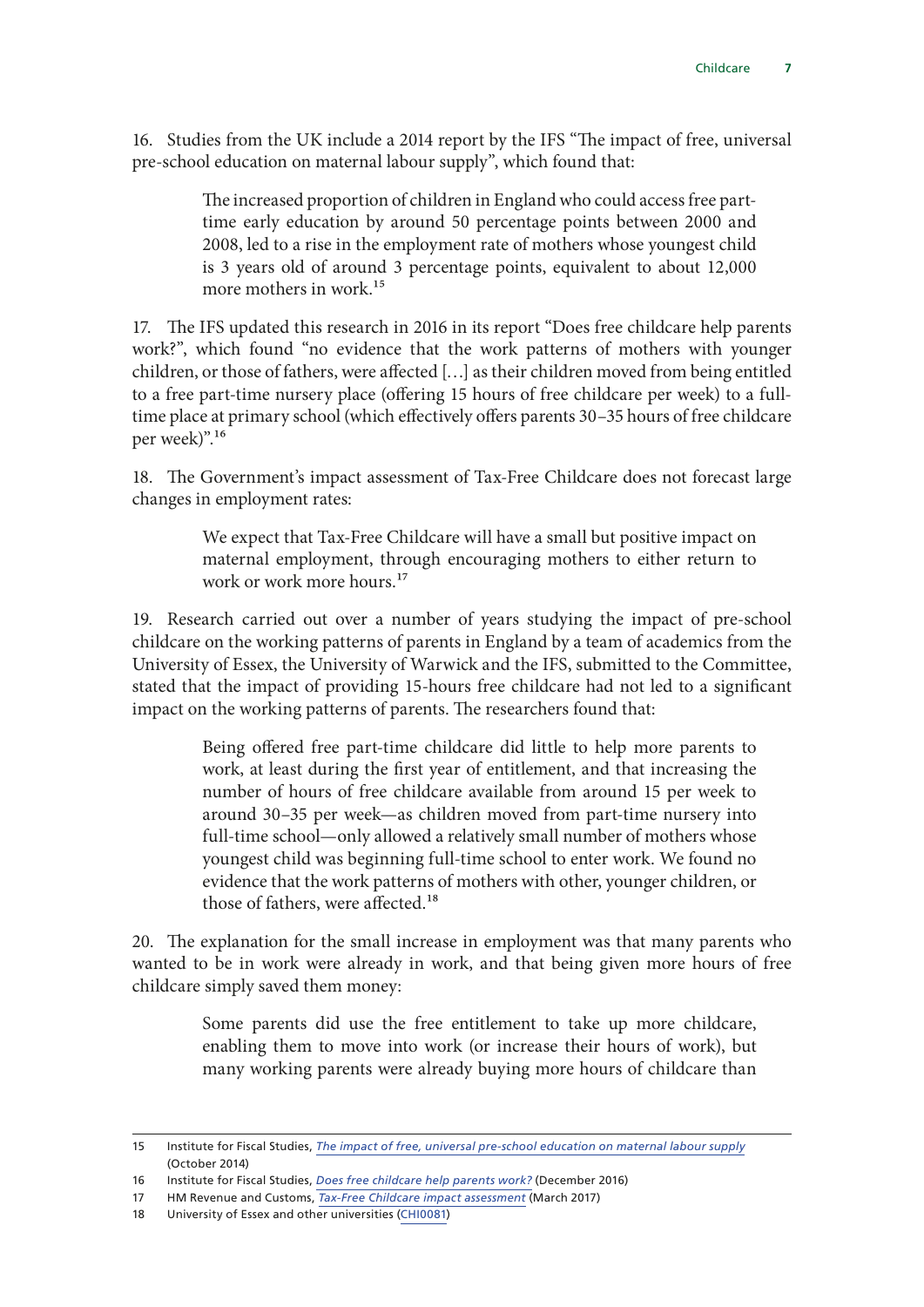16. Studies from the UK include a 2014 report by the IFS "The impact of free, universal pre-school education on maternal labour supply", which found that:

> The increased proportion of children in England who could access free part-time early education by around 50 percentage points between 2000 and 2008, led to a rise in the employment rate of mothers whose youngest child is 3 years old of around 3 percentage points, equivalent to about 12,000 more mothers in work.[15]

17. The IFS updated this research in 2016 in its report "Does free childcare help parents work?", which found "no evidence that the work patterns of mothers with younger children, or those of fathers, were affected […] as their children moved from being entitled to a free part-time nursery place (offering 15 hours of free childcare per week) to a full-time place at primary school (which effectively offers parents 30–35 hours of free childcare per week)".[16]

18. The Government's impact assessment of Tax-Free Childcare does not forecast large changes in employment rates:

> We expect that Tax-Free Childcare will have a small but positive impact on maternal employment, through encouraging mothers to either return to work or work more hours.[17]

19. Research carried out over a number of years studying the impact of pre-school childcare on the working patterns of parents in England by a team of academics from the University of Essex, the University of Warwick and the IFS, submitted to the Committee, stated that the impact of providing 15-hours free childcare had not led to a significant impact on the working patterns of parents. The researchers found that:

> Being offered free part-time childcare did little to help more parents to work, at least during the first year of entitlement, and that increasing the number of hours of free childcare available from around 15 per week to around 30–35 per week—as children moved from part-time nursery into full-time school—only allowed a relatively small number of mothers whose youngest child was beginning full-time school to enter work. We found no evidence that the work patterns of mothers with other, younger children, or those of fathers, were affected.[18]

20. The explanation for the small increase in employment was that many parents who wanted to be in work were already in work, and that being given more hours of free childcare simply saved them money:

> Some parents did use the free entitlement to take up more childcare, enabling them to move into work (or increase their hours of work), but many working parents were already buying more hours of childcare than

---

15 Institute for Fiscal Studies, *The impact of free, universal pre-school education on maternal labour supply* (October 2014)

16 Institute for Fiscal Studies, *Does free childcare help parents work?* (December 2016)

17 HM Revenue and Customs, *Tax-Free Childcare impact assessment* (March 2017)

18 University of Essex and other universities (CHI0081)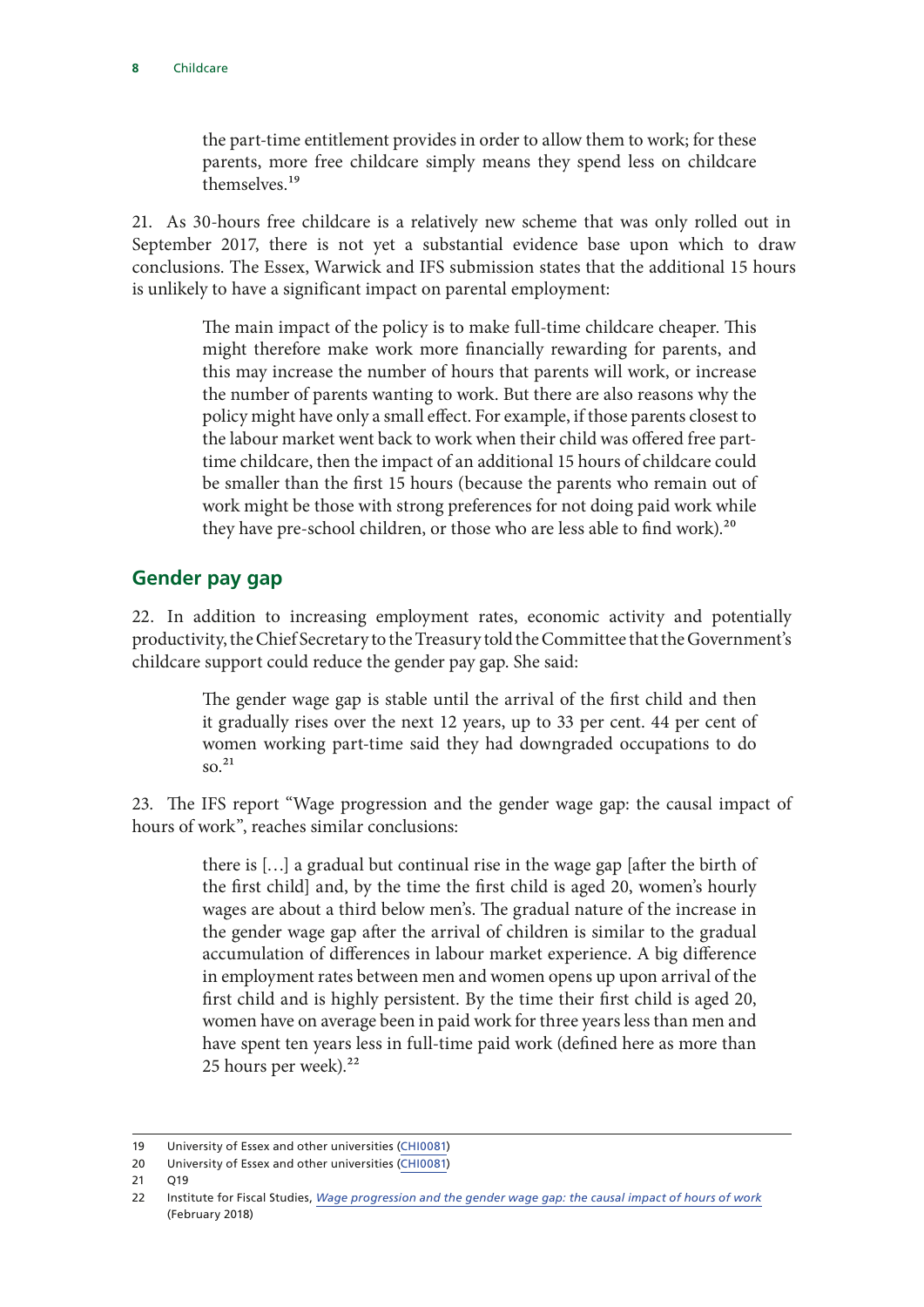the part-time entitlement provides in order to allow them to work; for these parents, more free childcare simply means they spend less on childcare themselves.[19]

21. As 30-hours free childcare is a relatively new scheme that was only rolled out in September 2017, there is not yet a substantial evidence base upon which to draw conclusions. The Essex, Warwick and IFS submission states that the additional 15 hours is unlikely to have a significant impact on parental employment:

> The main impact of the policy is to make full-time childcare cheaper. This might therefore make work more financially rewarding for parents, and this may increase the number of hours that parents will work, or increase the number of parents wanting to work. But there are also reasons why the policy might have only a small effect. For example, if those parents closest to the labour market went back to work when their child was offered free part-time childcare, then the impact of an additional 15 hours of childcare could be smaller than the first 15 hours (because the parents who remain out of work might be those with strong preferences for not doing paid work while they have pre-school children, or those who are less able to find work).[20]

## Gender pay gap

22. In addition to increasing employment rates, economic activity and potentially productivity, the Chief Secretary to the Treasury told the Committee that the Government's childcare support could reduce the gender pay gap. She said:

> The gender wage gap is stable until the arrival of the first child and then it gradually rises over the next 12 years, up to 33 per cent. 44 per cent of women working part-time said they had downgraded occupations to do so.[21]

23. The IFS report "Wage progression and the gender wage gap: the causal impact of hours of work", reaches similar conclusions:

> there is […] a gradual but continual rise in the wage gap [after the birth of the first child] and, by the time the first child is aged 20, women's hourly wages are about a third below men's. The gradual nature of the increase in the gender wage gap after the arrival of children is similar to the gradual accumulation of differences in labour market experience. A big difference in employment rates between men and women opens up upon arrival of the first child and is highly persistent. By the time their first child is aged 20, women have on average been in paid work for three years less than men and have spent ten years less in full-time paid work (defined here as more than 25 hours per week).[22]

---

19 University of Essex and other universities (CHI0081)

20 University of Essex and other universities (CHI0081)

21 Q19

22 Institute for Fiscal Studies, *Wage progression and the gender wage gap: the causal impact of hours of work* (February 2018)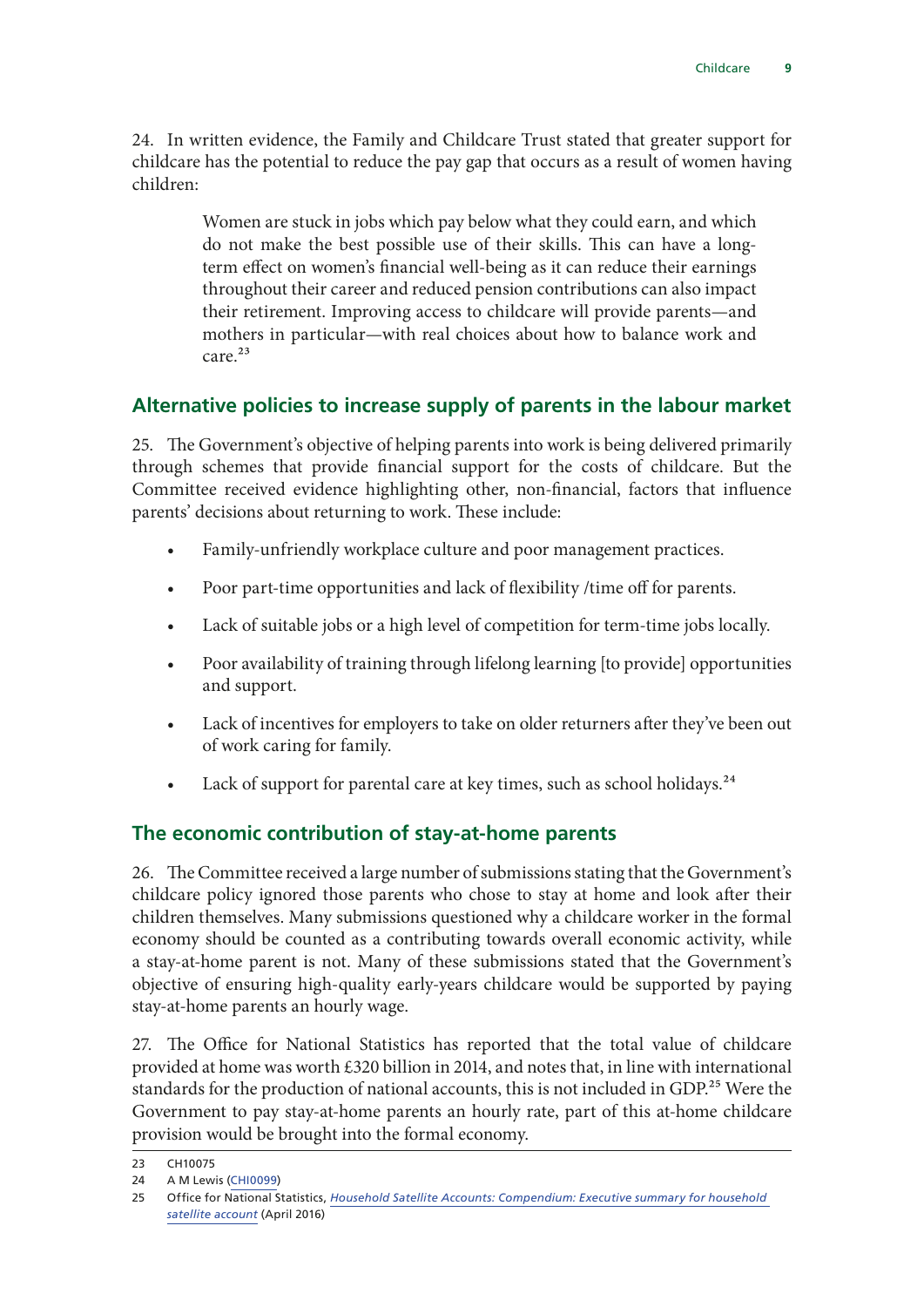24. In written evidence, the Family and Childcare Trust stated that greater support for childcare has the potential to reduce the pay gap that occurs as a result of women having children:

> Women are stuck in jobs which pay below what they could earn, and which do not make the best possible use of their skills. This can have a long-term effect on women's financial well-being as it can reduce their earnings throughout their career and reduced pension contributions can also impact their retirement. Improving access to childcare will provide parents—and mothers in particular—with real choices about how to balance work and care.[23]

## Alternative policies to increase supply of parents in the labour market

25. The Government's objective of helping parents into work is being delivered primarily through schemes that provide financial support for the costs of childcare. But the Committee received evidence highlighting other, non-financial, factors that influence parents' decisions about returning to work. These include:

- Family-unfriendly workplace culture and poor management practices.
- Poor part-time opportunities and lack of flexibility /time off for parents.
- Lack of suitable jobs or a high level of competition for term-time jobs locally.
- Poor availability of training through lifelong learning [to provide] opportunities and support.
- Lack of incentives for employers to take on older returners after they've been out of work caring for family.
- Lack of support for parental care at key times, such as school holidays.[24]

## The economic contribution of stay-at-home parents

26. The Committee received a large number of submissions stating that the Government's childcare policy ignored those parents who chose to stay at home and look after their children themselves. Many submissions questioned why a childcare worker in the formal economy should be counted as a contributing towards overall economic activity, while a stay-at-home parent is not. Many of these submissions stated that the Government's objective of ensuring high-quality early-years childcare would be supported by paying stay-at-home parents an hourly wage.

27. The Office for National Statistics has reported that the total value of childcare provided at home was worth £320 billion in 2014, and notes that, in line with international standards for the production of national accounts, this is not included in GDP.[25] Were the Government to pay stay-at-home parents an hourly rate, part of this at-home childcare provision would be brought into the formal economy.

---

23 CH10075

24 A M Lewis (CHI0099)

25 Office for National Statistics, *Household Satellite Accounts: Compendium: Executive summary for household satellite account* (April 2016)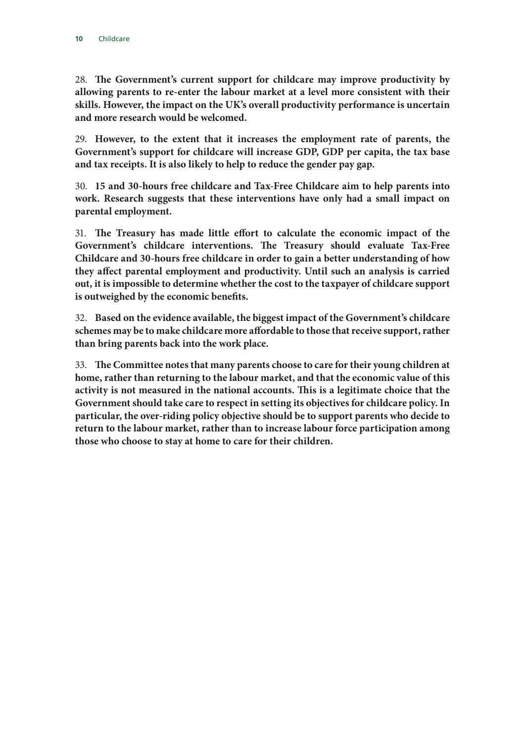28. **The Government's current support for childcare may improve productivity by allowing parents to re-enter the labour market at a level more consistent with their skills. However, the impact on the UK's overall productivity performance is uncertain and more research would be welcomed.**

29. **However, to the extent that it increases the employment rate of parents, the Government's support for childcare will increase GDP, GDP per capita, the tax base and tax receipts. It is also likely to help to reduce the gender pay gap.**

30. **15 and 30-hours free childcare and Tax-Free Childcare aim to help parents into work. Research suggests that these interventions have only had a small impact on parental employment.**

31. **The Treasury has made little effort to calculate the economic impact of the Government's childcare interventions. The Treasury should evaluate Tax-Free Childcare and 30-hours free childcare in order to gain a better understanding of how they affect parental employment and productivity. Until such an analysis is carried out, it is impossible to determine whether the cost to the taxpayer of childcare support is outweighed by the economic benefits.**

32. **Based on the evidence available, the biggest impact of the Government's childcare schemes may be to make childcare more affordable to those that receive support, rather than bring parents back into the work place.**

33. **The Committee notes that many parents choose to care for their young children at home, rather than returning to the labour market, and that the economic value of this activity is not measured in the national accounts. This is a legitimate choice that the Government should take care to respect in setting its objectives for childcare policy. In particular, the over-riding policy objective should be to support parents who decide to return to the labour market, rather than to increase labour force participation among those who choose to stay at home to care for their children.**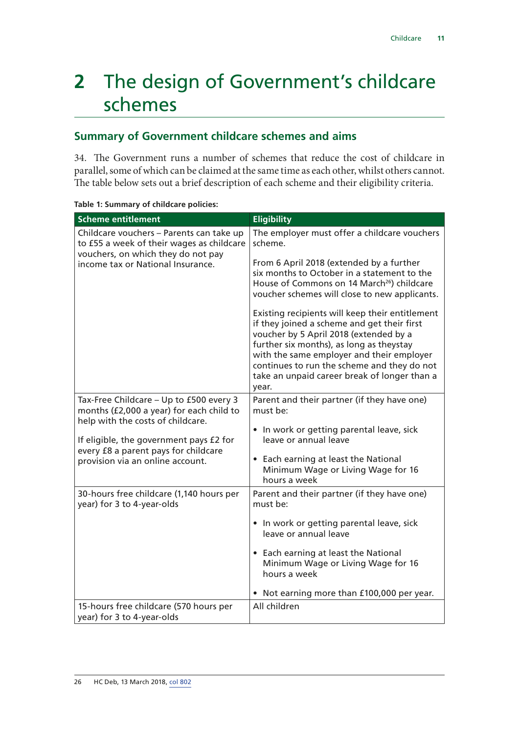# 2 The design of Government's childcare schemes

## Summary of Government childcare schemes and aims

34. The Government runs a number of schemes that reduce the cost of childcare in parallel, some of which can be claimed at the same time as each other, whilst others cannot. The table below sets out a brief description of each scheme and their eligibility criteria.

**Table 1: Summary of childcare policies:**

| Scheme entitlement | Eligibility |
|---|---|
| Childcare vouchers – Parents can take up to £55 a week of their wages as childcare vouchers, on which they do not pay income tax or National Insurance. | The employer must offer a childcare vouchers scheme.<br><br>From 6 April 2018 (extended by a further six months to October in a statement to the House of Commons on 14 March[26]) childcare voucher schemes will close to new applicants.<br><br>Existing recipients will keep their entitlement if they joined a scheme and get their first voucher by 5 April 2018 (extended by a further six months), as long as theystay with the same employer and their employer continues to run the scheme and they do not take an unpaid career break of longer than a year. |
| Tax-Free Childcare – Up to £500 every 3 months (£2,000 a year) for each child to help with the costs of childcare.<br><br>If eligible, the government pays £2 for every £8 a parent pays for childcare provision via an online account. | Parent and their partner (if they have one) must be:<br><br>• In work or getting parental leave, sick leave or annual leave<br><br>• Each earning at least the National Minimum Wage or Living Wage for 16 hours a week |
| 30-hours free childcare (1,140 hours per year) for 3 to 4-year-olds | Parent and their partner (if they have one) must be:<br><br>• In work or getting parental leave, sick leave or annual leave<br><br>• Each earning at least the National Minimum Wage or Living Wage for 16 hours a week<br><br>• Not earning more than £100,000 per year. |
| 15-hours free childcare (570 hours per year) for 3 to 4-year-olds | All children |

26 HC Deb, 13 March 2018, col 802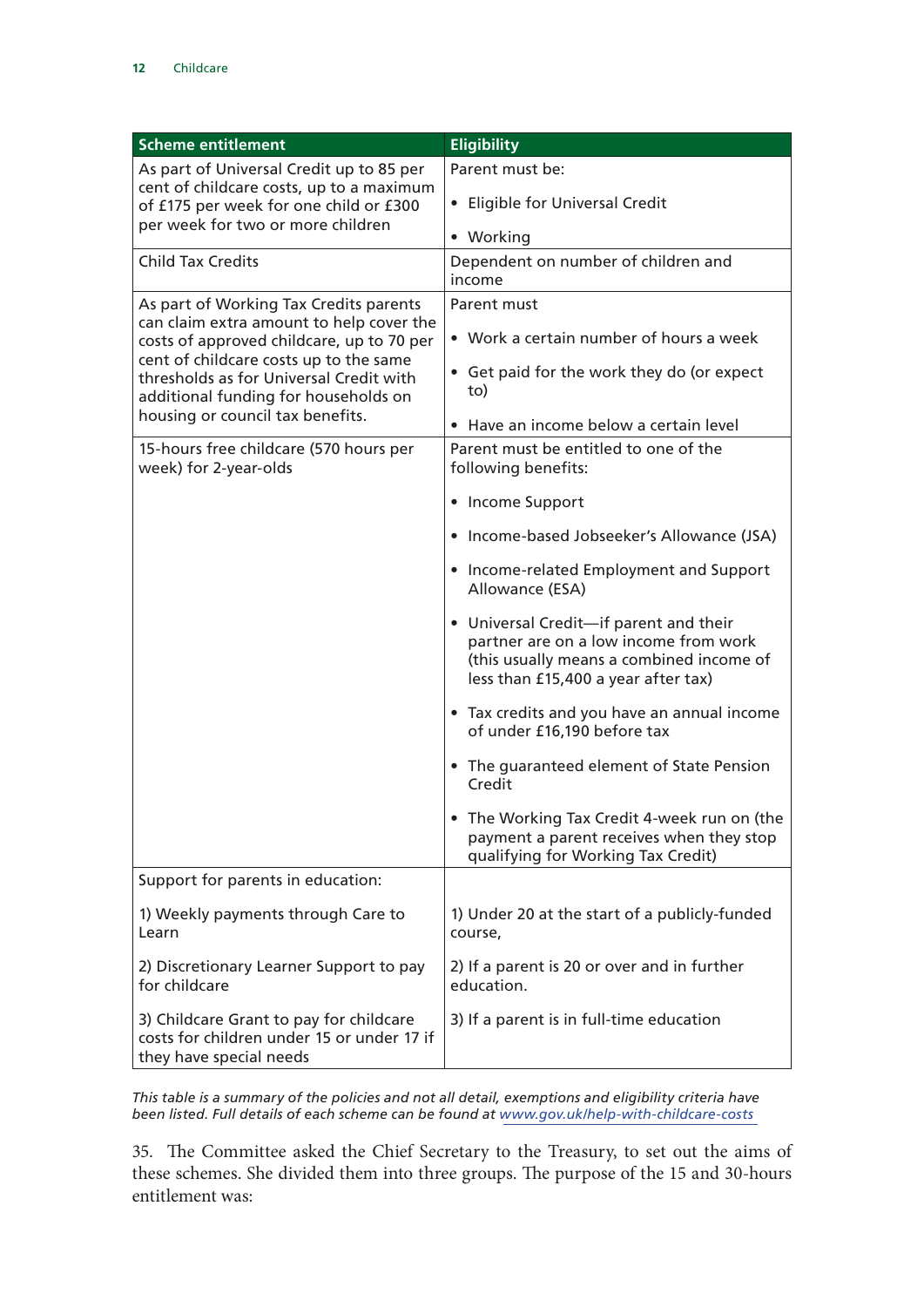| Scheme entitlement | Eligibility |
|---|---|
| As part of Universal Credit up to 85 per cent of childcare costs, up to a maximum of £175 per week for one child or £300 per week for two or more children | Parent must be:<br>• Eligible for Universal Credit<br>• Working |
| Child Tax Credits | Dependent on number of children and income |
| As part of Working Tax Credits parents can claim extra amount to help cover the costs of approved childcare, up to 70 per cent of childcare costs up to the same thresholds as for Universal Credit with additional funding for households on housing or council tax benefits. | Parent must<br>• Work a certain number of hours a week<br>• Get paid for the work they do (or expect to)<br>• Have an income below a certain level |
| 15-hours free childcare (570 hours per week) for 2-year-olds | Parent must be entitled to one of the following benefits:<br>• Income Support<br>• Income-based Jobseeker's Allowance (JSA)<br>• Income-related Employment and Support Allowance (ESA)<br>• Universal Credit—if parent and their partner are on a low income from work (this usually means a combined income of less than £15,400 a year after tax)<br>• Tax credits and you have an annual income of under £16,190 before tax<br>• The guaranteed element of State Pension Credit<br>• The Working Tax Credit 4-week run on (the payment a parent receives when they stop qualifying for Working Tax Credit) |
| Support for parents in education:<br>1) Weekly payments through Care to Learn<br>2) Discretionary Learner Support to pay for childcare<br>3) Childcare Grant to pay for childcare costs for children under 15 or under 17 if they have special needs | <br>1) Under 20 at the start of a publicly-funded course,<br>2) If a parent is 20 or over and in further education.<br>3) If a parent is in full-time education |

*This table is a summary of the policies and not all detail, exemptions and eligibility criteria have been listed. Full details of each scheme can be found at www.gov.uk/help-with-childcare-costs*

35. The Committee asked the Chief Secretary to the Treasury, to set out the aims of these schemes. She divided them into three groups. The purpose of the 15 and 30-hours entitlement was: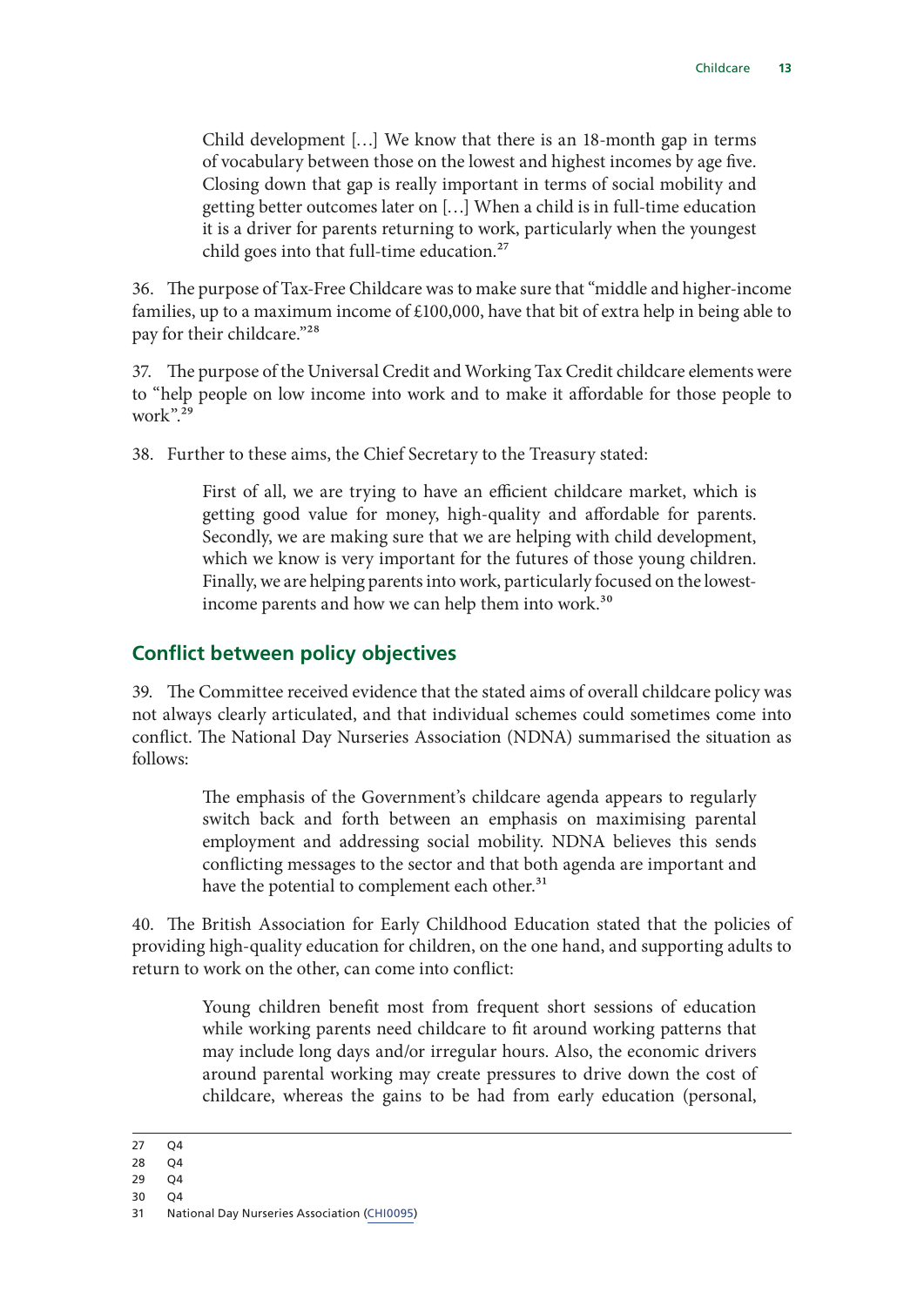> Child development […] We know that there is an 18-month gap in terms of vocabulary between those on the lowest and highest incomes by age five. Closing down that gap is really important in terms of social mobility and getting better outcomes later on […] When a child is in full-time education it is a driver for parents returning to work, particularly when the youngest child goes into that full-time education.[27]

36. The purpose of Tax-Free Childcare was to make sure that "middle and higher-income families, up to a maximum income of £100,000, have that bit of extra help in being able to pay for their childcare."[28]

37. The purpose of the Universal Credit and Working Tax Credit childcare elements were to "help people on low income into work and to make it affordable for those people to work".[29]

38. Further to these aims, the Chief Secretary to the Treasury stated:

> First of all, we are trying to have an efficient childcare market, which is getting good value for money, high-quality and affordable for parents. Secondly, we are making sure that we are helping with child development, which we know is very important for the futures of those young children. Finally, we are helping parents into work, particularly focused on the lowest-income parents and how we can help them into work.[30]

## Conflict between policy objectives

39. The Committee received evidence that the stated aims of overall childcare policy was not always clearly articulated, and that individual schemes could sometimes come into conflict. The National Day Nurseries Association (NDNA) summarised the situation as follows:

> The emphasis of the Government's childcare agenda appears to regularly switch back and forth between an emphasis on maximising parental employment and addressing social mobility. NDNA believes this sends conflicting messages to the sector and that both agenda are important and have the potential to complement each other.[31]

40. The British Association for Early Childhood Education stated that the policies of providing high-quality education for children, on the one hand, and supporting adults to return to work on the other, can come into conflict:

> Young children benefit most from frequent short sessions of education while working parents need childcare to fit around working patterns that may include long days and/or irregular hours. Also, the economic drivers around parental working may create pressures to drive down the cost of childcare, whereas the gains to be had from early education (personal,

27 Q4

28 Q4

29 Q4

30 Q4

31 National Day Nurseries Association (CHI0095)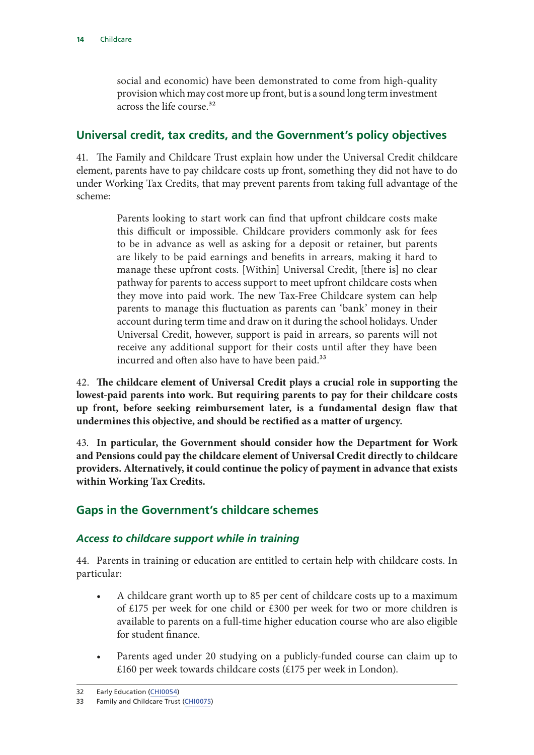social and economic) have been demonstrated to come from high-quality provision which may cost more up front, but is a sound long term investment across the life course.[32]

## Universal credit, tax credits, and the Government's policy objectives

41. The Family and Childcare Trust explain how under the Universal Credit childcare element, parents have to pay childcare costs up front, something they did not have to do under Working Tax Credits, that may prevent parents from taking full advantage of the scheme:

> Parents looking to start work can find that upfront childcare costs make this difficult or impossible. Childcare providers commonly ask for fees to be in advance as well as asking for a deposit or retainer, but parents are likely to be paid earnings and benefits in arrears, making it hard to manage these upfront costs. [Within] Universal Credit, [there is] no clear pathway for parents to access support to meet upfront childcare costs when they move into paid work. The new Tax-Free Childcare system can help parents to manage this fluctuation as parents can 'bank' money in their account during term time and draw on it during the school holidays. Under Universal Credit, however, support is paid in arrears, so parents will not receive any additional support for their costs until after they have been incurred and often also have to have been paid.[33]

42. **The childcare element of Universal Credit plays a crucial role in supporting the lowest-paid parents into work. But requiring parents to pay for their childcare costs up front, before seeking reimbursement later, is a fundamental design flaw that undermines this objective, and should be rectified as a matter of urgency.**

43. **In particular, the Government should consider how the Department for Work and Pensions could pay the childcare element of Universal Credit directly to childcare providers. Alternatively, it could continue the policy of payment in advance that exists within Working Tax Credits.**

## Gaps in the Government's childcare schemes

### *Access to childcare support while in training*

44. Parents in training or education are entitled to certain help with childcare costs. In particular:

- A childcare grant worth up to 85 per cent of childcare costs up to a maximum of £175 per week for one child or £300 per week for two or more children is available to parents on a full-time higher education course who are also eligible for student finance.
- Parents aged under 20 studying on a publicly-funded course can claim up to £160 per week towards childcare costs (£175 per week in London).

---

32 Early Education (CHI0054)

33 Family and Childcare Trust (CHI0075)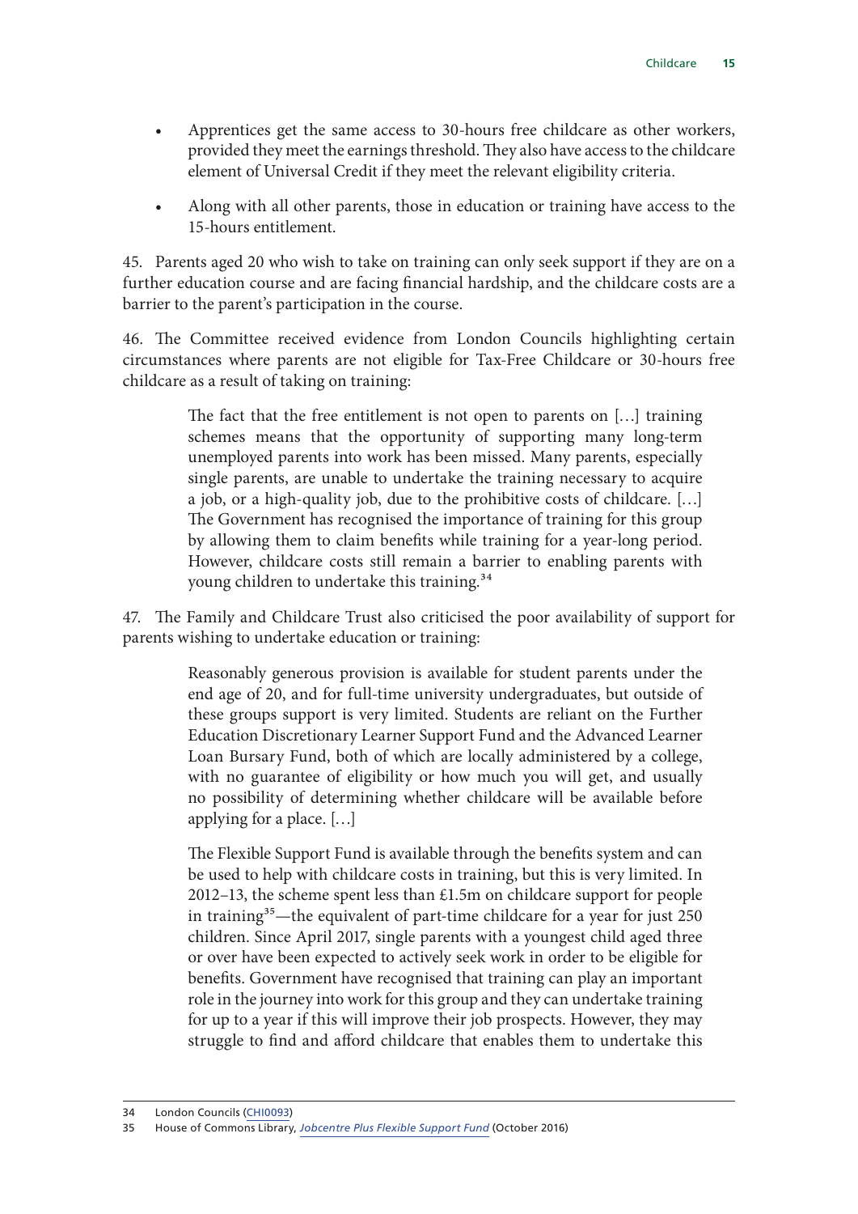- Apprentices get the same access to 30-hours free childcare as other workers, provided they meet the earnings threshold. They also have access to the childcare element of Universal Credit if they meet the relevant eligibility criteria.
- Along with all other parents, those in education or training have access to the 15-hours entitlement.

45. Parents aged 20 who wish to take on training can only seek support if they are on a further education course and are facing financial hardship, and the childcare costs are a barrier to the parent's participation in the course.

46. The Committee received evidence from London Councils highlighting certain circumstances where parents are not eligible for Tax-Free Childcare or 30-hours free childcare as a result of taking on training:

> The fact that the free entitlement is not open to parents on […] training schemes means that the opportunity of supporting many long-term unemployed parents into work has been missed. Many parents, especially single parents, are unable to undertake the training necessary to acquire a job, or a high-quality job, due to the prohibitive costs of childcare. […] The Government has recognised the importance of training for this group by allowing them to claim benefits while training for a year-long period. However, childcare costs still remain a barrier to enabling parents with young children to undertake this training.[34]

47. The Family and Childcare Trust also criticised the poor availability of support for parents wishing to undertake education or training:

> Reasonably generous provision is available for student parents under the end age of 20, and for full-time university undergraduates, but outside of these groups support is very limited. Students are reliant on the Further Education Discretionary Learner Support Fund and the Advanced Learner Loan Bursary Fund, both of which are locally administered by a college, with no guarantee of eligibility or how much you will get, and usually no possibility of determining whether childcare will be available before applying for a place. […]
>
> The Flexible Support Fund is available through the benefits system and can be used to help with childcare costs in training, but this is very limited. In 2012–13, the scheme spent less than £1.5m on childcare support for people in training[35]—the equivalent of part-time childcare for a year for just 250 children. Since April 2017, single parents with a youngest child aged three or over have been expected to actively seek work in order to be eligible for benefits. Government have recognised that training can play an important role in the journey into work for this group and they can undertake training for up to a year if this will improve their job prospects. However, they may struggle to find and afford childcare that enables them to undertake this

34 London Councils (CHI0093)

35 House of Commons Library, *Jobcentre Plus Flexible Support Fund* (October 2016)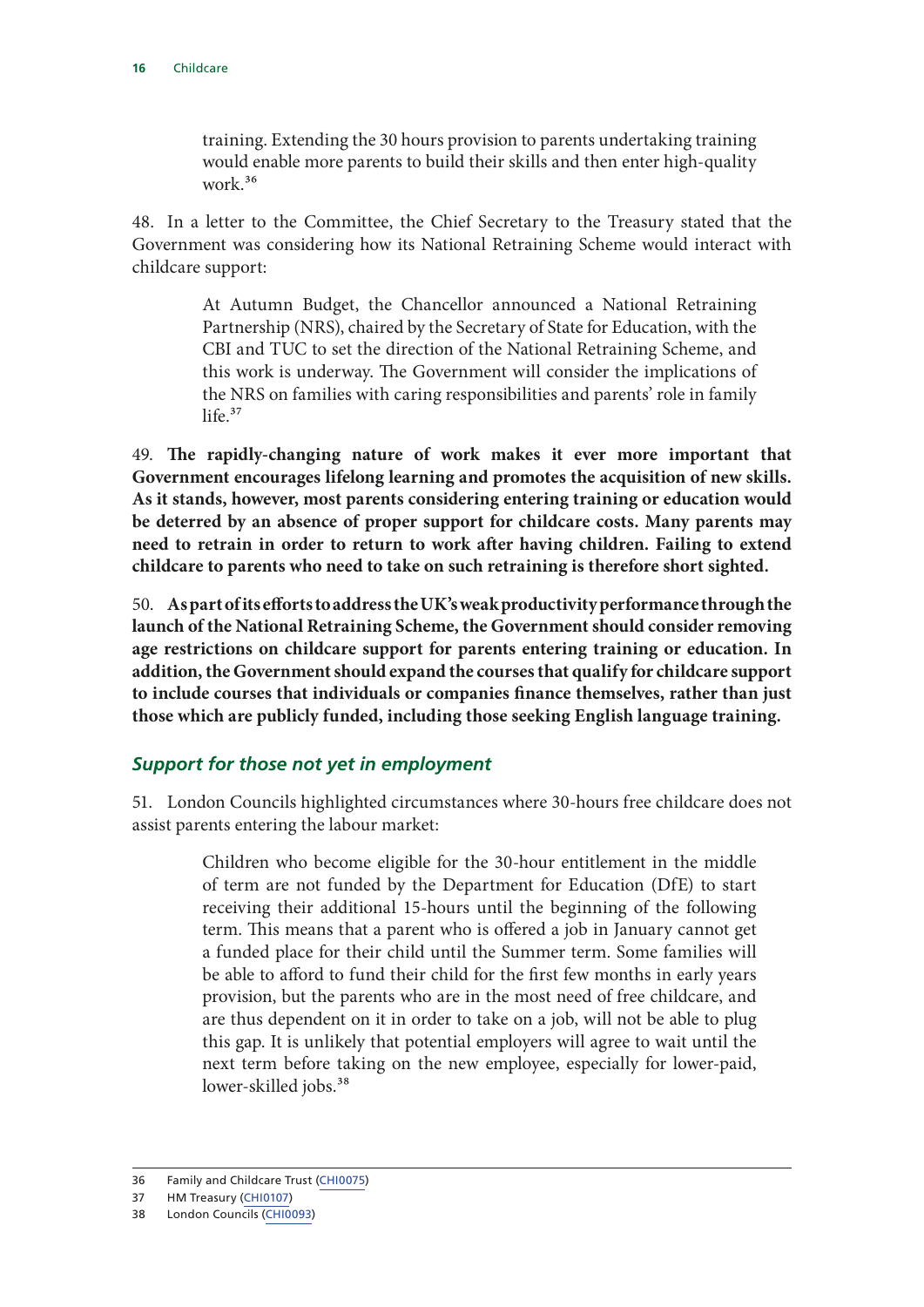> training. Extending the 30 hours provision to parents undertaking training would enable more parents to build their skills and then enter high-quality work.[36]

48. In a letter to the Committee, the Chief Secretary to the Treasury stated that the Government was considering how its National Retraining Scheme would interact with childcare support:

> At Autumn Budget, the Chancellor announced a National Retraining Partnership (NRS), chaired by the Secretary of State for Education, with the CBI and TUC to set the direction of the National Retraining Scheme, and this work is underway. The Government will consider the implications of the NRS on families with caring responsibilities and parents' role in family life.[37]

49. **The rapidly-changing nature of work makes it ever more important that Government encourages lifelong learning and promotes the acquisition of new skills. As it stands, however, most parents considering entering training or education would be deterred by an absence of proper support for childcare costs. Many parents may need to retrain in order to return to work after having children. Failing to extend childcare to parents who need to take on such retraining is therefore short sighted.**

50. **As part of its efforts to address the UK's weak productivity performance through the launch of the National Retraining Scheme, the Government should consider removing age restrictions on childcare support for parents entering training or education. In addition, the Government should expand the courses that qualify for childcare support to include courses that individuals or companies finance themselves, rather than just those which are publicly funded, including those seeking English language training.**

### *Support for those not yet in employment*

51. London Councils highlighted circumstances where 30-hours free childcare does not assist parents entering the labour market:

> Children who become eligible for the 30-hour entitlement in the middle of term are not funded by the Department for Education (DfE) to start receiving their additional 15-hours until the beginning of the following term. This means that a parent who is offered a job in January cannot get a funded place for their child until the Summer term. Some families will be able to afford to fund their child for the first few months in early years provision, but the parents who are in the most need of free childcare, and are thus dependent on it in order to take on a job, will not be able to plug this gap. It is unlikely that potential employers will agree to wait until the next term before taking on the new employee, especially for lower-paid, lower-skilled jobs.[38]

---

36 Family and Childcare Trust (CHI0075)

37 HM Treasury (CHI0107)

38 London Councils (CHI0093)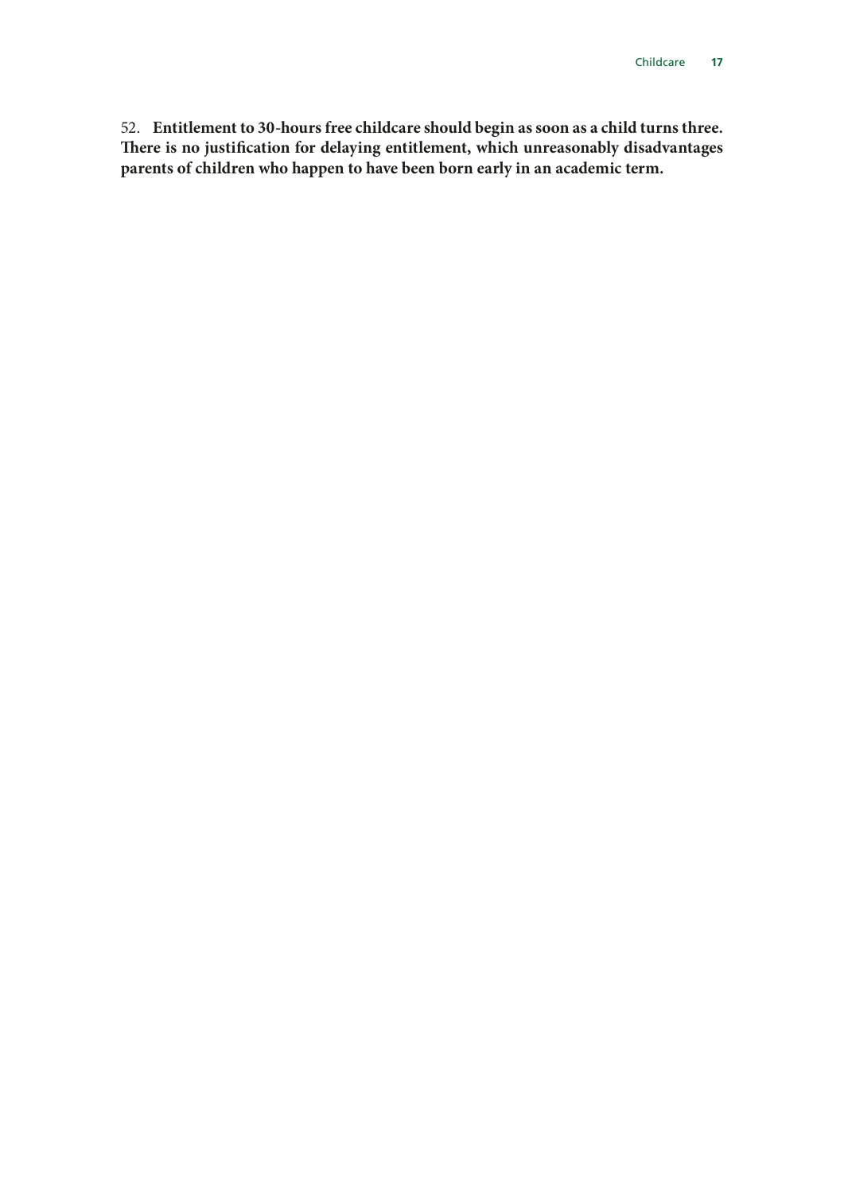52. **Entitlement to 30-hours free childcare should begin as soon as a child turns three. There is no justification for delaying entitlement, which unreasonably disadvantages parents of children who happen to have been born early in an academic term.**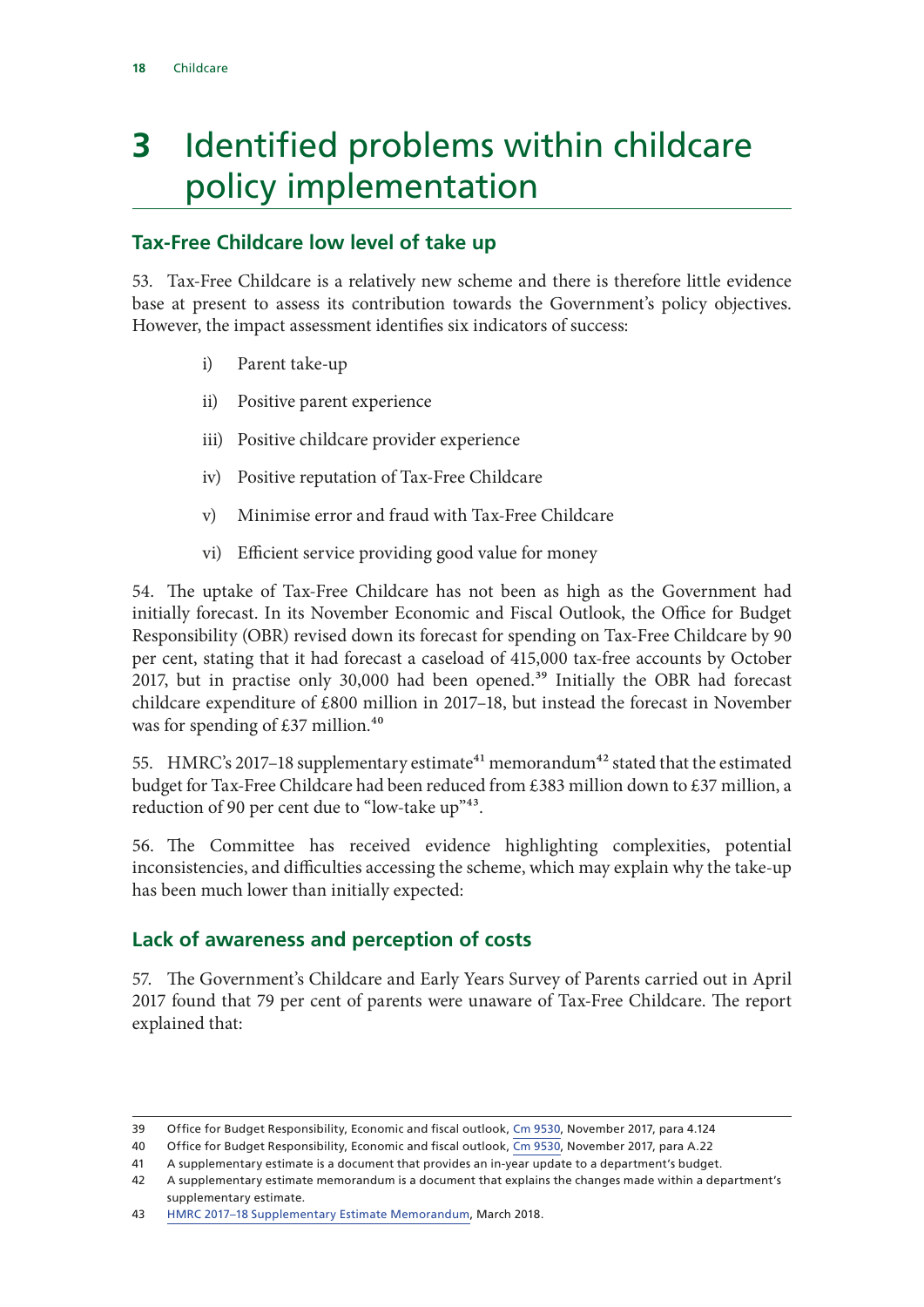# 3 Identified problems within childcare policy implementation

## Tax-Free Childcare low level of take up

53. Tax-Free Childcare is a relatively new scheme and there is therefore little evidence base at present to assess its contribution towards the Government's policy objectives. However, the impact assessment identifies six indicators of success:

i) Parent take-up

ii) Positive parent experience

iii) Positive childcare provider experience

iv) Positive reputation of Tax-Free Childcare

v) Minimise error and fraud with Tax-Free Childcare

vi) Efficient service providing good value for money

54. The uptake of Tax-Free Childcare has not been as high as the Government had initially forecast. In its November Economic and Fiscal Outlook, the Office for Budget Responsibility (OBR) revised down its forecast for spending on Tax-Free Childcare by 90 per cent, stating that it had forecast a caseload of 415,000 tax-free accounts by October 2017, but in practise only 30,000 had been opened.[39] Initially the OBR had forecast childcare expenditure of £800 million in 2017–18, but instead the forecast in November was for spending of £37 million.[40]

55. HMRC's 2017–18 supplementary estimate[41] memorandum[42] stated that the estimated budget for Tax-Free Childcare had been reduced from £383 million down to £37 million, a reduction of 90 per cent due to "low-take up"[43].

56. The Committee has received evidence highlighting complexities, potential inconsistencies, and difficulties accessing the scheme, which may explain why the take-up has been much lower than initially expected:

## Lack of awareness and perception of costs

57. The Government's Childcare and Early Years Survey of Parents carried out in April 2017 found that 79 per cent of parents were unaware of Tax-Free Childcare. The report explained that:

---

39 Office for Budget Responsibility, Economic and fiscal outlook, Cm 9530, November 2017, para 4.124

40 Office for Budget Responsibility, Economic and fiscal outlook, Cm 9530, November 2017, para A.22

41 A supplementary estimate is a document that provides an in-year update to a department's budget.

42 A supplementary estimate memorandum is a document that explains the changes made within a department's supplementary estimate.

43 HMRC 2017–18 Supplementary Estimate Memorandum, March 2018.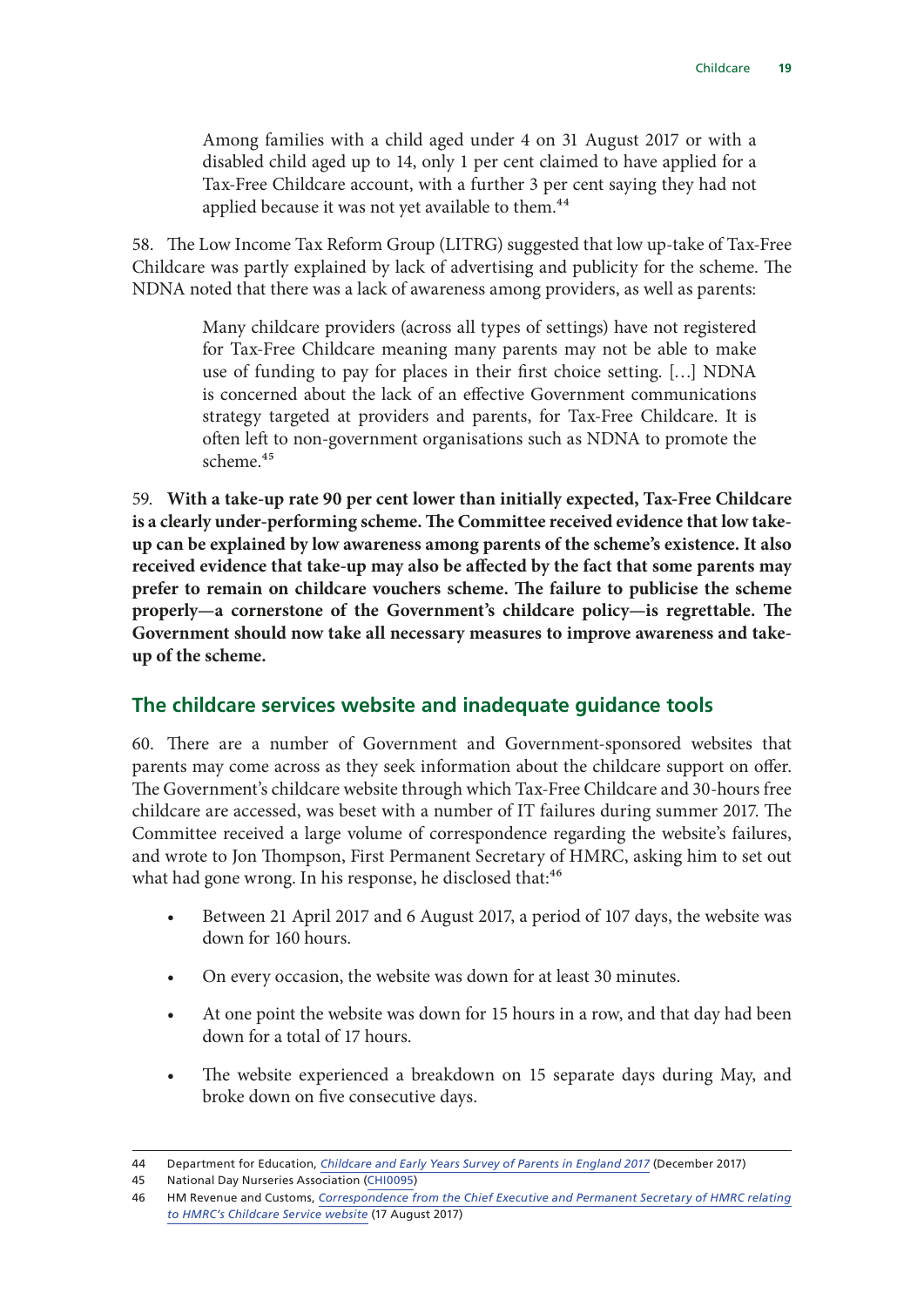> Among families with a child aged under 4 on 31 August 2017 or with a disabled child aged up to 14, only 1 per cent claimed to have applied for a Tax-Free Childcare account, with a further 3 per cent saying they had not applied because it was not yet available to them.[44]

58. The Low Income Tax Reform Group (LITRG) suggested that low up-take of Tax-Free Childcare was partly explained by lack of advertising and publicity for the scheme. The NDNA noted that there was a lack of awareness among providers, as well as parents:

> Many childcare providers (across all types of settings) have not registered for Tax-Free Childcare meaning many parents may not be able to make use of funding to pay for places in their first choice setting. […] NDNA is concerned about the lack of an effective Government communications strategy targeted at providers and parents, for Tax-Free Childcare. It is often left to non-government organisations such as NDNA to promote the scheme.[45]

59. **With a take-up rate 90 per cent lower than initially expected, Tax-Free Childcare is a clearly under-performing scheme. The Committee received evidence that low take-up can be explained by low awareness among parents of the scheme's existence. It also received evidence that take-up may also be affected by the fact that some parents may prefer to remain on childcare vouchers scheme. The failure to publicise the scheme properly—a cornerstone of the Government's childcare policy—is regrettable. The Government should now take all necessary measures to improve awareness and take-up of the scheme.**

## The childcare services website and inadequate guidance tools

60. There are a number of Government and Government-sponsored websites that parents may come across as they seek information about the childcare support on offer. The Government's childcare website through which Tax-Free Childcare and 30-hours free childcare are accessed, was beset with a number of IT failures during summer 2017. The Committee received a large volume of correspondence regarding the website's failures, and wrote to Jon Thompson, First Permanent Secretary of HMRC, asking him to set out what had gone wrong. In his response, he disclosed that:[46]

- Between 21 April 2017 and 6 August 2017, a period of 107 days, the website was down for 160 hours.
- On every occasion, the website was down for at least 30 minutes.
- At one point the website was down for 15 hours in a row, and that day had been down for a total of 17 hours.
- The website experienced a breakdown on 15 separate days during May, and broke down on five consecutive days.

---

44 Department for Education, *Childcare and Early Years Survey of Parents in England 2017* (December 2017)

45 National Day Nurseries Association (CHI0095)

46 HM Revenue and Customs, *Correspondence from the Chief Executive and Permanent Secretary of HMRC relating to HMRC's Childcare Service website* (17 August 2017)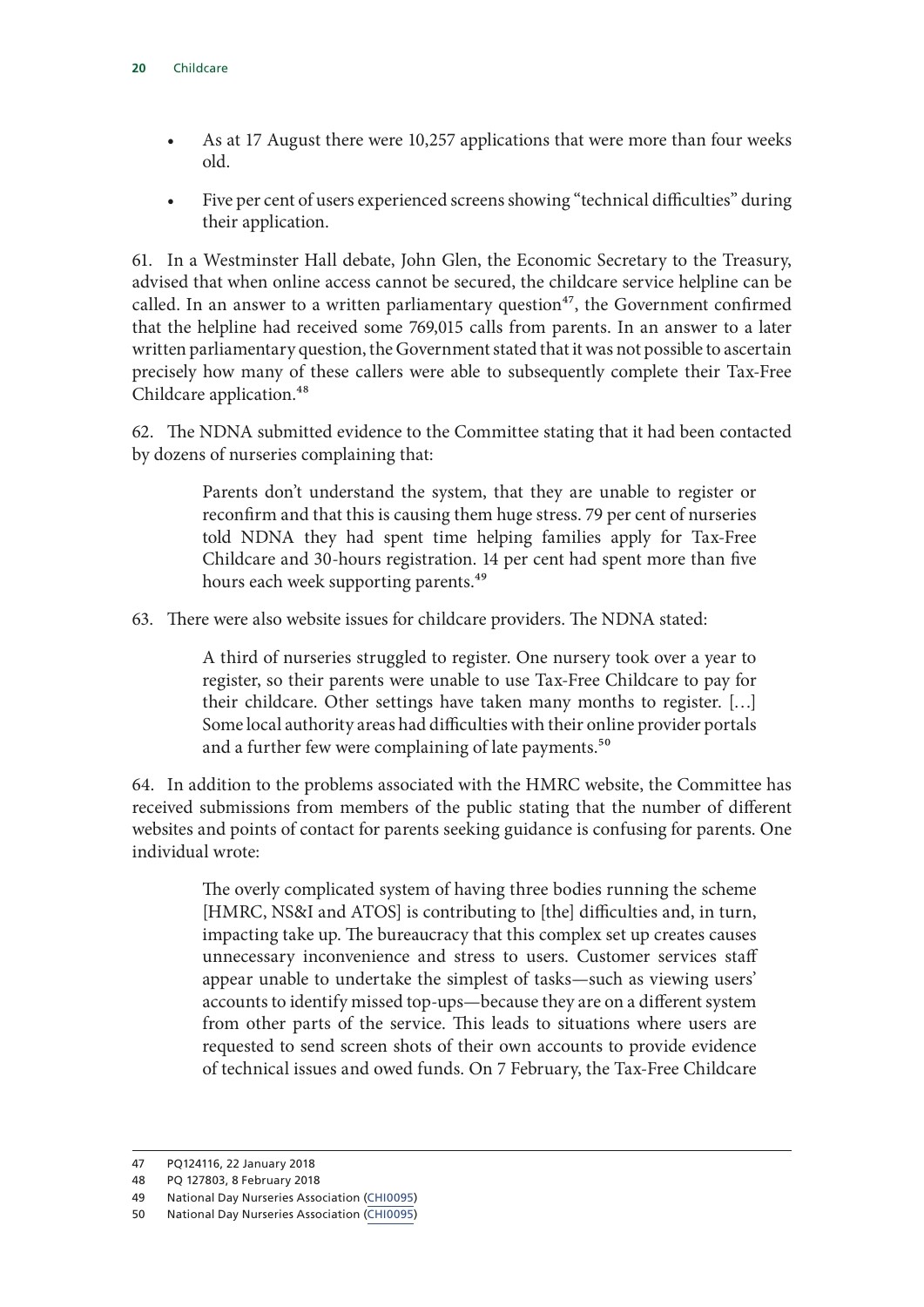- As at 17 August there were 10,257 applications that were more than four weeks old.
- Five per cent of users experienced screens showing "technical difficulties" during their application.

61. In a Westminster Hall debate, John Glen, the Economic Secretary to the Treasury, advised that when online access cannot be secured, the childcare service helpline can be called. In an answer to a written parliamentary question[47], the Government confirmed that the helpline had received some 769,015 calls from parents. In an answer to a later written parliamentary question, the Government stated that it was not possible to ascertain precisely how many of these callers were able to subsequently complete their Tax-Free Childcare application.[48]

62. The NDNA submitted evidence to the Committee stating that it had been contacted by dozens of nurseries complaining that:

> Parents don't understand the system, that they are unable to register or reconfirm and that this is causing them huge stress. 79 per cent of nurseries told NDNA they had spent time helping families apply for Tax-Free Childcare and 30-hours registration. 14 per cent had spent more than five hours each week supporting parents.[49]

63. There were also website issues for childcare providers. The NDNA stated:

> A third of nurseries struggled to register. One nursery took over a year to register, so their parents were unable to use Tax-Free Childcare to pay for their childcare. Other settings have taken many months to register. […] Some local authority areas had difficulties with their online provider portals and a further few were complaining of late payments.[50]

64. In addition to the problems associated with the HMRC website, the Committee has received submissions from members of the public stating that the number of different websites and points of contact for parents seeking guidance is confusing for parents. One individual wrote:

> The overly complicated system of having three bodies running the scheme [HMRC, NS&I and ATOS] is contributing to [the] difficulties and, in turn, impacting take up. The bureaucracy that this complex set up creates causes unnecessary inconvenience and stress to users. Customer services staff appear unable to undertake the simplest of tasks—such as viewing users' accounts to identify missed top-ups—because they are on a different system from other parts of the service. This leads to situations where users are requested to send screen shots of their own accounts to provide evidence of technical issues and owed funds. On 7 February, the Tax-Free Childcare

---

47 PQ124116, 22 January 2018

48 PQ 127803, 8 February 2018

49 National Day Nurseries Association (CHI0095)

50 National Day Nurseries Association (CHI0095)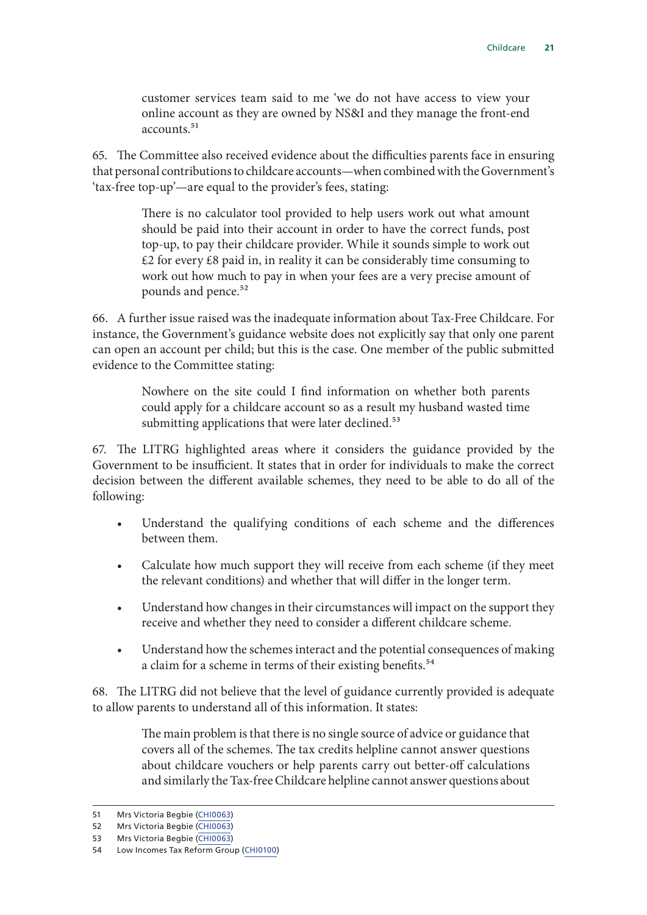> customer services team said to me 'we do not have access to view your online account as they are owned by NS&I and they manage the front-end accounts.[51]

65. The Committee also received evidence about the difficulties parents face in ensuring that personal contributions to childcare accounts—when combined with the Government's 'tax-free top-up'—are equal to the provider's fees, stating:

> There is no calculator tool provided to help users work out what amount should be paid into their account in order to have the correct funds, post top-up, to pay their childcare provider. While it sounds simple to work out £2 for every £8 paid in, in reality it can be considerably time consuming to work out how much to pay in when your fees are a very precise amount of pounds and pence.[52]

66. A further issue raised was the inadequate information about Tax-Free Childcare. For instance, the Government's guidance website does not explicitly say that only one parent can open an account per child; but this is the case. One member of the public submitted evidence to the Committee stating:

> Nowhere on the site could I find information on whether both parents could apply for a childcare account so as a result my husband wasted time submitting applications that were later declined.[53]

67. The LITRG highlighted areas where it considers the guidance provided by the Government to be insufficient. It states that in order for individuals to make the correct decision between the different available schemes, they need to be able to do all of the following:

- Understand the qualifying conditions of each scheme and the differences between them.
- Calculate how much support they will receive from each scheme (if they meet the relevant conditions) and whether that will differ in the longer term.
- Understand how changes in their circumstances will impact on the support they receive and whether they need to consider a different childcare scheme.
- Understand how the schemes interact and the potential consequences of making a claim for a scheme in terms of their existing benefits.[54]

68. The LITRG did not believe that the level of guidance currently provided is adequate to allow parents to understand all of this information. It states:

> The main problem is that there is no single source of advice or guidance that covers all of the schemes. The tax credits helpline cannot answer questions about childcare vouchers or help parents carry out better-off calculations and similarly the Tax-free Childcare helpline cannot answer questions about

---

51 Mrs Victoria Begbie (CHI0063)
52 Mrs Victoria Begbie (CHI0063)
53 Mrs Victoria Begbie (CHI0063)
54 Low Incomes Tax Reform Group (CHI0100)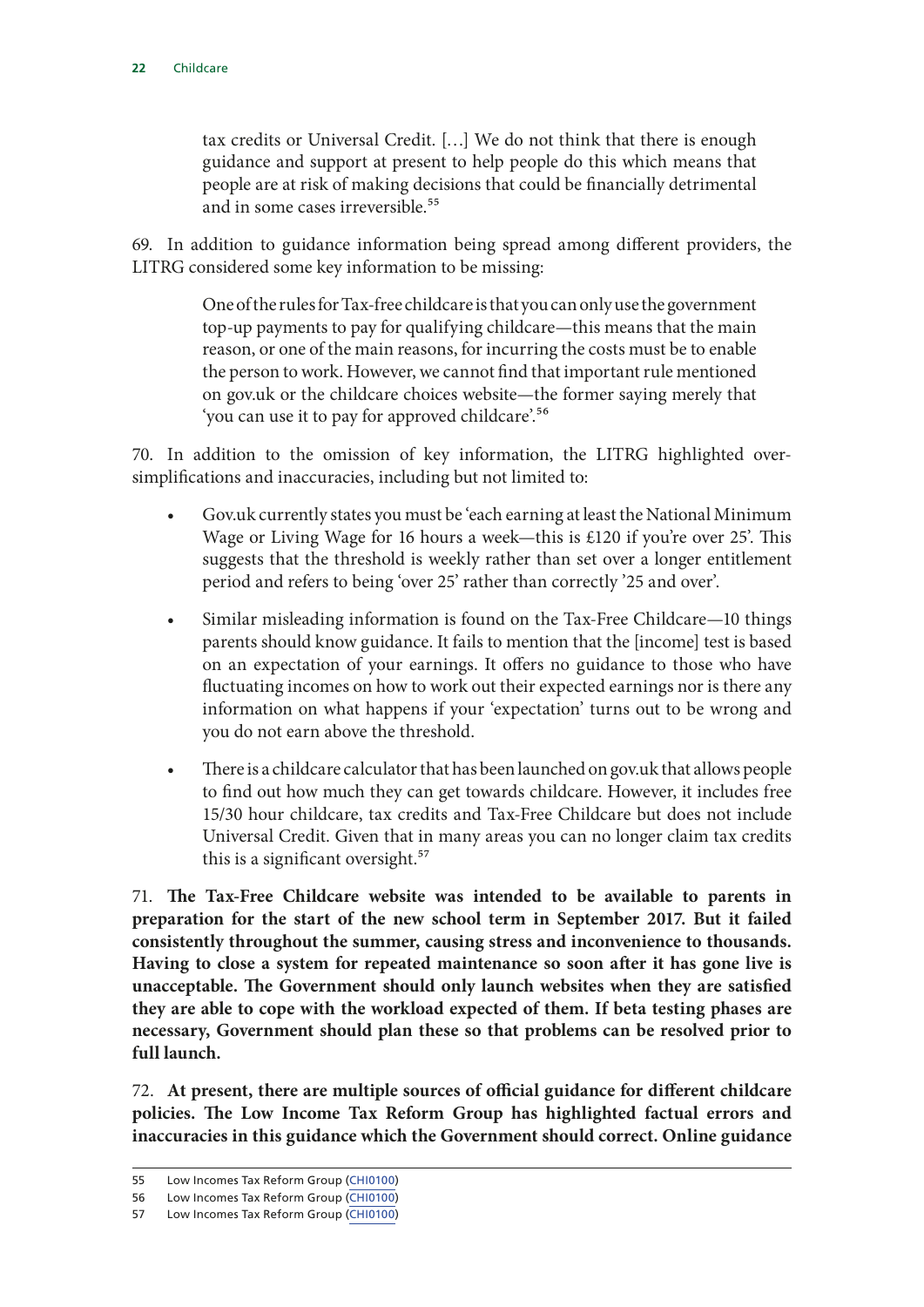> tax credits or Universal Credit. […] We do not think that there is enough guidance and support at present to help people do this which means that people are at risk of making decisions that could be financially detrimental and in some cases irreversible.[55]

69. In addition to guidance information being spread among different providers, the LITRG considered some key information to be missing:

> One of the rules for Tax-free childcare is that you can only use the government top-up payments to pay for qualifying childcare—this means that the main reason, or one of the main reasons, for incurring the costs must be to enable the person to work. However, we cannot find that important rule mentioned on gov.uk or the childcare choices website—the former saying merely that 'you can use it to pay for approved childcare'.[56]

70. In addition to the omission of key information, the LITRG highlighted over-simplifications and inaccuracies, including but not limited to:

> - Gov.uk currently states you must be 'each earning at least the National Minimum Wage or Living Wage for 16 hours a week—this is £120 if you're over 25'. This suggests that the threshold is weekly rather than set over a longer entitlement period and refers to being 'over 25' rather than correctly '25 and over'.
> - Similar misleading information is found on the Tax-Free Childcare—10 things parents should know guidance. It fails to mention that the [income] test is based on an expectation of your earnings. It offers no guidance to those who have fluctuating incomes on how to work out their expected earnings nor is there any information on what happens if your 'expectation' turns out to be wrong and you do not earn above the threshold.
> - There is a childcare calculator that has been launched on gov.uk that allows people to find out how much they can get towards childcare. However, it includes free 15/30 hour childcare, tax credits and Tax-Free Childcare but does not include Universal Credit. Given that in many areas you can no longer claim tax credits this is a significant oversight.[57]

71. **The Tax-Free Childcare website was intended to be available to parents in preparation for the start of the new school term in September 2017. But it failed consistently throughout the summer, causing stress and inconvenience to thousands. Having to close a system for repeated maintenance so soon after it has gone live is unacceptable. The Government should only launch websites when they are satisfied they are able to cope with the workload expected of them. If beta testing phases are necessary, Government should plan these so that problems can be resolved prior to full launch.**

72. **At present, there are multiple sources of official guidance for different childcare policies. The Low Income Tax Reform Group has highlighted factual errors and inaccuracies in this guidance which the Government should correct. Online guidance**

---

55 Low Incomes Tax Reform Group (CHI0100)

56 Low Incomes Tax Reform Group (CHI0100)

57 Low Incomes Tax Reform Group (CHI0100)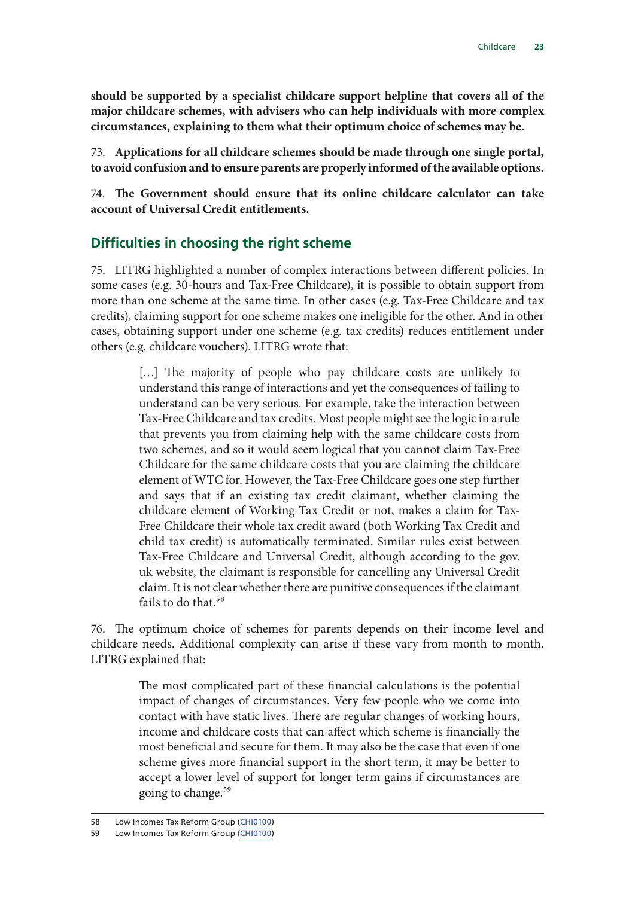**should be supported by a specialist childcare support helpline that covers all of the major childcare schemes, with advisers who can help individuals with more complex circumstances, explaining to them what their optimum choice of schemes may be.**

73. **Applications for all childcare schemes should be made through one single portal, to avoid confusion and to ensure parents are properly informed of the available options.**

74. **The Government should ensure that its online childcare calculator can take account of Universal Credit entitlements.**

## Difficulties in choosing the right scheme

75. LITRG highlighted a number of complex interactions between different policies. In some cases (e.g. 30-hours and Tax-Free Childcare), it is possible to obtain support from more than one scheme at the same time. In other cases (e.g. Tax-Free Childcare and tax credits), claiming support for one scheme makes one ineligible for the other. And in other cases, obtaining support under one scheme (e.g. tax credits) reduces entitlement under others (e.g. childcare vouchers). LITRG wrote that:

> […] The majority of people who pay childcare costs are unlikely to understand this range of interactions and yet the consequences of failing to understand can be very serious. For example, take the interaction between Tax-Free Childcare and tax credits. Most people might see the logic in a rule that prevents you from claiming help with the same childcare costs from two schemes, and so it would seem logical that you cannot claim Tax-Free Childcare for the same childcare costs that you are claiming the childcare element of WTC for. However, the Tax-Free Childcare goes one step further and says that if an existing tax credit claimant, whether claiming the childcare element of Working Tax Credit or not, makes a claim for Tax-Free Childcare their whole tax credit award (both Working Tax Credit and child tax credit) is automatically terminated. Similar rules exist between Tax-Free Childcare and Universal Credit, although according to the gov.uk website, the claimant is responsible for cancelling any Universal Credit claim. It is not clear whether there are punitive consequences if the claimant fails to do that.[58]

76. The optimum choice of schemes for parents depends on their income level and childcare needs. Additional complexity can arise if these vary from month to month. LITRG explained that:

> The most complicated part of these financial calculations is the potential impact of changes of circumstances. Very few people who we come into contact with have static lives. There are regular changes of working hours, income and childcare costs that can affect which scheme is financially the most beneficial and secure for them. It may also be the case that even if one scheme gives more financial support in the short term, it may be better to accept a lower level of support for longer term gains if circumstances are going to change.[59]

58 Low Incomes Tax Reform Group (CHI0100)

59 Low Incomes Tax Reform Group (CHI0100)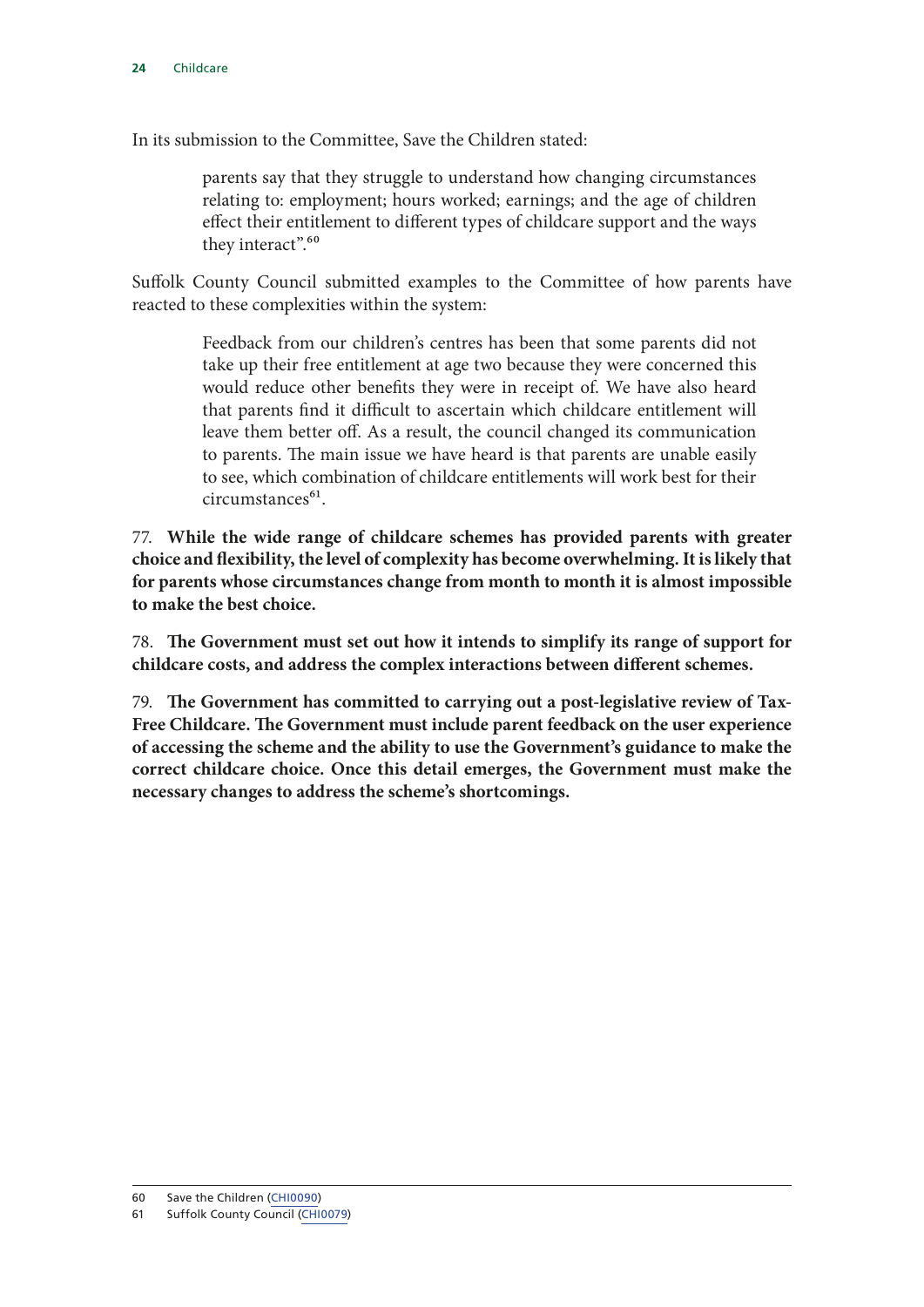In its submission to the Committee, Save the Children stated:

> parents say that they struggle to understand how changing circumstances relating to: employment; hours worked; earnings; and the age of children effect their entitlement to different types of childcare support and the ways they interact".[60]

Suffolk County Council submitted examples to the Committee of how parents have reacted to these complexities within the system:

> Feedback from our children's centres has been that some parents did not take up their free entitlement at age two because they were concerned this would reduce other benefits they were in receipt of. We have also heard that parents find it difficult to ascertain which childcare entitlement will leave them better off. As a result, the council changed its communication to parents. The main issue we have heard is that parents are unable easily to see, which combination of childcare entitlements will work best for their circumstances[61].

77. **While the wide range of childcare schemes has provided parents with greater choice and flexibility, the level of complexity has become overwhelming. It is likely that for parents whose circumstances change from month to month it is almost impossible to make the best choice.**

78. **The Government must set out how it intends to simplify its range of support for childcare costs, and address the complex interactions between different schemes.**

79. **The Government has committed to carrying out a post-legislative review of Tax-Free Childcare. The Government must include parent feedback on the user experience of accessing the scheme and the ability to use the Government's guidance to make the correct childcare choice. Once this detail emerges, the Government must make the necessary changes to address the scheme's shortcomings.**

---

60 Save the Children (CHI0090)

61 Suffolk County Council (CHI0079)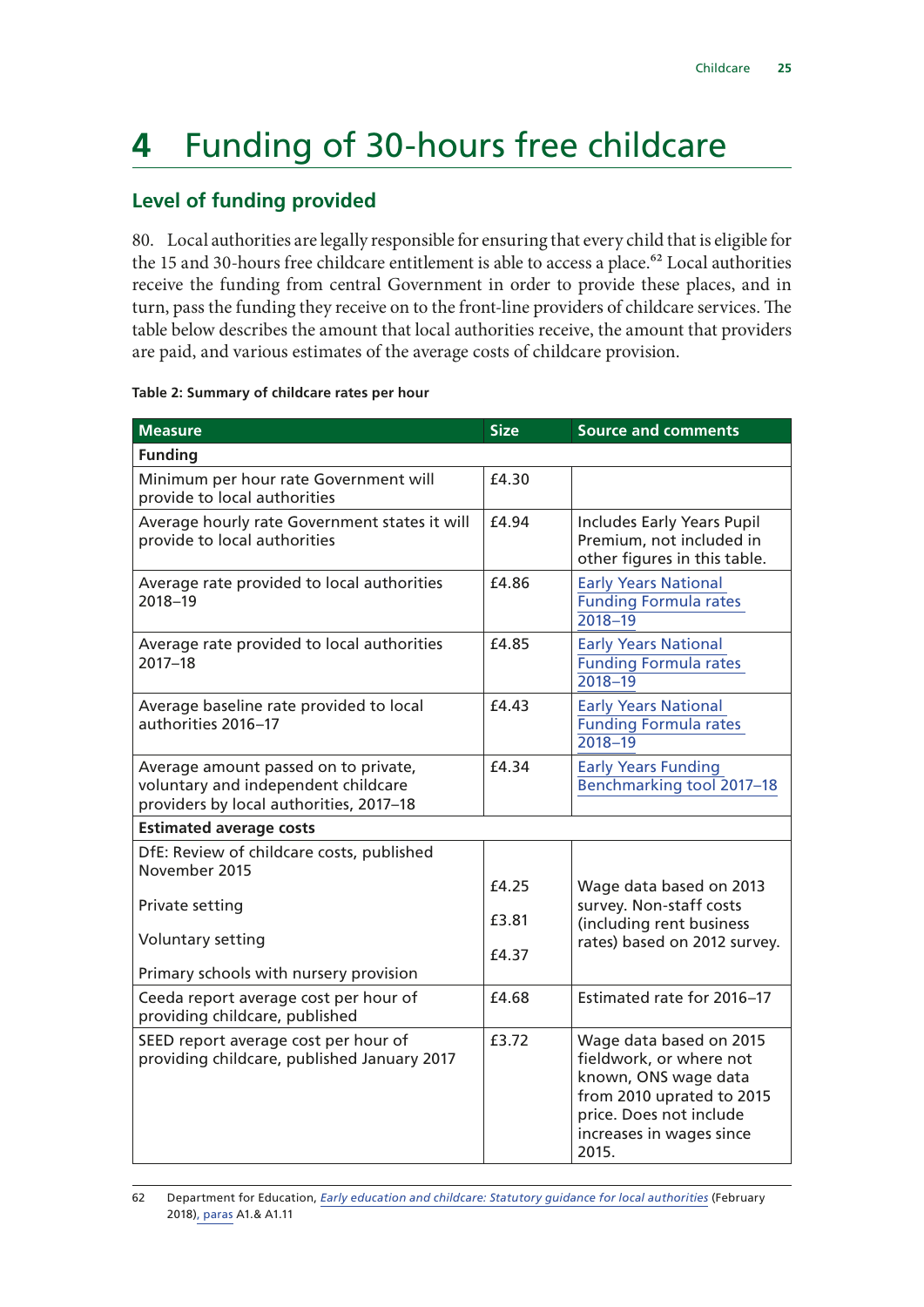# 4 Funding of 30-hours free childcare

## Level of funding provided

80. Local authorities are legally responsible for ensuring that every child that is eligible for the 15 and 30-hours free childcare entitlement is able to access a place.[62] Local authorities receive the funding from central Government in order to provide these places, and in turn, pass the funding they receive on to the front-line providers of childcare services. The table below describes the amount that local authorities receive, the amount that providers are paid, and various estimates of the average costs of childcare provision.

**Table 2: Summary of childcare rates per hour**

| Measure | Size | Source and comments |
|---|---|---|
| **Funding** | | |
| Minimum per hour rate Government will provide to local authorities | £4.30 | |
| Average hourly rate Government states it will provide to local authorities | £4.94 | Includes Early Years Pupil Premium, not included in other figures in this table. |
| Average rate provided to local authorities 2018–19 | £4.86 | Early Years National Funding Formula rates 2018–19 |
| Average rate provided to local authorities 2017–18 | £4.85 | Early Years National Funding Formula rates 2018–19 |
| Average baseline rate provided to local authorities 2016–17 | £4.43 | Early Years National Funding Formula rates 2018–19 |
| Average amount passed on to private, voluntary and independent childcare providers by local authorities, 2017–18 | £4.34 | Early Years Funding Benchmarking tool 2017–18 |
| **Estimated average costs** | | |
| DfE: Review of childcare costs, published November 2015<br><br>Private setting<br><br>Voluntary setting<br><br>Primary schools with nursery provision | <br><br>£4.25<br><br>£3.81<br><br>£4.37 | Wage data based on 2013 survey. Non-staff costs (including rent business rates) based on 2012 survey. |
| Ceeda report average cost per hour of providing childcare, published | £4.68 | Estimated rate for 2016–17 |
| SEED report average cost per hour of providing childcare, published January 2017 | £3.72 | Wage data based on 2015 fieldwork, or where not known, ONS wage data from 2010 uprated to 2015 price. Does not include increases in wages since 2015. |

62 Department for Education, *Early education and childcare: Statutory guidance for local authorities* (February 2018), paras A1.& A1.11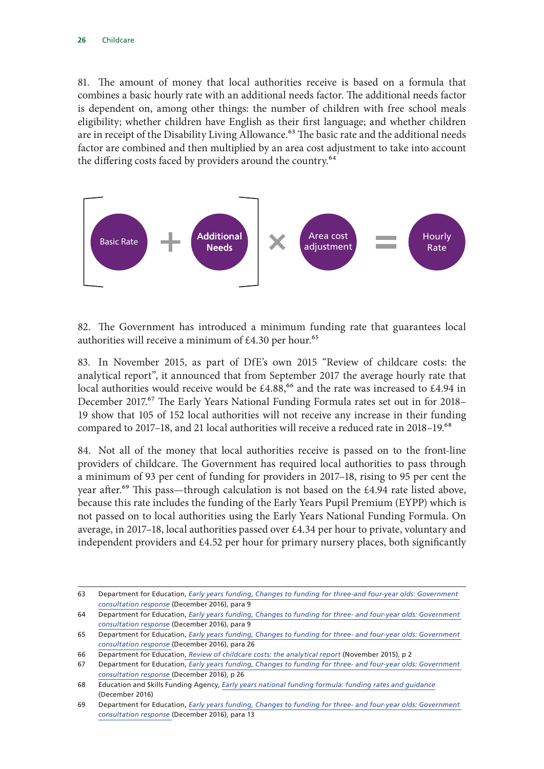81. The amount of money that local authorities receive is based on a formula that combines a basic hourly rate with an additional needs factor. The additional needs factor is dependent on, among other things: the number of children with free school meals eligibility; whether children have English as their first language; and whether children are in receipt of the Disability Living Allowance.[63] The basic rate and the additional needs factor are combined and then multiplied by an area cost adjustment to take into account the differing costs faced by providers around the country.[64]

[ Basic Rate + **Additional Needs** ] × Area cost adjustment = Hourly Rate

82. The Government has introduced a minimum funding rate that guarantees local authorities will receive a minimum of £4.30 per hour.[65]

83. In November 2015, as part of DfE's own 2015 "Review of childcare costs: the analytical report", it announced that from September 2017 the average hourly rate that local authorities would receive would be £4.88,[66] and the rate was increased to £4.94 in December 2017.[67] The Early Years National Funding Formula rates set out in for 2018–19 show that 105 of 152 local authorities will not receive any increase in their funding compared to 2017–18, and 21 local authorities will receive a reduced rate in 2018–19.[68]

84. Not all of the money that local authorities receive is passed on to the front-line providers of childcare. The Government has required local authorities to pass through a minimum of 93 per cent of funding for providers in 2017–18, rising to 95 per cent the year after.[69] This pass—through calculation is not based on the £4.94 rate listed above, because this rate includes the funding of the Early Years Pupil Premium (EYPP) which is not passed on to local authorities using the Early Years National Funding Formula. On average, in 2017–18, local authorities passed over £4.34 per hour to private, voluntary and independent providers and £4.52 per hour for primary nursery places, both significantly

---

63 Department for Education, *Early years funding, Changes to funding for three-and four-year olds: Government consultation response* (December 2016), para 9

64 Department for Education, *Early years funding, Changes to funding for three- and four-year olds: Government consultation response* (December 2016), para 9

65 Department for Education, *Early years funding, Changes to funding for three- and four-year olds: Government consultation response* (December 2016), para 26

66 Department for Education, *Review of childcare costs: the analytical report* (November 2015), p 2

67 Department for Education, *Early years funding, Changes to funding for three- and four-year olds: Government consultation response* (December 2016), p 26

68 Education and Skills Funding Agency, *Early years national funding formula: funding rates and guidance* (December 2016)

69 Department for Education, *Early years funding, Changes to funding for three- and four-year olds: Government consultation response* (December 2016), para 13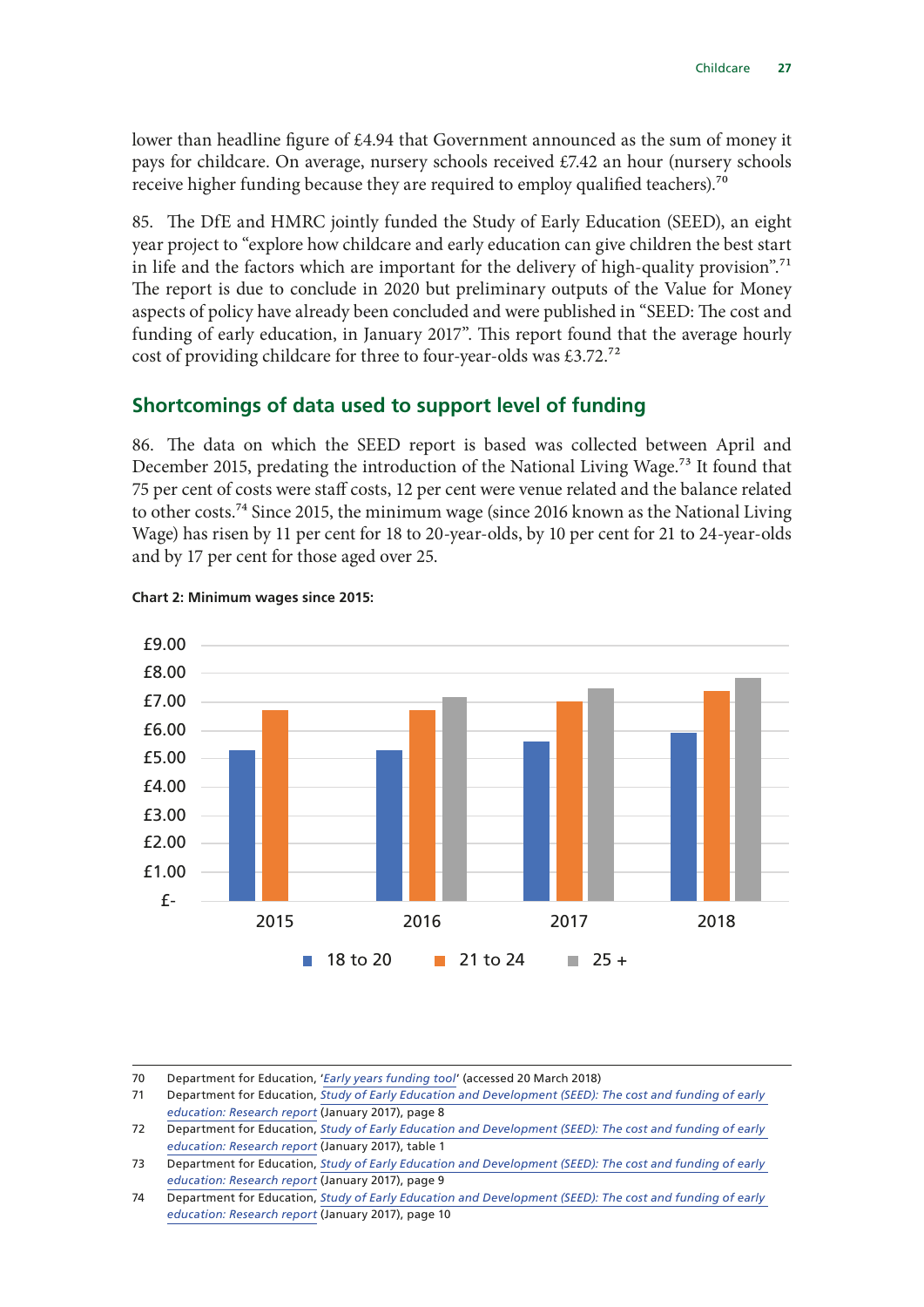lower than headline figure of £4.94 that Government announced as the sum of money it pays for childcare. On average, nursery schools received £7.42 an hour (nursery schools receive higher funding because they are required to employ qualified teachers).[70]

85. The DfE and HMRC jointly funded the Study of Early Education (SEED), an eight year project to "explore how childcare and early education can give children the best start in life and the factors which are important for the delivery of high-quality provision".[71] The report is due to conclude in 2020 but preliminary outputs of the Value for Money aspects of policy have already been concluded and were published in "SEED: The cost and funding of early education, in January 2017". This report found that the average hourly cost of providing childcare for three to four-year-olds was £3.72.[72]

## Shortcomings of data used to support level of funding

86. The data on which the SEED report is based was collected between April and December 2015, predating the introduction of the National Living Wage.[73] It found that 75 per cent of costs were staff costs, 12 per cent were venue related and the balance related to other costs.[74] Since 2015, the minimum wage (since 2016 known as the National Living Wage) has risen by 11 per cent for 18 to 20-year-olds, by 10 per cent for 21 to 24-year-olds and by 17 per cent for those aged over 25.

**Chart 2: Minimum wages since 2015:**

---

70 Department for Education, '*Early years funding tool*' (accessed 20 March 2018)

71 Department for Education, *Study of Early Education and Development (SEED): The cost and funding of early education: Research report* (January 2017), page 8

72 Department for Education, *Study of Early Education and Development (SEED): The cost and funding of early education: Research report* (January 2017), table 1

73 Department for Education, *Study of Early Education and Development (SEED): The cost and funding of early education: Research report* (January 2017), page 9

74 Department for Education, *Study of Early Education and Development (SEED): The cost and funding of early education: Research report* (January 2017), page 10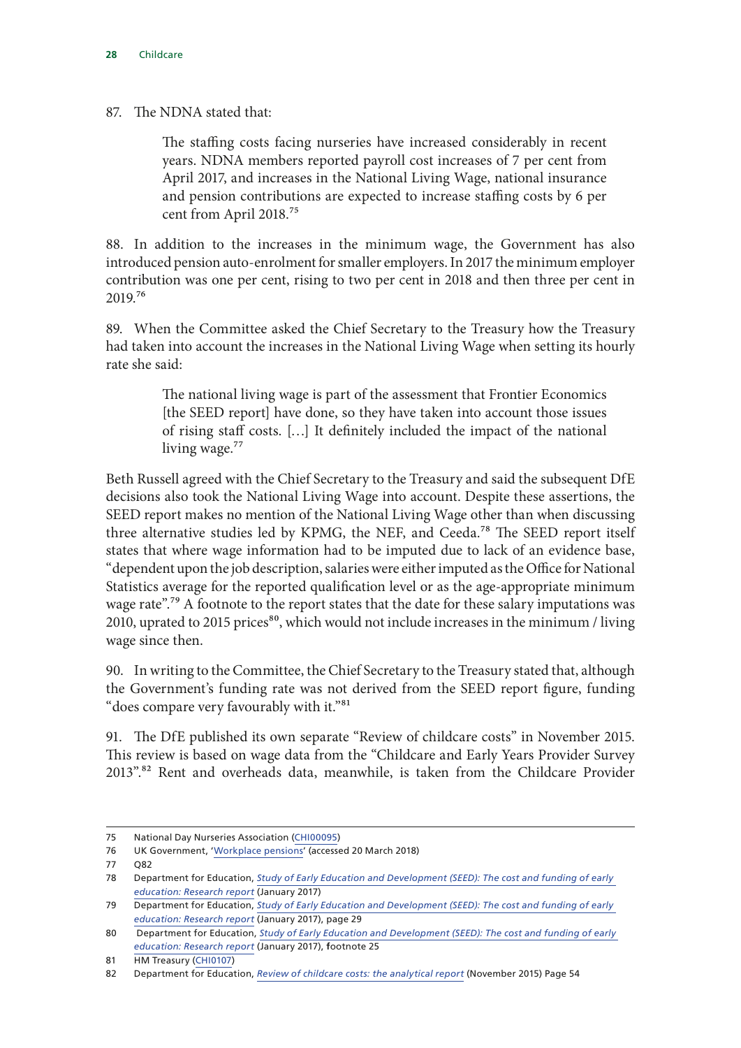87. The NDNA stated that:

> The staffing costs facing nurseries have increased considerably in recent years. NDNA members reported payroll cost increases of 7 per cent from April 2017, and increases in the National Living Wage, national insurance and pension contributions are expected to increase staffing costs by 6 per cent from April 2018.[75]

88. In addition to the increases in the minimum wage, the Government has also introduced pension auto-enrolment for smaller employers. In 2017 the minimum employer contribution was one per cent, rising to two per cent in 2018 and then three per cent in 2019.[76]

89. When the Committee asked the Chief Secretary to the Treasury how the Treasury had taken into account the increases in the National Living Wage when setting its hourly rate she said:

> The national living wage is part of the assessment that Frontier Economics [the SEED report] have done, so they have taken into account those issues of rising staff costs. […] It definitely included the impact of the national living wage.[77]

Beth Russell agreed with the Chief Secretary to the Treasury and said the subsequent DfE decisions also took the National Living Wage into account. Despite these assertions, the SEED report makes no mention of the National Living Wage other than when discussing three alternative studies led by KPMG, the NEF, and Ceeda.[78] The SEED report itself states that where wage information had to be imputed due to lack of an evidence base, "dependent upon the job description, salaries were either imputed as the Office for National Statistics average for the reported qualification level or as the age-appropriate minimum wage rate".[79] A footnote to the report states that the date for these salary imputations was 2010, uprated to 2015 prices[80], which would not include increases in the minimum / living wage since then.

90. In writing to the Committee, the Chief Secretary to the Treasury stated that, although the Government's funding rate was not derived from the SEED report figure, funding "does compare very favourably with it."[81]

91. The DfE published its own separate "Review of childcare costs" in November 2015. This review is based on wage data from the "Childcare and Early Years Provider Survey 2013".[82] Rent and overheads data, meanwhile, is taken from the Childcare Provider

---

75 National Day Nurseries Association (CHI00095)

76 UK Government, 'Workplace pensions' (accessed 20 March 2018)

77 Q82

78 Department for Education, *Study of Early Education and Development (SEED): The cost and funding of early education: Research report* (January 2017)

79 Department for Education, *Study of Early Education and Development (SEED): The cost and funding of early education: Research report* (January 2017), page 29

80 Department for Education, *Study of Early Education and Development (SEED): The cost and funding of early education: Research report* (January 2017), footnote 25

81 HM Treasury (CHI0107)

82 Department for Education, *Review of childcare costs: the analytical report* (November 2015) Page 54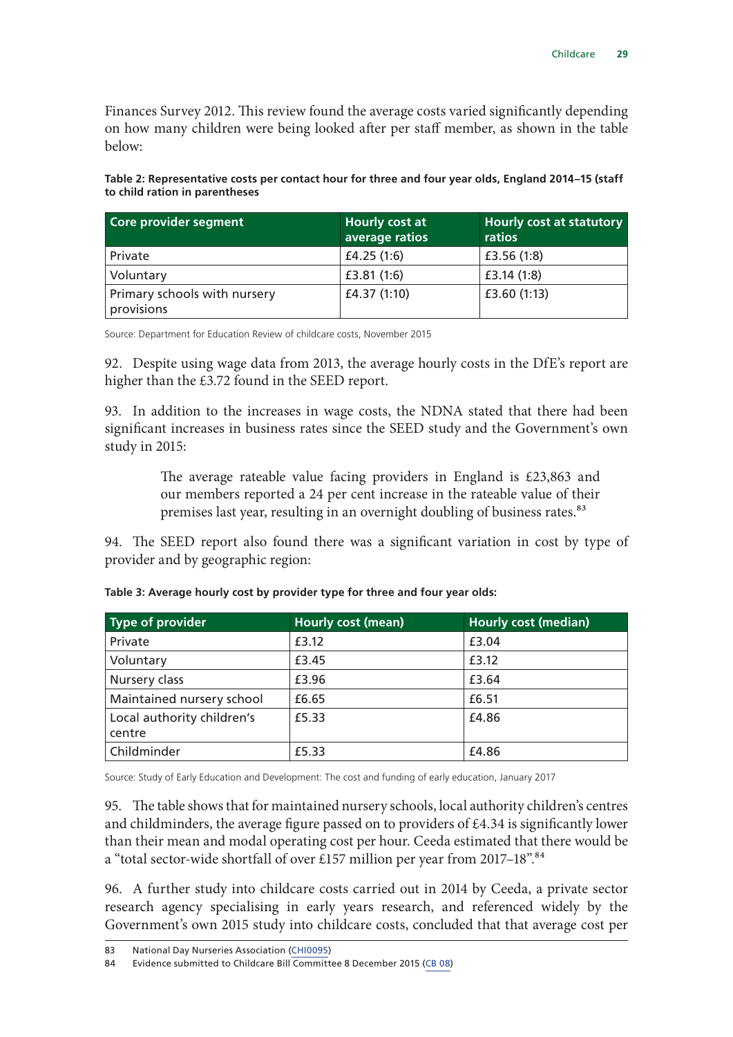Finances Survey 2012. This review found the average costs varied significantly depending on how many children were being looked after per staff member, as shown in the table below:

**Table 2: Representative costs per contact hour for three and four year olds, England 2014–15 (staff to child ration in parentheses**

| Core provider segment | Hourly cost at average ratios | Hourly cost at statutory ratios |
|---|---|---|
| Private | £4.25 (1:6) | £3.56 (1:8) |
| Voluntary | £3.81 (1:6) | £3.14 (1:8) |
| Primary schools with nursery provisions | £4.37 (1:10) | £3.60 (1:13) |

Source: Department for Education Review of childcare costs, November 2015

92. Despite using wage data from 2013, the average hourly costs in the DfE's report are higher than the £3.72 found in the SEED report.

93. In addition to the increases in wage costs, the NDNA stated that there had been significant increases in business rates since the SEED study and the Government's own study in 2015:

> The average rateable value facing providers in England is £23,863 and our members reported a 24 per cent increase in the rateable value of their premises last year, resulting in an overnight doubling of business rates.[83]

94. The SEED report also found there was a significant variation in cost by type of provider and by geographic region:

**Table 3: Average hourly cost by provider type for three and four year olds:**

| Type of provider | Hourly cost (mean) | Hourly cost (median) |
|---|---|---|
| Private | £3.12 | £3.04 |
| Voluntary | £3.45 | £3.12 |
| Nursery class | £3.96 | £3.64 |
| Maintained nursery school | £6.65 | £6.51 |
| Local authority children's centre | £5.33 | £4.86 |
| Childminder | £5.33 | £4.86 |

Source: Study of Early Education and Development: The cost and funding of early education, January 2017

95. The table shows that for maintained nursery schools, local authority children's centres and childminders, the average figure passed on to providers of £4.34 is significantly lower than their mean and modal operating cost per hour. Ceeda estimated that there would be a "total sector-wide shortfall of over £157 million per year from 2017–18".[84]

96. A further study into childcare costs carried out in 2014 by Ceeda, a private sector research agency specialising in early years research, and referenced widely by the Government's own 2015 study into childcare costs, concluded that that average cost per

83 National Day Nurseries Association (CHI0095)

84 Evidence submitted to Childcare Bill Committee 8 December 2015 (CB 08)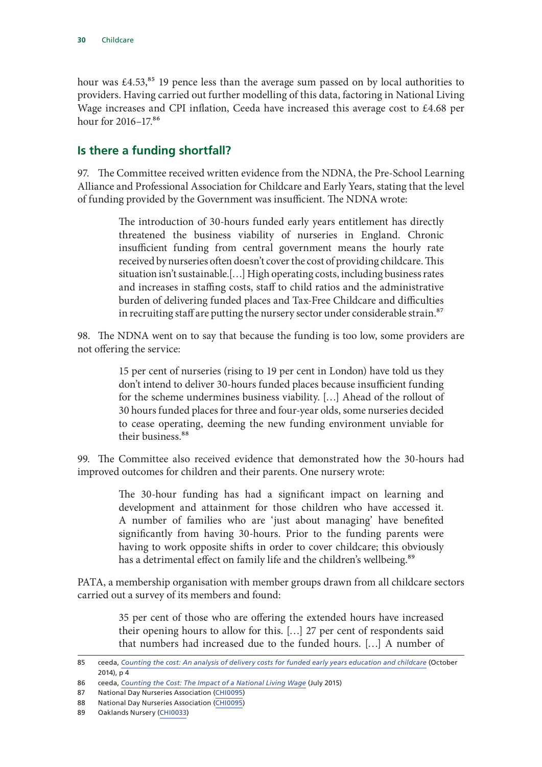hour was £4.53,[85] 19 pence less than the average sum passed on by local authorities to providers. Having carried out further modelling of this data, factoring in National Living Wage increases and CPI inflation, Ceeda have increased this average cost to £4.68 per hour for 2016–17.[86]

## Is there a funding shortfall?

97. The Committee received written evidence from the NDNA, the Pre-School Learning Alliance and Professional Association for Childcare and Early Years, stating that the level of funding provided by the Government was insufficient. The NDNA wrote:

> The introduction of 30-hours funded early years entitlement has directly threatened the business viability of nurseries in England. Chronic insufficient funding from central government means the hourly rate received by nurseries often doesn't cover the cost of providing childcare. This situation isn't sustainable.[…] High operating costs, including business rates and increases in staffing costs, staff to child ratios and the administrative burden of delivering funded places and Tax-Free Childcare and difficulties in recruiting staff are putting the nursery sector under considerable strain.[87]

98. The NDNA went on to say that because the funding is too low, some providers are not offering the service:

> 15 per cent of nurseries (rising to 19 per cent in London) have told us they don't intend to deliver 30-hours funded places because insufficient funding for the scheme undermines business viability. […] Ahead of the rollout of 30 hours funded places for three and four-year olds, some nurseries decided to cease operating, deeming the new funding environment unviable for their business.[88]

99. The Committee also received evidence that demonstrated how the 30-hours had improved outcomes for children and their parents. One nursery wrote:

> The 30-hour funding has had a significant impact on learning and development and attainment for those children who have accessed it. A number of families who are 'just about managing' have benefited significantly from having 30-hours. Prior to the funding parents were having to work opposite shifts in order to cover childcare; this obviously has a detrimental effect on family life and the children's wellbeing.[89]

PATA, a membership organisation with member groups drawn from all childcare sectors carried out a survey of its members and found:

> 35 per cent of those who are offering the extended hours have increased their opening hours to allow for this. […] 27 per cent of respondents said that numbers had increased due to the funded hours. […] A number of

---

85 ceeda, *Counting the cost: An analysis of delivery costs for funded early years education and childcare* (October 2014), p 4

86 ceeda, *Counting the Cost: The Impact of a National Living Wage* (July 2015)

87 National Day Nurseries Association (CHI0095)

88 National Day Nurseries Association (CHI0095)

89 Oaklands Nursery (CHI0033)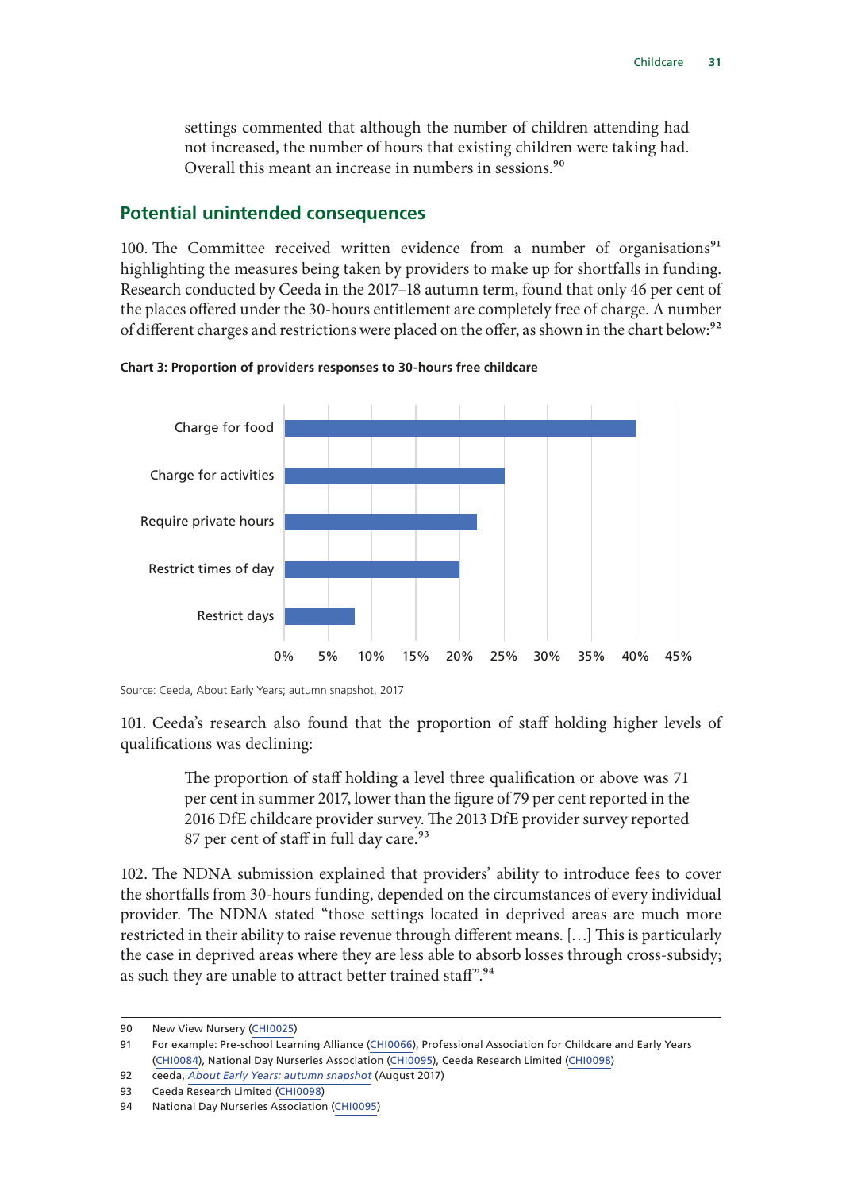settings commented that although the number of children attending had not increased, the number of hours that existing children were taking had. Overall this meant an increase in numbers in sessions.[90]

## Potential unintended consequences

100. The Committee received written evidence from a number of organisations[91] highlighting the measures being taken by providers to make up for shortfalls in funding. Research conducted by Ceeda in the 2017–18 autumn term, found that only 46 per cent of the places offered under the 30-hours entitlement are completely free of charge. A number of different charges and restrictions were placed on the offer, as shown in the chart below:[92]

**Chart 3: Proportion of providers responses to 30-hours free childcare**

| Response | Proportion |
|---|---|
| Charge for food | 40% |
| Charge for activities | 25% |
| Require private hours | 22% |
| Restrict times of day | 20% |
| Restrict days | 8% |

Source: Ceeda, About Early Years; autumn snapshot, 2017

101. Ceeda's research also found that the proportion of staff holding higher levels of qualifications was declining:

> The proportion of staff holding a level three qualification or above was 71 per cent in summer 2017, lower than the figure of 79 per cent reported in the 2016 DfE childcare provider survey. The 2013 DfE provider survey reported 87 per cent of staff in full day care.[93]

102. The NDNA submission explained that providers' ability to introduce fees to cover the shortfalls from 30-hours funding, depended on the circumstances of every individual provider. The NDNA stated "those settings located in deprived areas are much more restricted in their ability to raise revenue through different means. […] This is particularly the case in deprived areas where they are less able to absorb losses through cross-subsidy; as such they are unable to attract better trained staff".[94]

---

90 New View Nursery (CHI0025)

91 For example: Pre-school Learning Alliance (CHI0066), Professional Association for Childcare and Early Years (CHI0084), National Day Nurseries Association (CHI0095), Ceeda Research Limited (CHI0098)

92 ceeda, *About Early Years: autumn snapshot* (August 2017)

93 Ceeda Research Limited (CHI0098)

94 National Day Nurseries Association (CHI0095)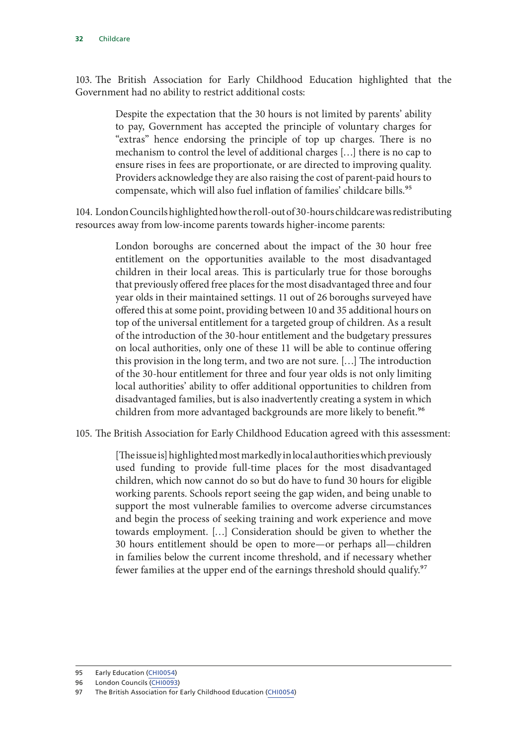103. The British Association for Early Childhood Education highlighted that the Government had no ability to restrict additional costs:

> Despite the expectation that the 30 hours is not limited by parents' ability to pay, Government has accepted the principle of voluntary charges for "extras" hence endorsing the principle of top up charges. There is no mechanism to control the level of additional charges […] there is no cap to ensure rises in fees are proportionate, or are directed to improving quality. Providers acknowledge they are also raising the cost of parent-paid hours to compensate, which will also fuel inflation of families' childcare bills.[95]

104. London Councils highlighted how the roll-out of 30-hours childcare was redistributing resources away from low-income parents towards higher-income parents:

> London boroughs are concerned about the impact of the 30 hour free entitlement on the opportunities available to the most disadvantaged children in their local areas. This is particularly true for those boroughs that previously offered free places for the most disadvantaged three and four year olds in their maintained settings. 11 out of 26 boroughs surveyed have offered this at some point, providing between 10 and 35 additional hours on top of the universal entitlement for a targeted group of children. As a result of the introduction of the 30-hour entitlement and the budgetary pressures on local authorities, only one of these 11 will be able to continue offering this provision in the long term, and two are not sure. […] The introduction of the 30-hour entitlement for three and four year olds is not only limiting local authorities' ability to offer additional opportunities to children from disadvantaged families, but is also inadvertently creating a system in which children from more advantaged backgrounds are more likely to benefit.[96]

105. The British Association for Early Childhood Education agreed with this assessment:

> [The issue is] highlighted most markedly in local authorities which previously used funding to provide full-time places for the most disadvantaged children, which now cannot do so but do have to fund 30 hours for eligible working parents. Schools report seeing the gap widen, and being unable to support the most vulnerable families to overcome adverse circumstances and begin the process of seeking training and work experience and move towards employment. […] Consideration should be given to whether the 30 hours entitlement should be open to more—or perhaps all—children in families below the current income threshold, and if necessary whether fewer families at the upper end of the earnings threshold should qualify.[97]

---

95 Early Education (CHI0054)

96 London Councils (CHI0093)

97 The British Association for Early Childhood Education (CHI0054)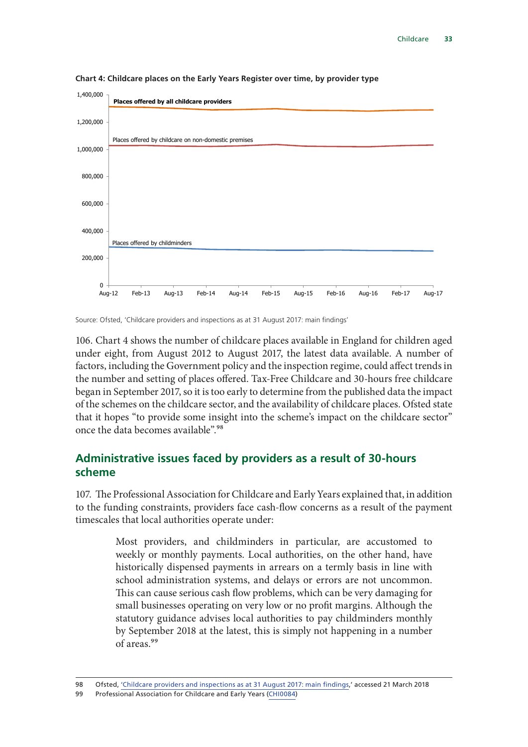**Chart 4: Childcare places on the Early Years Register over time, by provider type**

Source: Ofsted, 'Childcare providers and inspections as at 31 August 2017: main findings'

106. Chart 4 shows the number of childcare places available in England for children aged under eight, from August 2012 to August 2017, the latest data available. A number of factors, including the Government policy and the inspection regime, could affect trends in the number and setting of places offered. Tax-Free Childcare and 30-hours free childcare began in September 2017, so it is too early to determine from the published data the impact of the schemes on the childcare sector, and the availability of childcare places. Ofsted state that it hopes "to provide some insight into the scheme's impact on the childcare sector" once the data becomes available".[98]

## Administrative issues faced by providers as a result of 30-hours scheme

107. The Professional Association for Childcare and Early Years explained that, in addition to the funding constraints, providers face cash-flow concerns as a result of the payment timescales that local authorities operate under:

> Most providers, and childminders in particular, are accustomed to weekly or monthly payments. Local authorities, on the other hand, have historically dispensed payments in arrears on a termly basis in line with school administration systems, and delays or errors are not uncommon. This can cause serious cash flow problems, which can be very damaging for small businesses operating on very low or no profit margins. Although the statutory guidance advises local authorities to pay childminders monthly by September 2018 at the latest, this is simply not happening in a number of areas.[99]

98 Ofsted, 'Childcare providers and inspections as at 31 August 2017: main findings,' accessed 21 March 2018

99 Professional Association for Childcare and Early Years (CHI0084)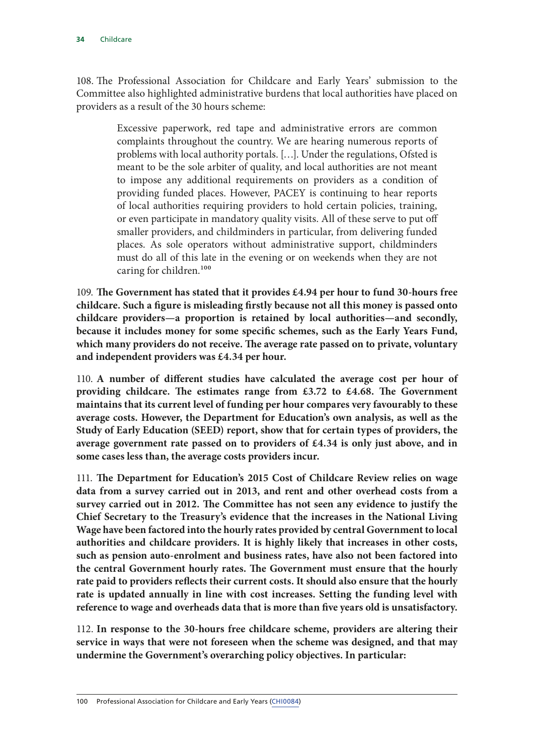108. The Professional Association for Childcare and Early Years' submission to the Committee also highlighted administrative burdens that local authorities have placed on providers as a result of the 30 hours scheme:

> Excessive paperwork, red tape and administrative errors are common complaints throughout the country. We are hearing numerous reports of problems with local authority portals. [...]. Under the regulations, Ofsted is meant to be the sole arbiter of quality, and local authorities are not meant to impose any additional requirements on providers as a condition of providing funded places. However, PACEY is continuing to hear reports of local authorities requiring providers to hold certain policies, training, or even participate in mandatory quality visits. All of these serve to put off smaller providers, and childminders in particular, from delivering funded places. As sole operators without administrative support, childminders must do all of this late in the evening or on weekends when they are not caring for children.[100]

109. **The Government has stated that it provides £4.94 per hour to fund 30-hours free childcare. Such a figure is misleading firstly because not all this money is passed onto childcare providers—a proportion is retained by local authorities—and secondly, because it includes money for some specific schemes, such as the Early Years Fund, which many providers do not receive. The average rate passed on to private, voluntary and independent providers was £4.34 per hour.**

110. **A number of different studies have calculated the average cost per hour of providing childcare. The estimates range from £3.72 to £4.68. The Government maintains that its current level of funding per hour compares very favourably to these average costs. However, the Department for Education's own analysis, as well as the Study of Early Education (SEED) report, show that for certain types of providers, the average government rate passed on to providers of £4.34 is only just above, and in some cases less than, the average costs providers incur.**

111. **The Department for Education's 2015 Cost of Childcare Review relies on wage data from a survey carried out in 2013, and rent and other overhead costs from a survey carried out in 2012. The Committee has not seen any evidence to justify the Chief Secretary to the Treasury's evidence that the increases in the National Living Wage have been factored into the hourly rates provided by central Government to local authorities and childcare providers. It is highly likely that increases in other costs, such as pension auto-enrolment and business rates, have also not been factored into the central Government hourly rates. The Government must ensure that the hourly rate paid to providers reflects their current costs. It should also ensure that the hourly rate is updated annually in line with cost increases. Setting the funding level with reference to wage and overheads data that is more than five years old is unsatisfactory.**

112. **In response to the 30-hours free childcare scheme, providers are altering their service in ways that were not foreseen when the scheme was designed, and that may undermine the Government's overarching policy objectives. In particular:**

---

100 Professional Association for Childcare and Early Years (CHI0084)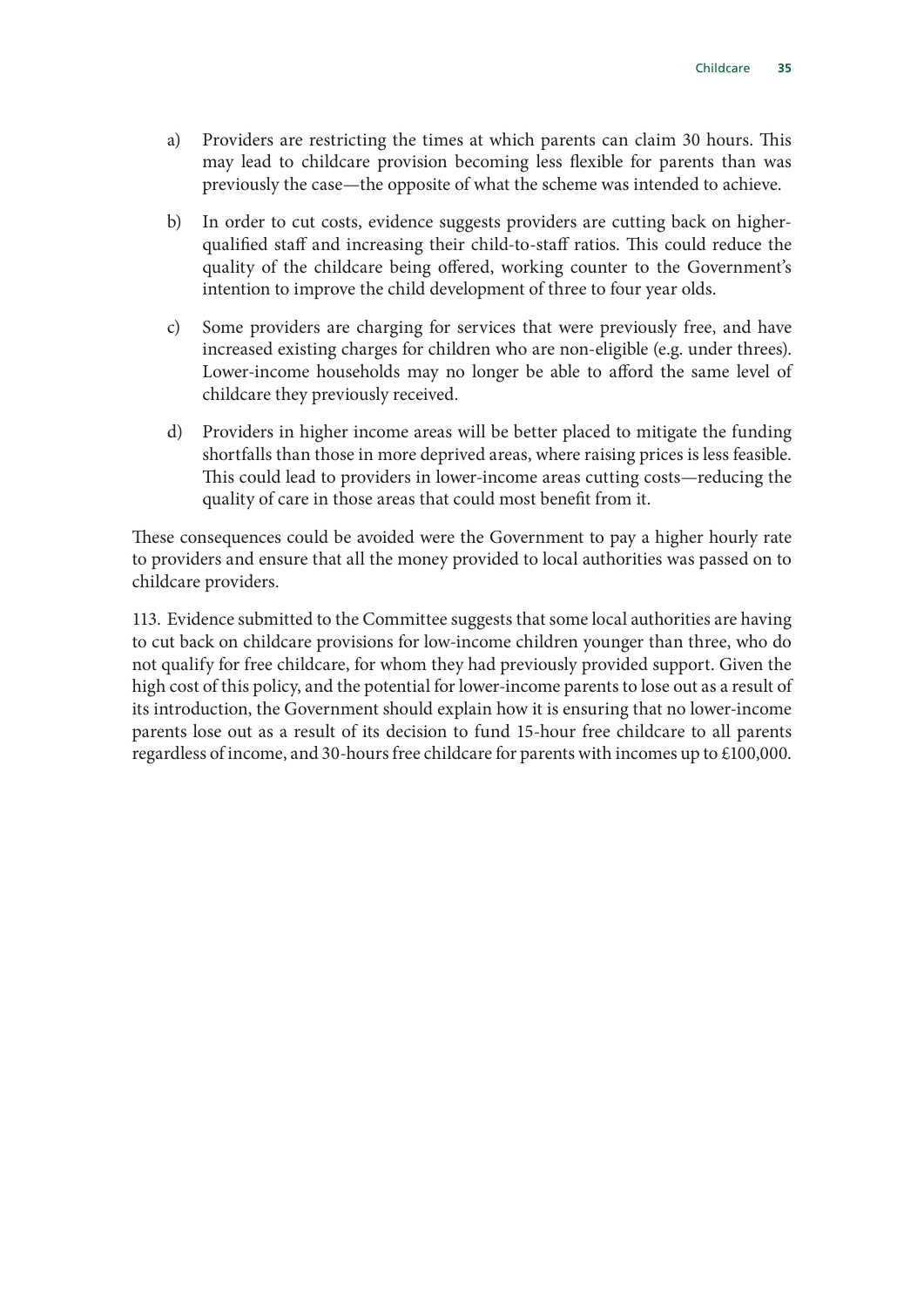a) Providers are restricting the times at which parents can claim 30 hours. This may lead to childcare provision becoming less flexible for parents than was previously the case—the opposite of what the scheme was intended to achieve.

b) In order to cut costs, evidence suggests providers are cutting back on higher-qualified staff and increasing their child-to-staff ratios. This could reduce the quality of the childcare being offered, working counter to the Government's intention to improve the child development of three to four year olds.

c) Some providers are charging for services that were previously free, and have increased existing charges for children who are non-eligible (e.g. under threes). Lower-income households may no longer be able to afford the same level of childcare they previously received.

d) Providers in higher income areas will be better placed to mitigate the funding shortfalls than those in more deprived areas, where raising prices is less feasible. This could lead to providers in lower-income areas cutting costs—reducing the quality of care in those areas that could most benefit from it.

These consequences could be avoided were the Government to pay a higher hourly rate to providers and ensure that all the money provided to local authorities was passed on to childcare providers.

113. Evidence submitted to the Committee suggests that some local authorities are having to cut back on childcare provisions for low-income children younger than three, who do not qualify for free childcare, for whom they had previously provided support. Given the high cost of this policy, and the potential for lower-income parents to lose out as a result of its introduction, the Government should explain how it is ensuring that no lower-income parents lose out as a result of its decision to fund 15-hour free childcare to all parents regardless of income, and 30-hours free childcare for parents with incomes up to £100,000.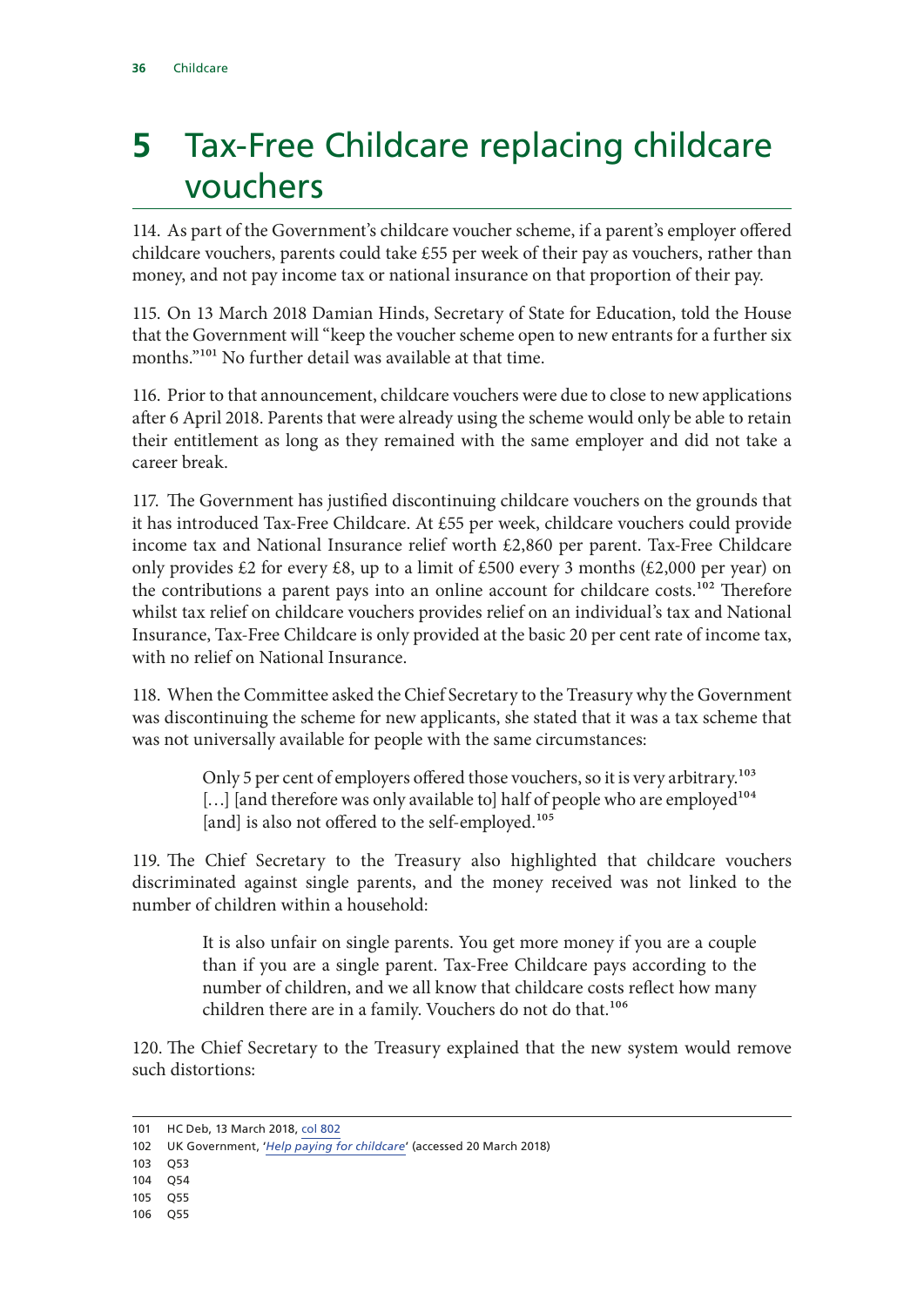# 5 Tax-Free Childcare replacing childcare vouchers

114. As part of the Government's childcare voucher scheme, if a parent's employer offered childcare vouchers, parents could take £55 per week of their pay as vouchers, rather than money, and not pay income tax or national insurance on that proportion of their pay.

115. On 13 March 2018 Damian Hinds, Secretary of State for Education, told the House that the Government will "keep the voucher scheme open to new entrants for a further six months."[101] No further detail was available at that time.

116. Prior to that announcement, childcare vouchers were due to close to new applications after 6 April 2018. Parents that were already using the scheme would only be able to retain their entitlement as long as they remained with the same employer and did not take a career break.

117. The Government has justified discontinuing childcare vouchers on the grounds that it has introduced Tax-Free Childcare. At £55 per week, childcare vouchers could provide income tax and National Insurance relief worth £2,860 per parent. Tax-Free Childcare only provides £2 for every £8, up to a limit of £500 every 3 months (£2,000 per year) on the contributions a parent pays into an online account for childcare costs.[102] Therefore whilst tax relief on childcare vouchers provides relief on an individual's tax and National Insurance, Tax-Free Childcare is only provided at the basic 20 per cent rate of income tax, with no relief on National Insurance.

118. When the Committee asked the Chief Secretary to the Treasury why the Government was discontinuing the scheme for new applicants, she stated that it was a tax scheme that was not universally available for people with the same circumstances:

> Only 5 per cent of employers offered those vouchers, so it is very arbitrary.[103] […] [and therefore was only available to] half of people who are employed[104] [and] is also not offered to the self-employed.[105]

119. The Chief Secretary to the Treasury also highlighted that childcare vouchers discriminated against single parents, and the money received was not linked to the number of children within a household:

> It is also unfair on single parents. You get more money if you are a couple than if you are a single parent. Tax-Free Childcare pays according to the number of children, and we all know that childcare costs reflect how many children there are in a family. Vouchers do not do that.[106]

120. The Chief Secretary to the Treasury explained that the new system would remove such distortions:

---

101 HC Deb, 13 March 2018, col 802

102 UK Government, '*Help paying for childcare*' (accessed 20 March 2018)

103 Q53

104 Q54

105 Q55

106 Q55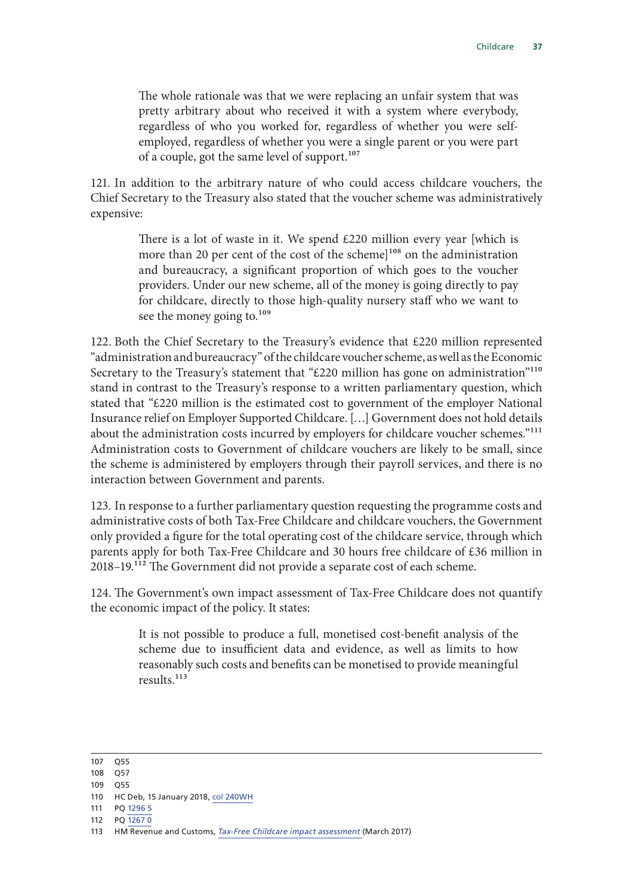> The whole rationale was that we were replacing an unfair system that was pretty arbitrary about who received it with a system where everybody, regardless of who you worked for, regardless of whether you were self-employed, regardless of whether you were a single parent or you were part of a couple, got the same level of support.[107]

121. In addition to the arbitrary nature of who could access childcare vouchers, the Chief Secretary to the Treasury also stated that the voucher scheme was administratively expensive:

> There is a lot of waste in it. We spend £220 million every year [which is more than 20 per cent of the cost of the scheme][108] on the administration and bureaucracy, a significant proportion of which goes to the voucher providers. Under our new scheme, all of the money is going directly to pay for childcare, directly to those high-quality nursery staff who we want to see the money going to.[109]

122. Both the Chief Secretary to the Treasury's evidence that £220 million represented "administration and bureaucracy" of the childcare voucher scheme, as well as the Economic Secretary to the Treasury's statement that "£220 million has gone on administration"[110] stand in contrast to the Treasury's response to a written parliamentary question, which stated that "£220 million is the estimated cost to government of the employer National Insurance relief on Employer Supported Childcare. […] Government does not hold details about the administration costs incurred by employers for childcare voucher schemes."[111] Administration costs to Government of childcare vouchers are likely to be small, since the scheme is administered by employers through their payroll services, and there is no interaction between Government and parents.

123. In response to a further parliamentary question requesting the programme costs and administrative costs of both Tax-Free Childcare and childcare vouchers, the Government only provided a figure for the total operating cost of the childcare service, through which parents apply for both Tax-Free Childcare and 30 hours free childcare of £36 million in 2018–19.[112] The Government did not provide a separate cost of each scheme.

124. The Government's own impact assessment of Tax-Free Childcare does not quantify the economic impact of the policy. It states:

> It is not possible to produce a full, monetised cost-benefit analysis of the scheme due to insufficient data and evidence, as well as limits to how reasonably such costs and benefits can be monetised to provide meaningful results.[113]

---

107 Q55

108 Q57

109 Q55

110 HC Deb, 15 January 2018, col 240WH

111 PQ 1296 5

112 PQ 1267 0

113 HM Revenue and Customs, *Tax-Free Childcare impact assessment* (March 2017)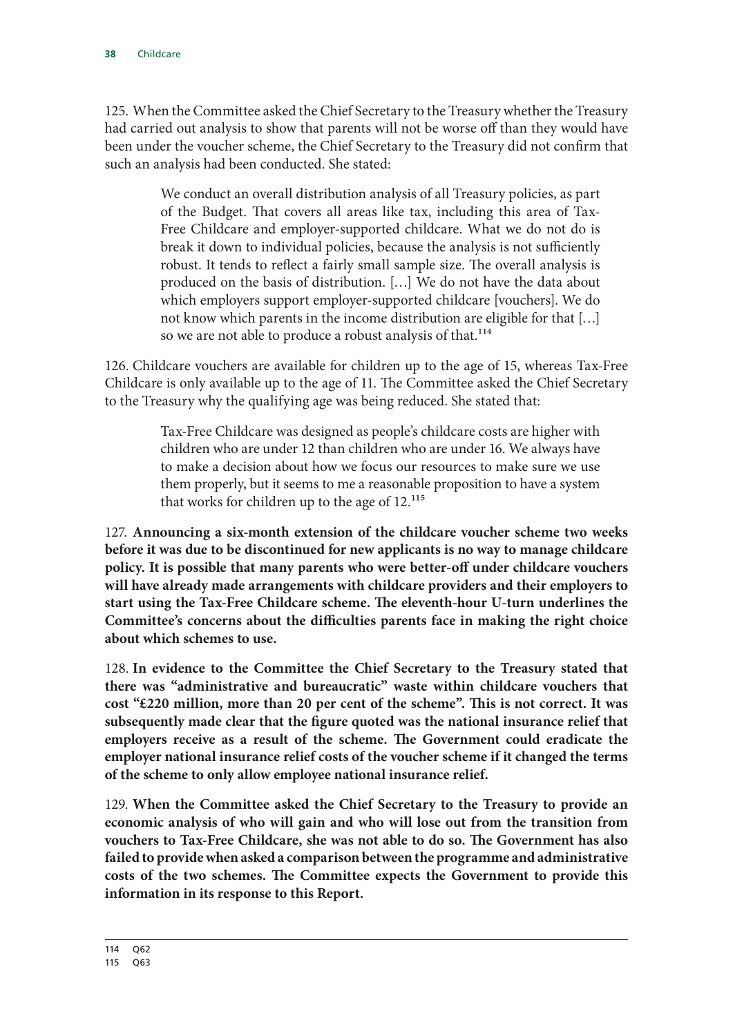125. When the Committee asked the Chief Secretary to the Treasury whether the Treasury had carried out analysis to show that parents will not be worse off than they would have been under the voucher scheme, the Chief Secretary to the Treasury did not confirm that such an analysis had been conducted. She stated:

> We conduct an overall distribution analysis of all Treasury policies, as part of the Budget. That covers all areas like tax, including this area of Tax-Free Childcare and employer-supported childcare. What we do not do is break it down to individual policies, because the analysis is not sufficiently robust. It tends to reflect a fairly small sample size. The overall analysis is produced on the basis of distribution. […] We do not have the data about which employers support employer-supported childcare [vouchers]. We do not know which parents in the income distribution are eligible for that […] so we are not able to produce a robust analysis of that.[114]

126. Childcare vouchers are available for children up to the age of 15, whereas Tax-Free Childcare is only available up to the age of 11. The Committee asked the Chief Secretary to the Treasury why the qualifying age was being reduced. She stated that:

> Tax-Free Childcare was designed as people's childcare costs are higher with children who are under 12 than children who are under 16. We always have to make a decision about how we focus our resources to make sure we use them properly, but it seems to me a reasonable proposition to have a system that works for children up to the age of 12.[115]

127. **Announcing a six-month extension of the childcare voucher scheme two weeks before it was due to be discontinued for new applicants is no way to manage childcare policy. It is possible that many parents who were better-off under childcare vouchers will have already made arrangements with childcare providers and their employers to start using the Tax-Free Childcare scheme. The eleventh-hour U-turn underlines the Committee's concerns about the difficulties parents face in making the right choice about which schemes to use.**

128. **In evidence to the Committee the Chief Secretary to the Treasury stated that there was "administrative and bureaucratic" waste within childcare vouchers that cost "£220 million, more than 20 per cent of the scheme". This is not correct. It was subsequently made clear that the figure quoted was the national insurance relief that employers receive as a result of the scheme. The Government could eradicate the employer national insurance relief costs of the voucher scheme if it changed the terms of the scheme to only allow employee national insurance relief.**

129. **When the Committee asked the Chief Secretary to the Treasury to provide an economic analysis of who will gain and who will lose out from the transition from vouchers to Tax-Free Childcare, she was not able to do so. The Government has also failed to provide when asked a comparison between the programme and administrative costs of the two schemes. The Committee expects the Government to provide this information in its response to this Report.**

114 Q62

115 Q63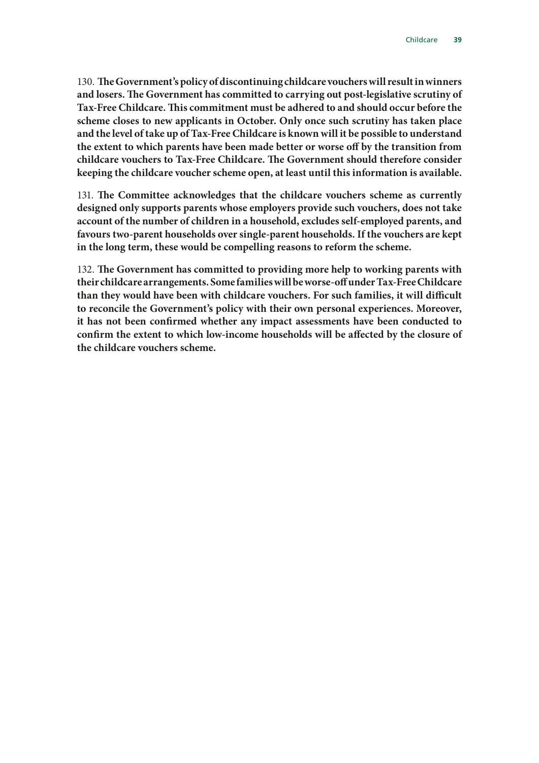130. **The Government's policy of discontinuing childcare vouchers will result in winners and losers. The Government has committed to carrying out post-legislative scrutiny of Tax-Free Childcare. This commitment must be adhered to and should occur before the scheme closes to new applicants in October. Only once such scrutiny has taken place and the level of take up of Tax-Free Childcare is known will it be possible to understand the extent to which parents have been made better or worse off by the transition from childcare vouchers to Tax-Free Childcare. The Government should therefore consider keeping the childcare voucher scheme open, at least until this information is available.**

131. **The Committee acknowledges that the childcare vouchers scheme as currently designed only supports parents whose employers provide such vouchers, does not take account of the number of children in a household, excludes self-employed parents, and favours two-parent households over single-parent households. If the vouchers are kept in the long term, these would be compelling reasons to reform the scheme.**

132. **The Government has committed to providing more help to working parents with their childcare arrangements. Some families will be worse-off under Tax-Free Childcare than they would have been with childcare vouchers. For such families, it will difficult to reconcile the Government's policy with their own personal experiences. Moreover, it has not been confirmed whether any impact assessments have been conducted to confirm the extent to which low-income households will be affected by the closure of the childcare vouchers scheme.**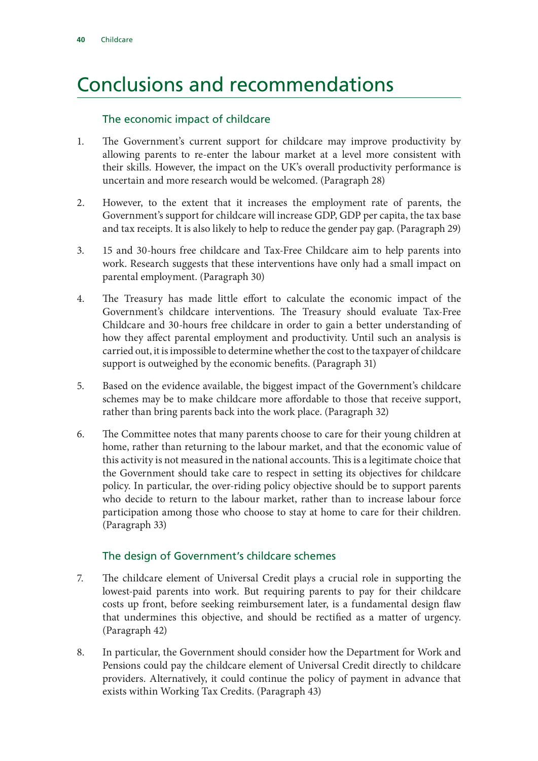# Conclusions and recommendations

## The economic impact of childcare

1. The Government's current support for childcare may improve productivity by allowing parents to re-enter the labour market at a level more consistent with their skills. However, the impact on the UK's overall productivity performance is uncertain and more research would be welcomed. (Paragraph 28)

2. However, to the extent that it increases the employment rate of parents, the Government's support for childcare will increase GDP, GDP per capita, the tax base and tax receipts. It is also likely to help to reduce the gender pay gap. (Paragraph 29)

3. 15 and 30-hours free childcare and Tax-Free Childcare aim to help parents into work. Research suggests that these interventions have only had a small impact on parental employment. (Paragraph 30)

4. The Treasury has made little effort to calculate the economic impact of the Government's childcare interventions. The Treasury should evaluate Tax-Free Childcare and 30-hours free childcare in order to gain a better understanding of how they affect parental employment and productivity. Until such an analysis is carried out, it is impossible to determine whether the cost to the taxpayer of childcare support is outweighed by the economic benefits. (Paragraph 31)

5. Based on the evidence available, the biggest impact of the Government's childcare schemes may be to make childcare more affordable to those that receive support, rather than bring parents back into the work place. (Paragraph 32)

6. The Committee notes that many parents choose to care for their young children at home, rather than returning to the labour market, and that the economic value of this activity is not measured in the national accounts. This is a legitimate choice that the Government should take care to respect in setting its objectives for childcare policy. In particular, the over-riding policy objective should be to support parents who decide to return to the labour market, rather than to increase labour force participation among those who choose to stay at home to care for their children. (Paragraph 33)

## The design of Government's childcare schemes

7. The childcare element of Universal Credit plays a crucial role in supporting the lowest-paid parents into work. But requiring parents to pay for their childcare costs up front, before seeking reimbursement later, is a fundamental design flaw that undermines this objective, and should be rectified as a matter of urgency. (Paragraph 42)

8. In particular, the Government should consider how the Department for Work and Pensions could pay the childcare element of Universal Credit directly to childcare providers. Alternatively, it could continue the policy of payment in advance that exists within Working Tax Credits. (Paragraph 43)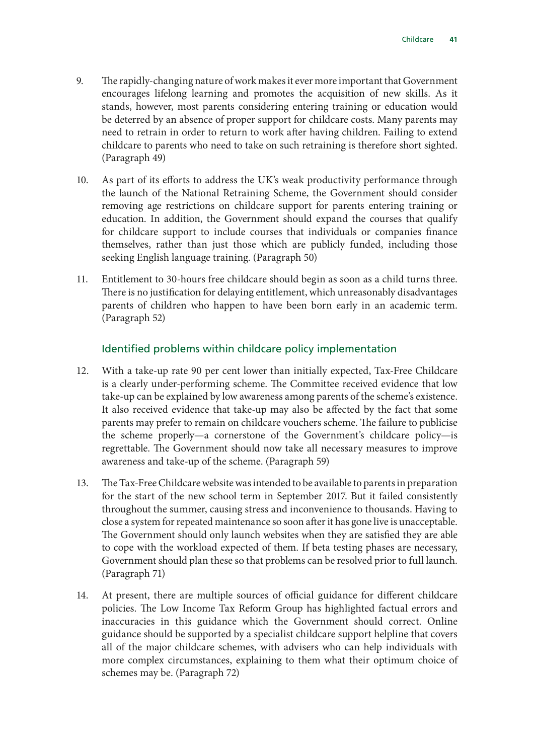9. The rapidly-changing nature of work makes it ever more important that Government encourages lifelong learning and promotes the acquisition of new skills. As it stands, however, most parents considering entering training or education would be deterred by an absence of proper support for childcare costs. Many parents may need to retrain in order to return to work after having children. Failing to extend childcare to parents who need to take on such retraining is therefore short sighted. (Paragraph 49)

10. As part of its efforts to address the UK's weak productivity performance through the launch of the National Retraining Scheme, the Government should consider removing age restrictions on childcare support for parents entering training or education. In addition, the Government should expand the courses that qualify for childcare support to include courses that individuals or companies finance themselves, rather than just those which are publicly funded, including those seeking English language training. (Paragraph 50)

11. Entitlement to 30-hours free childcare should begin as soon as a child turns three. There is no justification for delaying entitlement, which unreasonably disadvantages parents of children who happen to have been born early in an academic term. (Paragraph 52)

### Identified problems within childcare policy implementation

12. With a take-up rate 90 per cent lower than initially expected, Tax-Free Childcare is a clearly under-performing scheme. The Committee received evidence that low take-up can be explained by low awareness among parents of the scheme's existence. It also received evidence that take-up may also be affected by the fact that some parents may prefer to remain on childcare vouchers scheme. The failure to publicise the scheme properly—a cornerstone of the Government's childcare policy—is regrettable. The Government should now take all necessary measures to improve awareness and take-up of the scheme. (Paragraph 59)

13. The Tax-Free Childcare website was intended to be available to parents in preparation for the start of the new school term in September 2017. But it failed consistently throughout the summer, causing stress and inconvenience to thousands. Having to close a system for repeated maintenance so soon after it has gone live is unacceptable. The Government should only launch websites when they are satisfied they are able to cope with the workload expected of them. If beta testing phases are necessary, Government should plan these so that problems can be resolved prior to full launch. (Paragraph 71)

14. At present, there are multiple sources of official guidance for different childcare policies. The Low Income Tax Reform Group has highlighted factual errors and inaccuracies in this guidance which the Government should correct. Online guidance should be supported by a specialist childcare support helpline that covers all of the major childcare schemes, with advisers who can help individuals with more complex circumstances, explaining to them what their optimum choice of schemes may be. (Paragraph 72)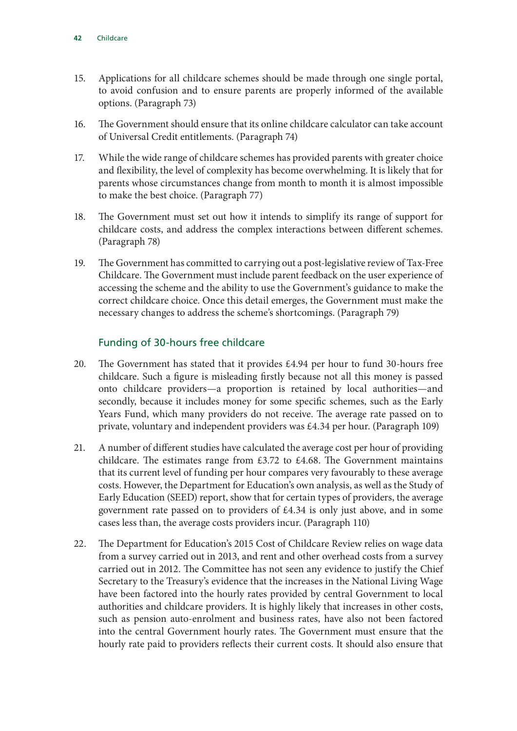15. Applications for all childcare schemes should be made through one single portal, to avoid confusion and to ensure parents are properly informed of the available options. (Paragraph 73)

16. The Government should ensure that its online childcare calculator can take account of Universal Credit entitlements. (Paragraph 74)

17. While the wide range of childcare schemes has provided parents with greater choice and flexibility, the level of complexity has become overwhelming. It is likely that for parents whose circumstances change from month to month it is almost impossible to make the best choice. (Paragraph 77)

18. The Government must set out how it intends to simplify its range of support for childcare costs, and address the complex interactions between different schemes. (Paragraph 78)

19. The Government has committed to carrying out a post-legislative review of Tax-Free Childcare. The Government must include parent feedback on the user experience of accessing the scheme and the ability to use the Government's guidance to make the correct childcare choice. Once this detail emerges, the Government must make the necessary changes to address the scheme's shortcomings. (Paragraph 79)

### Funding of 30-hours free childcare

20. The Government has stated that it provides £4.94 per hour to fund 30-hours free childcare. Such a figure is misleading firstly because not all this money is passed onto childcare providers—a proportion is retained by local authorities—and secondly, because it includes money for some specific schemes, such as the Early Years Fund, which many providers do not receive. The average rate passed on to private, voluntary and independent providers was £4.34 per hour. (Paragraph 109)

21. A number of different studies have calculated the average cost per hour of providing childcare. The estimates range from £3.72 to £4.68. The Government maintains that its current level of funding per hour compares very favourably to these average costs. However, the Department for Education's own analysis, as well as the Study of Early Education (SEED) report, show that for certain types of providers, the average government rate passed on to providers of £4.34 is only just above, and in some cases less than, the average costs providers incur. (Paragraph 110)

22. The Department for Education's 2015 Cost of Childcare Review relies on wage data from a survey carried out in 2013, and rent and other overhead costs from a survey carried out in 2012. The Committee has not seen any evidence to justify the Chief Secretary to the Treasury's evidence that the increases in the National Living Wage have been factored into the hourly rates provided by central Government to local authorities and childcare providers. It is highly likely that increases in other costs, such as pension auto-enrolment and business rates, have also not been factored into the central Government hourly rates. The Government must ensure that the hourly rate paid to providers reflects their current costs. It should also ensure that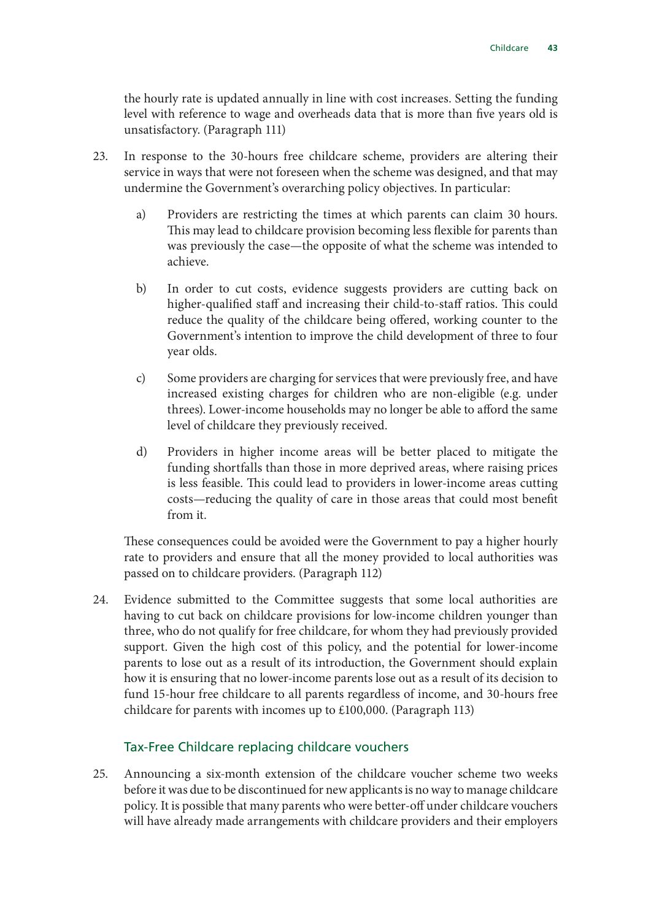the hourly rate is updated annually in line with cost increases. Setting the funding level with reference to wage and overheads data that is more than five years old is unsatisfactory. (Paragraph 111)

23. In response to the 30-hours free childcare scheme, providers are altering their service in ways that were not foreseen when the scheme was designed, and that may undermine the Government's overarching policy objectives. In particular:

    a) Providers are restricting the times at which parents can claim 30 hours. This may lead to childcare provision becoming less flexible for parents than was previously the case—the opposite of what the scheme was intended to achieve.

    b) In order to cut costs, evidence suggests providers are cutting back on higher-qualified staff and increasing their child-to-staff ratios. This could reduce the quality of the childcare being offered, working counter to the Government's intention to improve the child development of three to four year olds.

    c) Some providers are charging for services that were previously free, and have increased existing charges for children who are non-eligible (e.g. under threes). Lower-income households may no longer be able to afford the same level of childcare they previously received.

    d) Providers in higher income areas will be better placed to mitigate the funding shortfalls than those in more deprived areas, where raising prices is less feasible. This could lead to providers in lower-income areas cutting costs—reducing the quality of care in those areas that could most benefit from it.

    These consequences could be avoided were the Government to pay a higher hourly rate to providers and ensure that all the money provided to local authorities was passed on to childcare providers. (Paragraph 112)

24. Evidence submitted to the Committee suggests that some local authorities are having to cut back on childcare provisions for low-income children younger than three, who do not qualify for free childcare, for whom they had previously provided support. Given the high cost of this policy, and the potential for lower-income parents to lose out as a result of its introduction, the Government should explain how it is ensuring that no lower-income parents lose out as a result of its decision to fund 15-hour free childcare to all parents regardless of income, and 30-hours free childcare for parents with incomes up to £100,000. (Paragraph 113)

### Tax-Free Childcare replacing childcare vouchers

25. Announcing a six-month extension of the childcare voucher scheme two weeks before it was due to be discontinued for new applicants is no way to manage childcare policy. It is possible that many parents who were better-off under childcare vouchers will have already made arrangements with childcare providers and their employers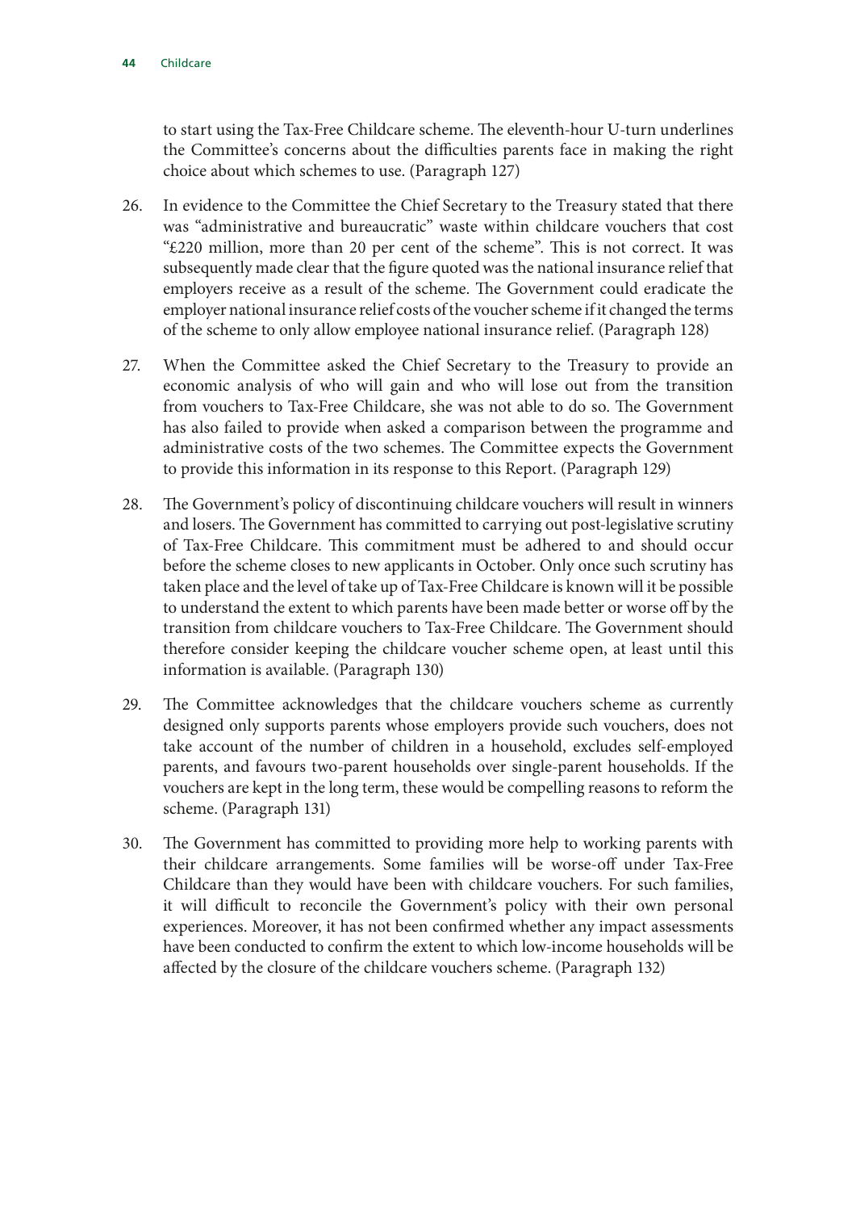to start using the Tax-Free Childcare scheme. The eleventh-hour U-turn underlines the Committee's concerns about the difficulties parents face in making the right choice about which schemes to use. (Paragraph 127)

26. In evidence to the Committee the Chief Secretary to the Treasury stated that there was "administrative and bureaucratic" waste within childcare vouchers that cost "£220 million, more than 20 per cent of the scheme". This is not correct. It was subsequently made clear that the figure quoted was the national insurance relief that employers receive as a result of the scheme. The Government could eradicate the employer national insurance relief costs of the voucher scheme if it changed the terms of the scheme to only allow employee national insurance relief. (Paragraph 128)

27. When the Committee asked the Chief Secretary to the Treasury to provide an economic analysis of who will gain and who will lose out from the transition from vouchers to Tax-Free Childcare, she was not able to do so. The Government has also failed to provide when asked a comparison between the programme and administrative costs of the two schemes. The Committee expects the Government to provide this information in its response to this Report. (Paragraph 129)

28. The Government's policy of discontinuing childcare vouchers will result in winners and losers. The Government has committed to carrying out post-legislative scrutiny of Tax-Free Childcare. This commitment must be adhered to and should occur before the scheme closes to new applicants in October. Only once such scrutiny has taken place and the level of take up of Tax-Free Childcare is known will it be possible to understand the extent to which parents have been made better or worse off by the transition from childcare vouchers to Tax-Free Childcare. The Government should therefore consider keeping the childcare voucher scheme open, at least until this information is available. (Paragraph 130)

29. The Committee acknowledges that the childcare vouchers scheme as currently designed only supports parents whose employers provide such vouchers, does not take account of the number of children in a household, excludes self-employed parents, and favours two-parent households over single-parent households. If the vouchers are kept in the long term, these would be compelling reasons to reform the scheme. (Paragraph 131)

30. The Government has committed to providing more help to working parents with their childcare arrangements. Some families will be worse-off under Tax-Free Childcare than they would have been with childcare vouchers. For such families, it will difficult to reconcile the Government's policy with their own personal experiences. Moreover, it has not been confirmed whether any impact assessments have been conducted to confirm the extent to which low-income households will be affected by the closure of the childcare vouchers scheme. (Paragraph 132)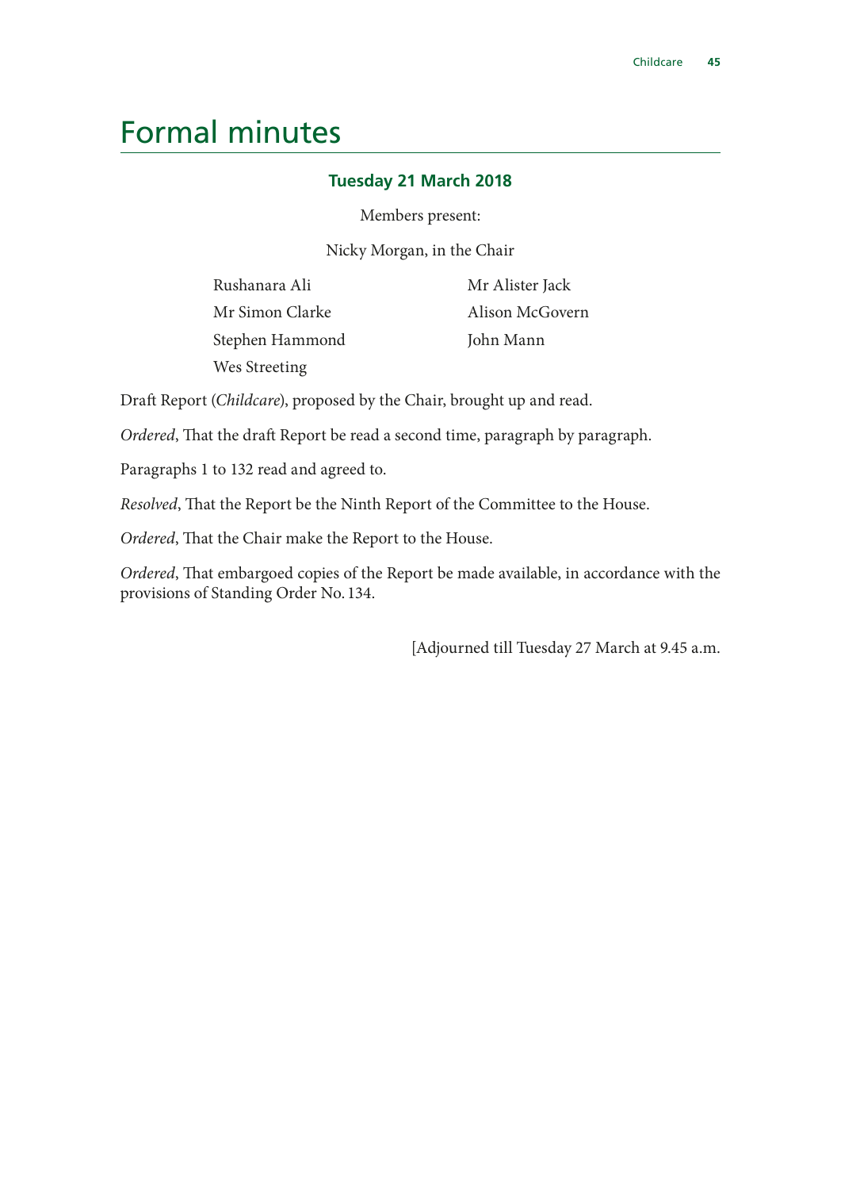# Formal minutes

### Tuesday 21 March 2018

Members present:

Nicky Morgan, in the Chair

Rushanara Ali
Mr Simon Clarke
Stephen Hammond
Wes Streeting
Mr Alister Jack
Alison McGovern
John Mann

Draft Report (*Childcare*), proposed by the Chair, brought up and read.

*Ordered*, That the draft Report be read a second time, paragraph by paragraph.

Paragraphs 1 to 132 read and agreed to.

*Resolved*, That the Report be the Ninth Report of the Committee to the House.

*Ordered*, That the Chair make the Report to the House.

*Ordered*, That embargoed copies of the Report be made available, in accordance with the provisions of Standing Order No. 134.

[Adjourned till Tuesday 27 March at 9.45 a.m.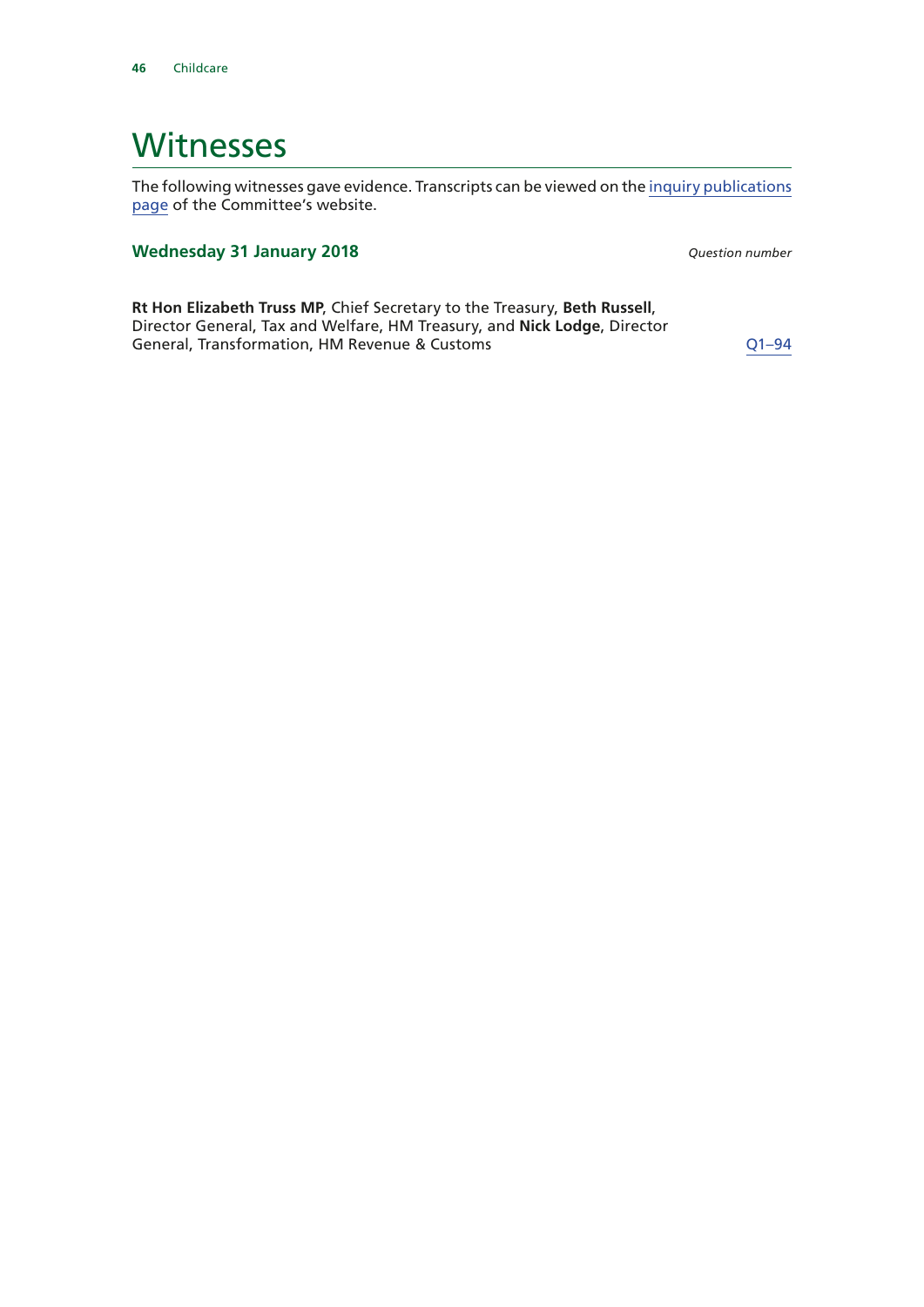# Witnesses

The following witnesses gave evidence. Transcripts can be viewed on the inquiry publications page of the Committee's website.

### Wednesday 31 January 2018

*Question number*

**Rt Hon Elizabeth Truss MP**, Chief Secretary to the Treasury, **Beth Russell**, Director General, Tax and Welfare, HM Treasury, and **Nick Lodge**, Director General, Transformation, HM Revenue & Customs — Q1–94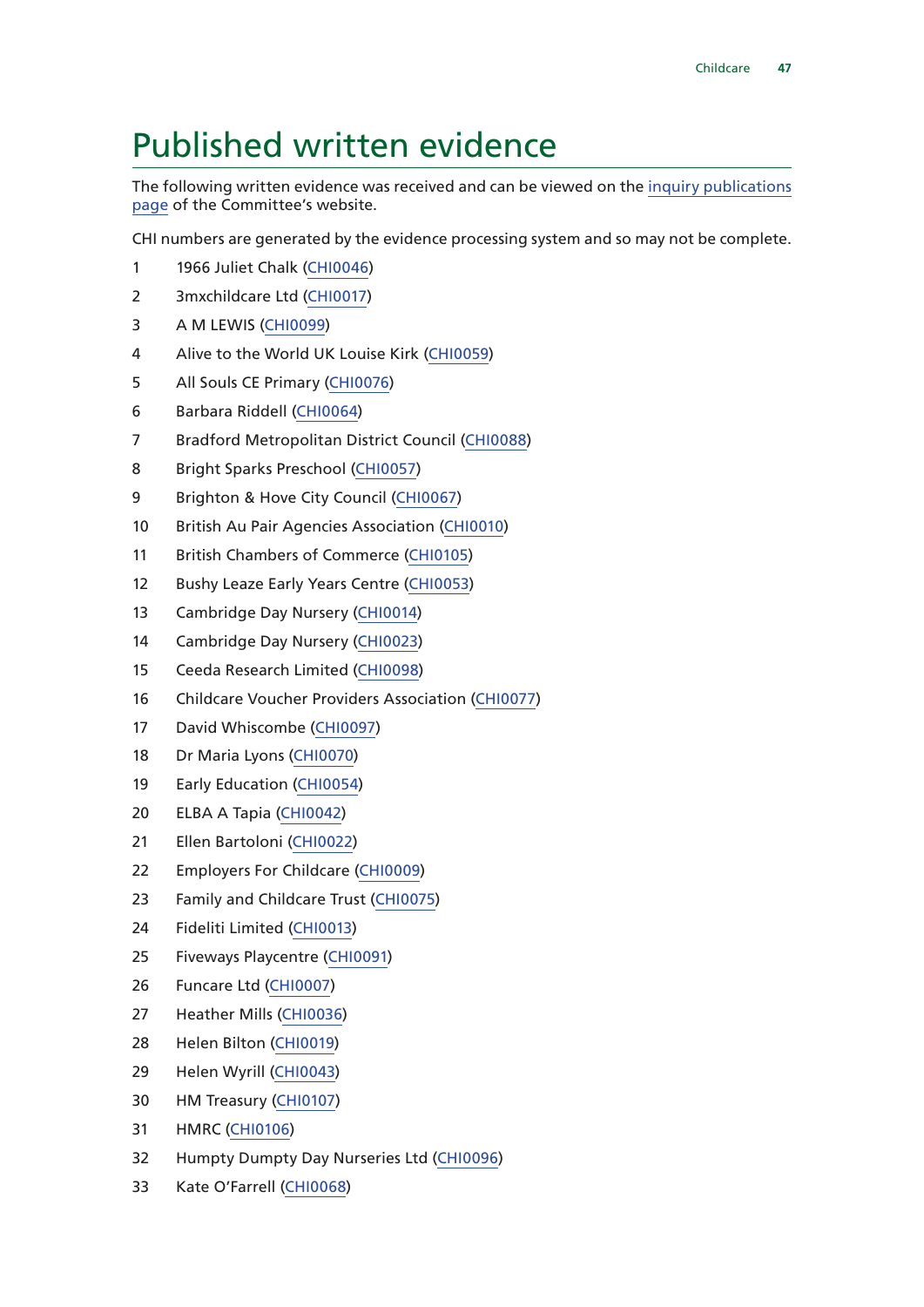# Published written evidence

The following written evidence was received and can be viewed on the inquiry publications page of the Committee's website.

CHI numbers are generated by the evidence processing system and so may not be complete.

1. 1966 Juliet Chalk (CHI0046)
2. 3mxchildcare Ltd (CHI0017)
3. A M LEWIS (CHI0099)
4. Alive to the World UK Louise Kirk (CHI0059)
5. All Souls CE Primary (CHI0076)
6. Barbara Riddell (CHI0064)
7. Bradford Metropolitan District Council (CHI0088)
8. Bright Sparks Preschool (CHI0057)
9. Brighton & Hove City Council (CHI0067)
10. British Au Pair Agencies Association (CHI0010)
11. British Chambers of Commerce (CHI0105)
12. Bushy Leaze Early Years Centre (CHI0053)
13. Cambridge Day Nursery (CHI0014)
14. Cambridge Day Nursery (CHI0023)
15. Ceeda Research Limited (CHI0098)
16. Childcare Voucher Providers Association (CHI0077)
17. David Whiscombe (CHI0097)
18. Dr Maria Lyons (CHI0070)
19. Early Education (CHI0054)
20. ELBA A Tapia (CHI0042)
21. Ellen Bartoloni (CHI0022)
22. Employers For Childcare (CHI0009)
23. Family and Childcare Trust (CHI0075)
24. Fideliti Limited (CHI0013)
25. Fiveways Playcentre (CHI0091)
26. Funcare Ltd (CHI0007)
27. Heather Mills (CHI0036)
28. Helen Bilton (CHI0019)
29. Helen Wyrill (CHI0043)
30. HM Treasury (CHI0107)
31. HMRC (CHI0106)
32. Humpty Dumpty Day Nurseries Ltd (CHI0096)
33. Kate O'Farrell (CHI0068)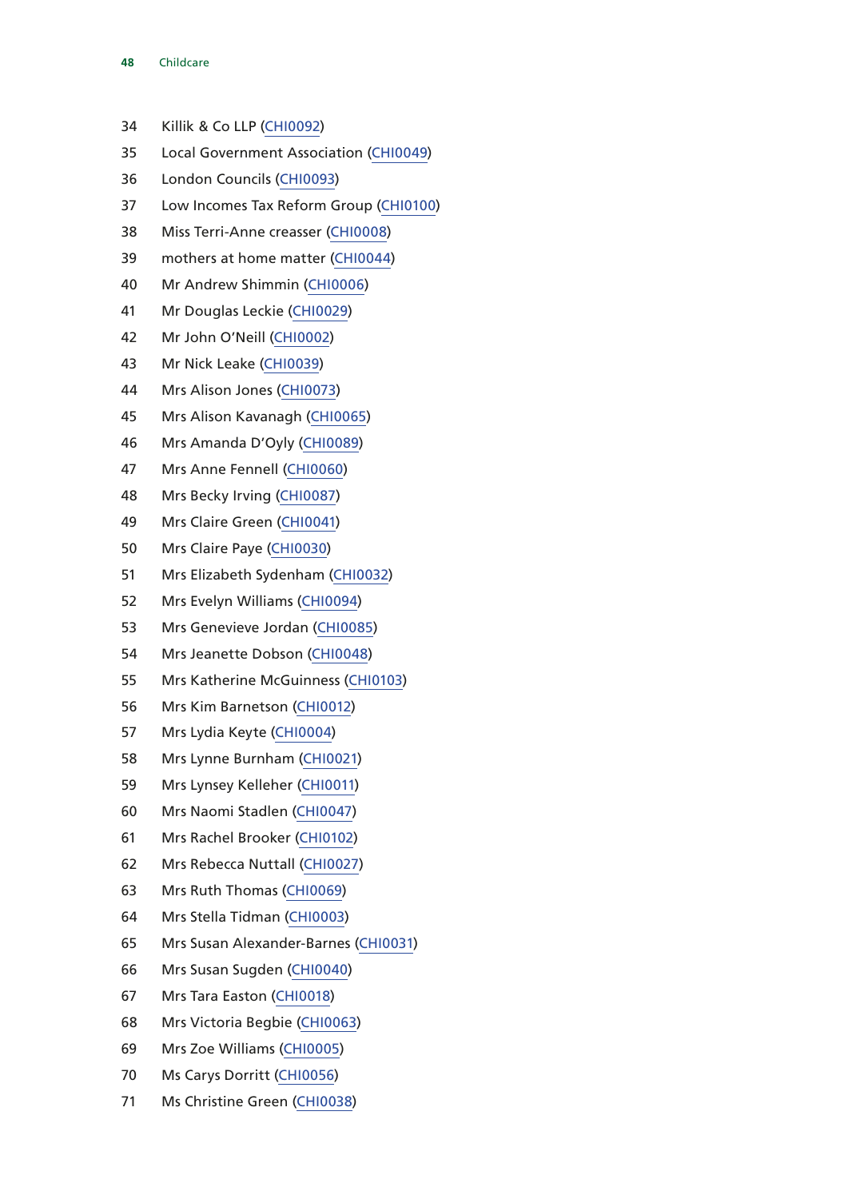34 Killik & Co LLP (CHI0092)

35 Local Government Association (CHI0049)

36 London Councils (CHI0093)

37 Low Incomes Tax Reform Group (CHI0100)

38 Miss Terri-Anne creasser (CHI0008)

39 mothers at home matter (CHI0044)

40 Mr Andrew Shimmin (CHI0006)

41 Mr Douglas Leckie (CHI0029)

42 Mr John O'Neill (CHI0002)

43 Mr Nick Leake (CHI0039)

44 Mrs Alison Jones (CHI0073)

45 Mrs Alison Kavanagh (CHI0065)

46 Mrs Amanda D'Oyly (CHI0089)

47 Mrs Anne Fennell (CHI0060)

48 Mrs Becky Irving (CHI0087)

49 Mrs Claire Green (CHI0041)

50 Mrs Claire Paye (CHI0030)

51 Mrs Elizabeth Sydenham (CHI0032)

52 Mrs Evelyn Williams (CHI0094)

53 Mrs Genevieve Jordan (CHI0085)

54 Mrs Jeanette Dobson (CHI0048)

55 Mrs Katherine McGuinness (CHI0103)

56 Mrs Kim Barnetson (CHI0012)

57 Mrs Lydia Keyte (CHI0004)

58 Mrs Lynne Burnham (CHI0021)

59 Mrs Lynsey Kelleher (CHI0011)

60 Mrs Naomi Stadlen (CHI0047)

61 Mrs Rachel Brooker (CHI0102)

62 Mrs Rebecca Nuttall (CHI0027)

63 Mrs Ruth Thomas (CHI0069)

64 Mrs Stella Tidman (CHI0003)

65 Mrs Susan Alexander-Barnes (CHI0031)

66 Mrs Susan Sugden (CHI0040)

67 Mrs Tara Easton (CHI0018)

68 Mrs Victoria Begbie (CHI0063)

69 Mrs Zoe Williams (CHI0005)

70 Ms Carys Dorritt (CHI0056)

71 Ms Christine Green (CHI0038)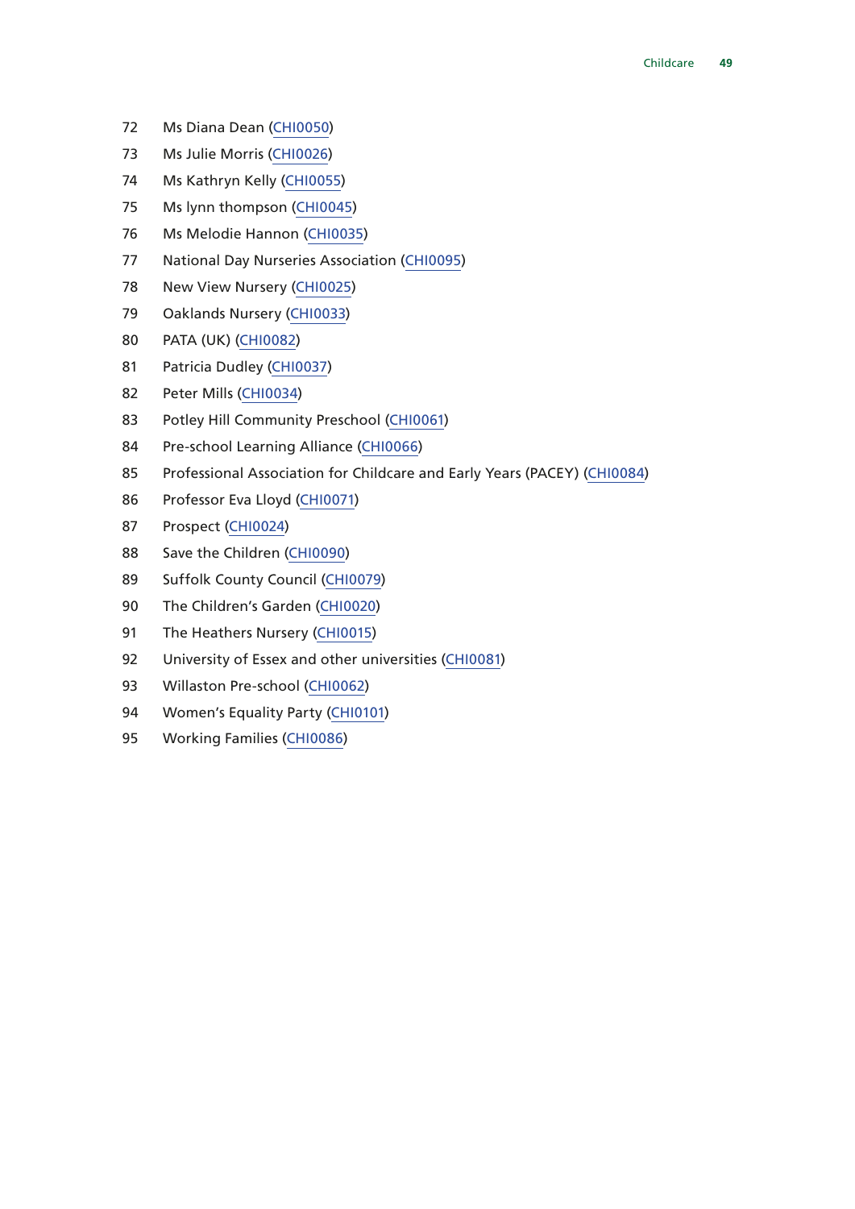72 Ms Diana Dean (CHI0050)
73 Ms Julie Morris (CHI0026)
74 Ms Kathryn Kelly (CHI0055)
75 Ms lynn thompson (CHI0045)
76 Ms Melodie Hannon (CHI0035)
77 National Day Nurseries Association (CHI0095)
78 New View Nursery (CHI0025)
79 Oaklands Nursery (CHI0033)
80 PATA (UK) (CHI0082)
81 Patricia Dudley (CHI0037)
82 Peter Mills (CHI0034)
83 Potley Hill Community Preschool (CHI0061)
84 Pre-school Learning Alliance (CHI0066)
85 Professional Association for Childcare and Early Years (PACEY) (CHI0084)
86 Professor Eva Lloyd (CHI0071)
87 Prospect (CHI0024)
88 Save the Children (CHI0090)
89 Suffolk County Council (CHI0079)
90 The Children's Garden (CHI0020)
91 The Heathers Nursery (CHI0015)
92 University of Essex and other universities (CHI0081)
93 Willaston Pre-school (CHI0062)
94 Women's Equality Party (CHI0101)
95 Working Families (CHI0086)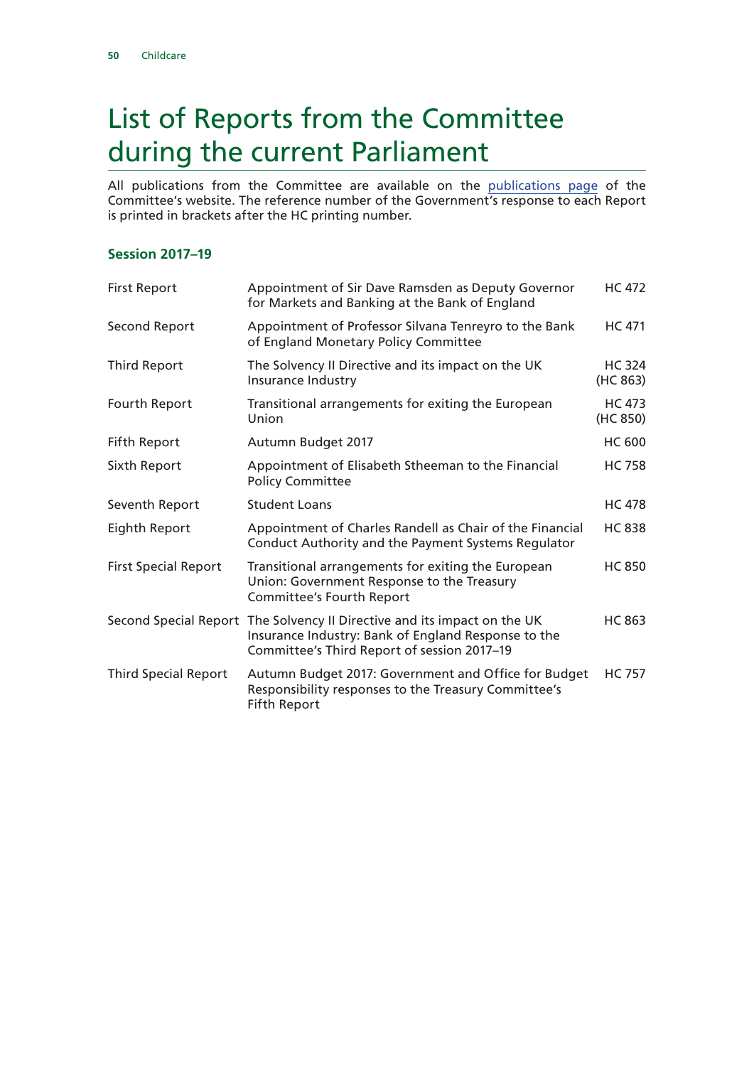# List of Reports from the Committee during the current Parliament

All publications from the Committee are available on the [publications page](#) of the Committee's website. The reference number of the Government's response to each Report is printed in brackets after the HC printing number.

### Session 2017–19

| | | |
|---|---|---|
| First Report | Appointment of Sir Dave Ramsden as Deputy Governor for Markets and Banking at the Bank of England | HC 472 |
| Second Report | Appointment of Professor Silvana Tenreyro to the Bank of England Monetary Policy Committee | HC 471 |
| Third Report | The Solvency II Directive and its impact on the UK Insurance Industry | HC 324 (HC 863) |
| Fourth Report | Transitional arrangements for exiting the European Union | HC 473 (HC 850) |
| Fifth Report | Autumn Budget 2017 | HC 600 |
| Sixth Report | Appointment of Elisabeth Stheeman to the Financial Policy Committee | HC 758 |
| Seventh Report | Student Loans | HC 478 |
| Eighth Report | Appointment of Charles Randell as Chair of the Financial Conduct Authority and the Payment Systems Regulator | HC 838 |
| First Special Report | Transitional arrangements for exiting the European Union: Government Response to the Treasury Committee's Fourth Report | HC 850 |
| Second Special Report | The Solvency II Directive and its impact on the UK Insurance Industry: Bank of England Response to the Committee's Third Report of session 2017–19 | HC 863 |
| Third Special Report | Autumn Budget 2017: Government and Office for Budget Responsibility responses to the Treasury Committee's Fifth Report | HC 757 |